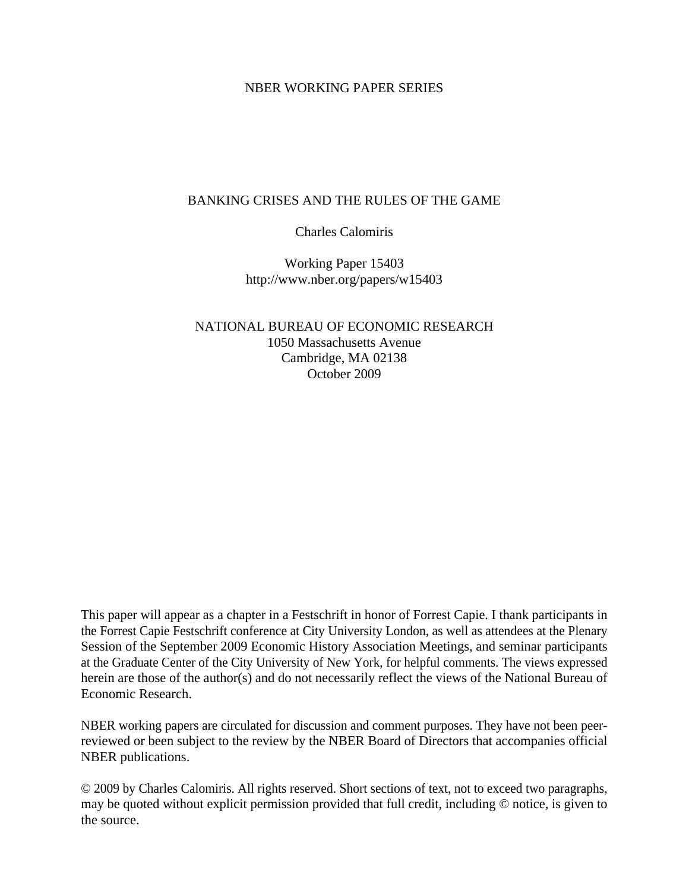NBER WORKING PAPER SERIES

# BANKING CRISES AND THE RULES OF THE GAME

Charles Calomiris

Working Paper 15403
http://www.nber.org/papers/w15403

NATIONAL BUREAU OF ECONOMIC RESEARCH
1050 Massachusetts Avenue
Cambridge, MA 02138
October 2009

This paper will appear as a chapter in a Festschrift in honor of Forrest Capie. I thank participants in the Forrest Capie Festschrift conference at City University London, as well as attendees at the Plenary Session of the September 2009 Economic History Association Meetings, and seminar participants at the Graduate Center of the City University of New York, for helpful comments. The views expressed herein are those of the author(s) and do not necessarily reflect the views of the National Bureau of Economic Research.

NBER working papers are circulated for discussion and comment purposes. They have not been peer-reviewed or been subject to the review by the NBER Board of Directors that accompanies official NBER publications.

© 2009 by Charles Calomiris. All rights reserved. Short sections of text, not to exceed two paragraphs, may be quoted without explicit permission provided that full credit, including © notice, is given to the source.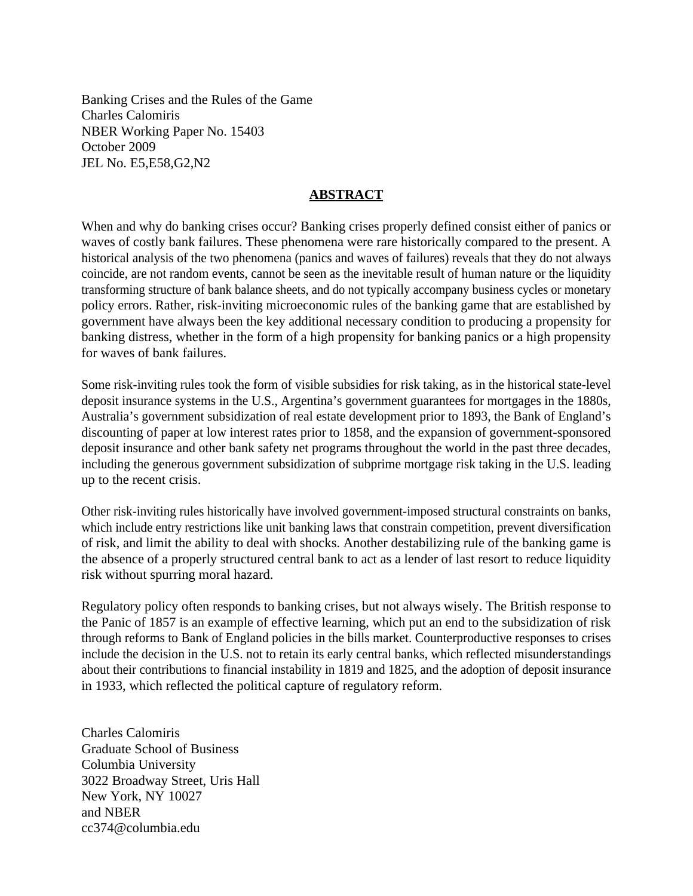Banking Crises and the Rules of the Game
Charles Calomiris
NBER Working Paper No. 15403
October 2009
JEL No. E5,E58,G2,N2

## ABSTRACT

When and why do banking crises occur? Banking crises properly defined consist either of panics or waves of costly bank failures. These phenomena were rare historically compared to the present. A historical analysis of the two phenomena (panics and waves of failures) reveals that they do not always coincide, are not random events, cannot be seen as the inevitable result of human nature or the liquidity transforming structure of bank balance sheets, and do not typically accompany business cycles or monetary policy errors. Rather, risk-inviting microeconomic rules of the banking game that are established by government have always been the key additional necessary condition to producing a propensity for banking distress, whether in the form of a high propensity for banking panics or a high propensity for waves of bank failures.

Some risk-inviting rules took the form of visible subsidies for risk taking, as in the historical state-level deposit insurance systems in the U.S., Argentina's government guarantees for mortgages in the 1880s, Australia's government subsidization of real estate development prior to 1893, the Bank of England's discounting of paper at low interest rates prior to 1858, and the expansion of government-sponsored deposit insurance and other bank safety net programs throughout the world in the past three decades, including the generous government subsidization of subprime mortgage risk taking in the U.S. leading up to the recent crisis.

Other risk-inviting rules historically have involved government-imposed structural constraints on banks, which include entry restrictions like unit banking laws that constrain competition, prevent diversification of risk, and limit the ability to deal with shocks. Another destabilizing rule of the banking game is the absence of a properly structured central bank to act as a lender of last resort to reduce liquidity risk without spurring moral hazard.

Regulatory policy often responds to banking crises, but not always wisely. The British response to the Panic of 1857 is an example of effective learning, which put an end to the subsidization of risk through reforms to Bank of England policies in the bills market. Counterproductive responses to crises include the decision in the U.S. not to retain its early central banks, which reflected misunderstandings about their contributions to financial instability in 1819 and 1825, and the adoption of deposit insurance in 1933, which reflected the political capture of regulatory reform.

Charles Calomiris
Graduate School of Business
Columbia University
3022 Broadway Street, Uris Hall
New York, NY 10027
and NBER
cc374@columbia.edu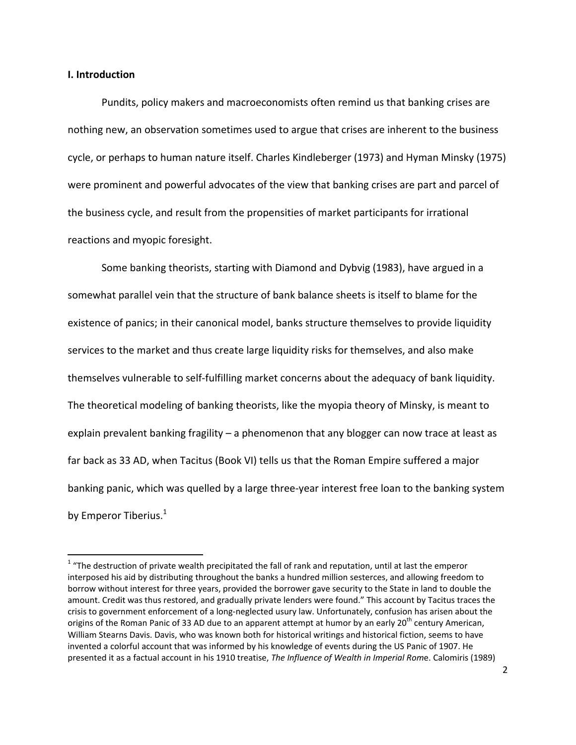## I. Introduction

Pundits, policy makers and macroeconomists often remind us that banking crises are nothing new, an observation sometimes used to argue that crises are inherent to the business cycle, or perhaps to human nature itself. Charles Kindleberger (1973) and Hyman Minsky (1975) were prominent and powerful advocates of the view that banking crises are part and parcel of the business cycle, and result from the propensities of market participants for irrational reactions and myopic foresight.

Some banking theorists, starting with Diamond and Dybvig (1983), have argued in a somewhat parallel vein that the structure of bank balance sheets is itself to blame for the existence of panics; in their canonical model, banks structure themselves to provide liquidity services to the market and thus create large liquidity risks for themselves, and also make themselves vulnerable to self-fulfilling market concerns about the adequacy of bank liquidity. The theoretical modeling of banking theorists, like the myopia theory of Minsky, is meant to explain prevalent banking fragility – a phenomenon that any blogger can now trace at least as far back as 33 AD, when Tacitus (Book VI) tells us that the Roman Empire suffered a major banking panic, which was quelled by a large three-year interest free loan to the banking system by Emperor Tiberius.[1]

[1] "The destruction of private wealth precipitated the fall of rank and reputation, until at last the emperor interposed his aid by distributing throughout the banks a hundred million sesterces, and allowing freedom to borrow without interest for three years, provided the borrower gave security to the State in land to double the amount. Credit was thus restored, and gradually private lenders were found." This account by Tacitus traces the crisis to government enforcement of a long-neglected usury law. Unfortunately, confusion has arisen about the origins of the Roman Panic of 33 AD due to an apparent attempt at humor by an early 20th century American, William Stearns Davis. Davis, who was known both for historical writings and historical fiction, seems to have invented a colorful account that was informed by his knowledge of events during the US Panic of 1907. He presented it as a factual account in his 1910 treatise, *The Influence of Wealth in Imperial Rome*. Calomiris (1989)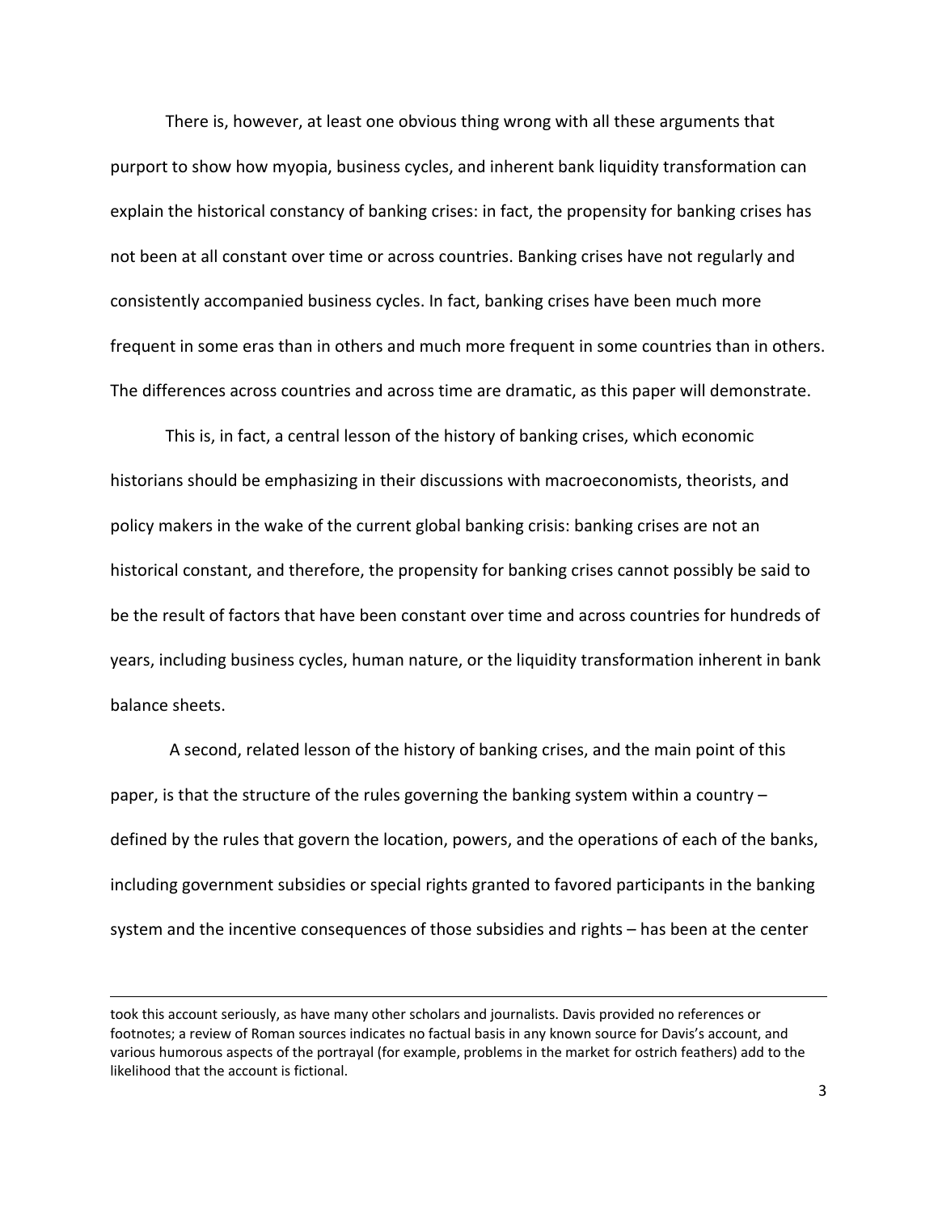There is, however, at least one obvious thing wrong with all these arguments that purport to show how myopia, business cycles, and inherent bank liquidity transformation can explain the historical constancy of banking crises: in fact, the propensity for banking crises has not been at all constant over time or across countries. Banking crises have not regularly and consistently accompanied business cycles. In fact, banking crises have been much more frequent in some eras than in others and much more frequent in some countries than in others. The differences across countries and across time are dramatic, as this paper will demonstrate.

This is, in fact, a central lesson of the history of banking crises, which economic historians should be emphasizing in their discussions with macroeconomists, theorists, and policy makers in the wake of the current global banking crisis: banking crises are not an historical constant, and therefore, the propensity for banking crises cannot possibly be said to be the result of factors that have been constant over time and across countries for hundreds of years, including business cycles, human nature, or the liquidity transformation inherent in bank balance sheets.

A second, related lesson of the history of banking crises, and the main point of this paper, is that the structure of the rules governing the banking system within a country – defined by the rules that govern the location, powers, and the operations of each of the banks, including government subsidies or special rights granted to favored participants in the banking system and the incentive consequences of those subsidies and rights – has been at the center

---

took this account seriously, as have many other scholars and journalists. Davis provided no references or footnotes; a review of Roman sources indicates no factual basis in any known source for Davis's account, and various humorous aspects of the portrayal (for example, problems in the market for ostrich feathers) add to the likelihood that the account is fictional.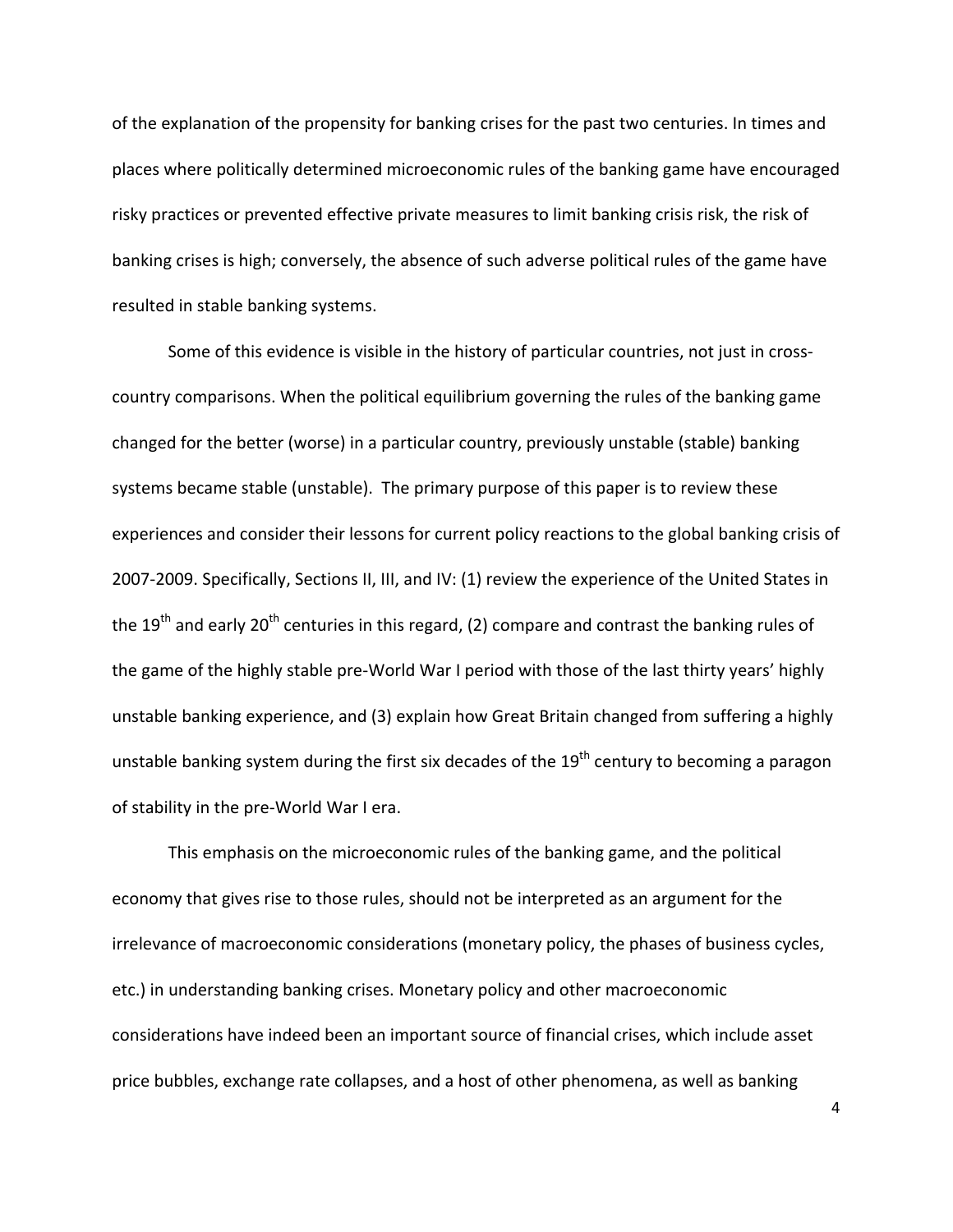of the explanation of the propensity for banking crises for the past two centuries. In times and places where politically determined microeconomic rules of the banking game have encouraged risky practices or prevented effective private measures to limit banking crisis risk, the risk of banking crises is high; conversely, the absence of such adverse political rules of the game have resulted in stable banking systems.

Some of this evidence is visible in the history of particular countries, not just in cross-country comparisons. When the political equilibrium governing the rules of the banking game changed for the better (worse) in a particular country, previously unstable (stable) banking systems became stable (unstable). The primary purpose of this paper is to review these experiences and consider their lessons for current policy reactions to the global banking crisis of 2007-2009. Specifically, Sections II, III, and IV: (1) review the experience of the United States in the 19th and early 20th centuries in this regard, (2) compare and contrast the banking rules of the game of the highly stable pre-World War I period with those of the last thirty years' highly unstable banking experience, and (3) explain how Great Britain changed from suffering a highly unstable banking system during the first six decades of the 19th century to becoming a paragon of stability in the pre-World War I era.

This emphasis on the microeconomic rules of the banking game, and the political economy that gives rise to those rules, should not be interpreted as an argument for the irrelevance of macroeconomic considerations (monetary policy, the phases of business cycles, etc.) in understanding banking crises. Monetary policy and other macroeconomic considerations have indeed been an important source of financial crises, which include asset price bubbles, exchange rate collapses, and a host of other phenomena, as well as banking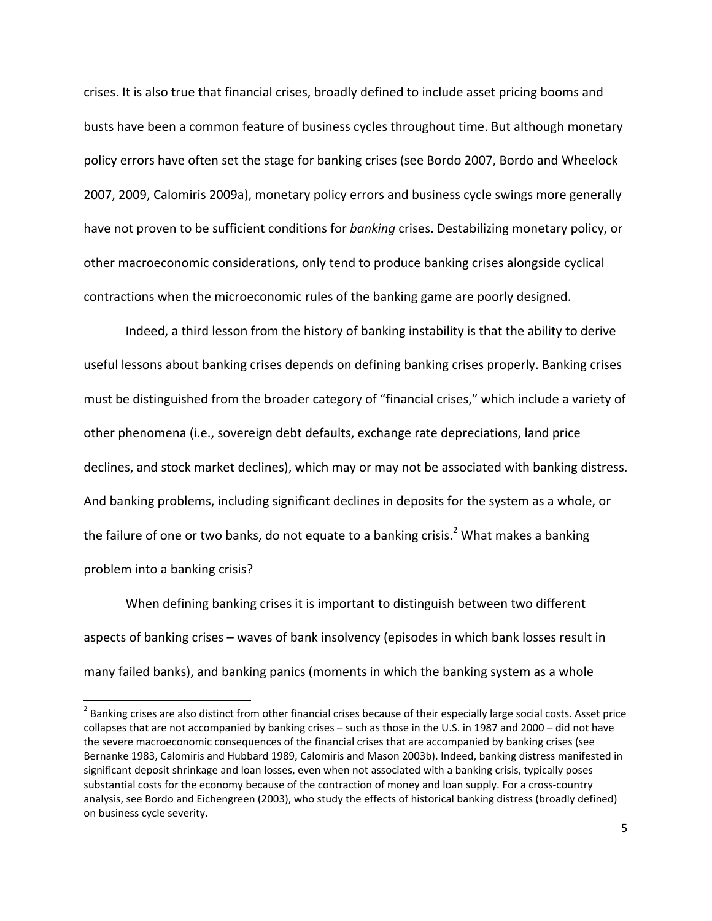crises. It is also true that financial crises, broadly defined to include asset pricing booms and busts have been a common feature of business cycles throughout time. But although monetary policy errors have often set the stage for banking crises (see Bordo 2007, Bordo and Wheelock 2007, 2009, Calomiris 2009a), monetary policy errors and business cycle swings more generally have not proven to be sufficient conditions for *banking* crises. Destabilizing monetary policy, or other macroeconomic considerations, only tend to produce banking crises alongside cyclical contractions when the microeconomic rules of the banking game are poorly designed.

Indeed, a third lesson from the history of banking instability is that the ability to derive useful lessons about banking crises depends on defining banking crises properly. Banking crises must be distinguished from the broader category of "financial crises," which include a variety of other phenomena (i.e., sovereign debt defaults, exchange rate depreciations, land price declines, and stock market declines), which may or may not be associated with banking distress. And banking problems, including significant declines in deposits for the system as a whole, or the failure of one or two banks, do not equate to a banking crisis.[2] What makes a banking problem into a banking crisis?

When defining banking crises it is important to distinguish between two different aspects of banking crises – waves of bank insolvency (episodes in which bank losses result in many failed banks), and banking panics (moments in which the banking system as a whole

---

[2] Banking crises are also distinct from other financial crises because of their especially large social costs. Asset price collapses that are not accompanied by banking crises – such as those in the U.S. in 1987 and 2000 – did not have the severe macroeconomic consequences of the financial crises that are accompanied by banking crises (see Bernanke 1983, Calomiris and Hubbard 1989, Calomiris and Mason 2003b). Indeed, banking distress manifested in significant deposit shrinkage and loan losses, even when not associated with a banking crisis, typically poses substantial costs for the economy because of the contraction of money and loan supply. For a cross-country analysis, see Bordo and Eichengreen (2003), who study the effects of historical banking distress (broadly defined) on business cycle severity.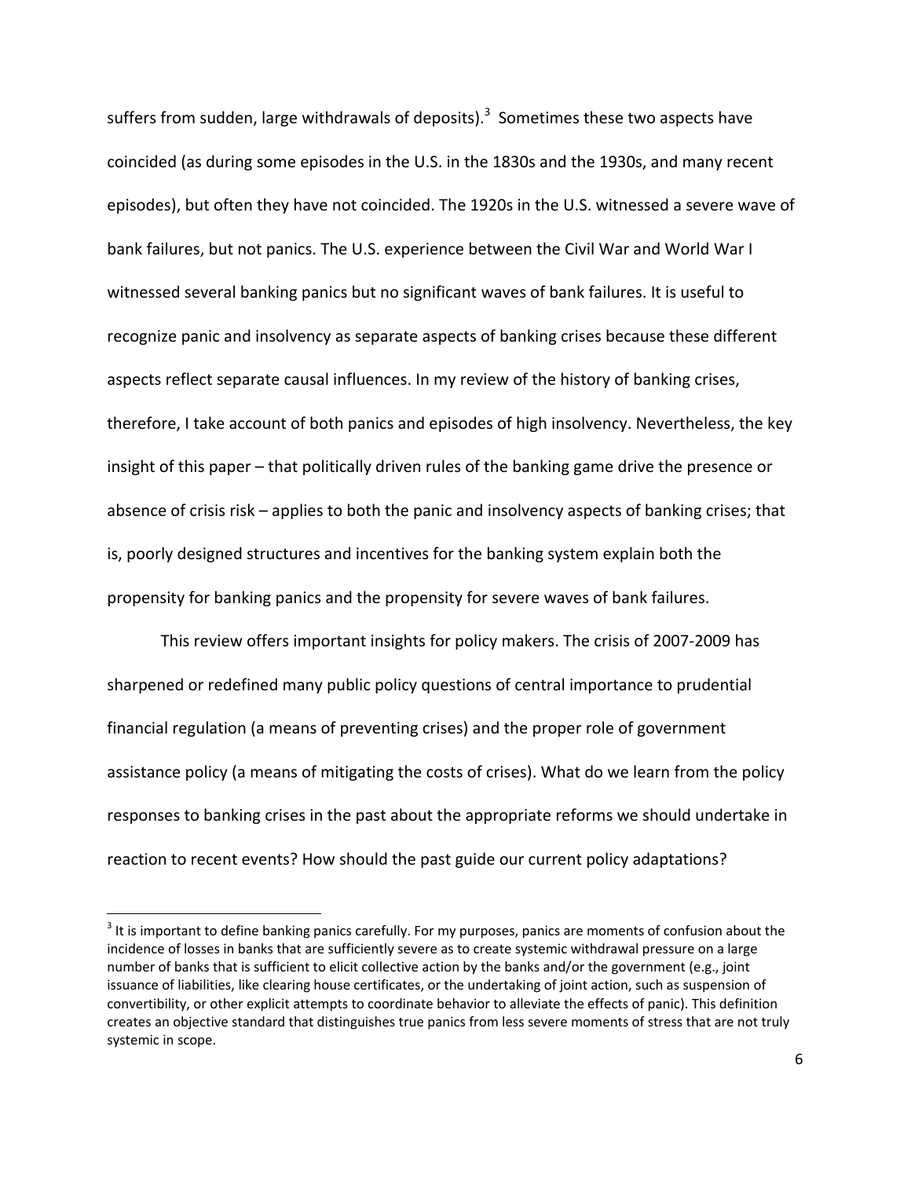suffers from sudden, large withdrawals of deposits).[3] Sometimes these two aspects have coincided (as during some episodes in the U.S. in the 1830s and the 1930s, and many recent episodes), but often they have not coincided. The 1920s in the U.S. witnessed a severe wave of bank failures, but not panics. The U.S. experience between the Civil War and World War I witnessed several banking panics but no significant waves of bank failures. It is useful to recognize panic and insolvency as separate aspects of banking crises because these different aspects reflect separate causal influences. In my review of the history of banking crises, therefore, I take account of both panics and episodes of high insolvency. Nevertheless, the key insight of this paper – that politically driven rules of the banking game drive the presence or absence of crisis risk – applies to both the panic and insolvency aspects of banking crises; that is, poorly designed structures and incentives for the banking system explain both the propensity for banking panics and the propensity for severe waves of bank failures.

This review offers important insights for policy makers. The crisis of 2007-2009 has sharpened or redefined many public policy questions of central importance to prudential financial regulation (a means of preventing crises) and the proper role of government assistance policy (a means of mitigating the costs of crises). What do we learn from the policy responses to banking crises in the past about the appropriate reforms we should undertake in reaction to recent events? How should the past guide our current policy adaptations?

---

[3] It is important to define banking panics carefully. For my purposes, panics are moments of confusion about the incidence of losses in banks that are sufficiently severe as to create systemic withdrawal pressure on a large number of banks that is sufficient to elicit collective action by the banks and/or the government (e.g., joint issuance of liabilities, like clearing house certificates, or the undertaking of joint action, such as suspension of convertibility, or other explicit attempts to coordinate behavior to alleviate the effects of panic). This definition creates an objective standard that distinguishes true panics from less severe moments of stress that are not truly systemic in scope.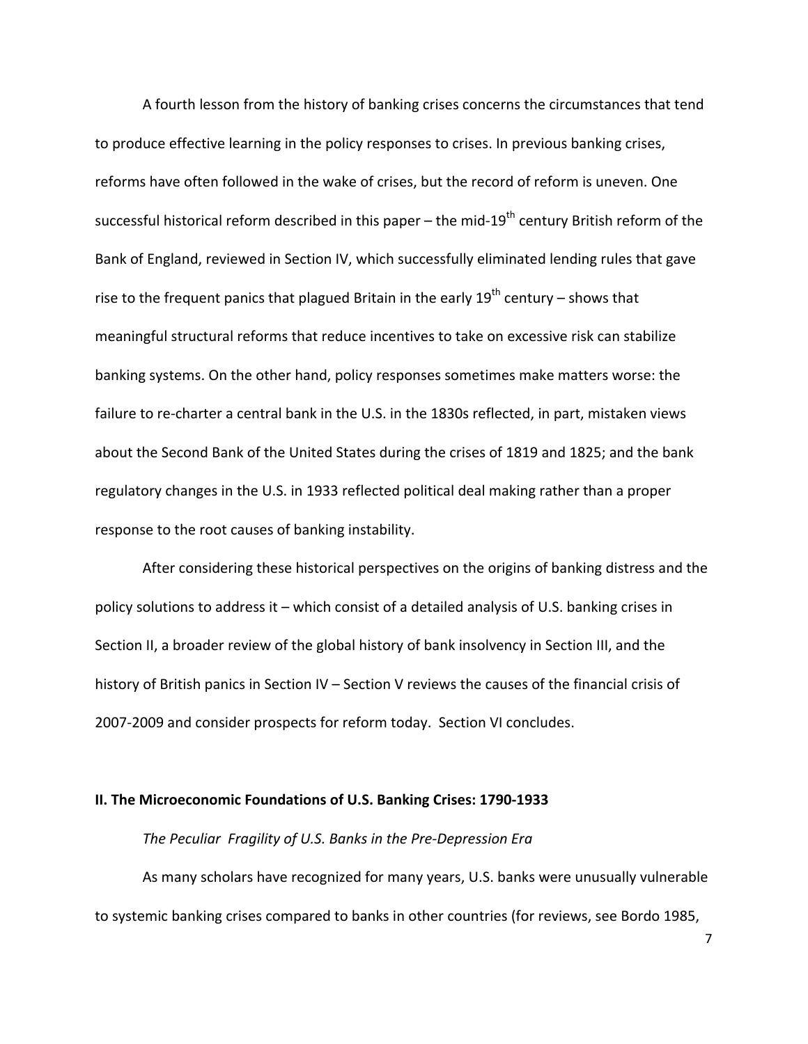A fourth lesson from the history of banking crises concerns the circumstances that tend to produce effective learning in the policy responses to crises. In previous banking crises, reforms have often followed in the wake of crises, but the record of reform is uneven. One successful historical reform described in this paper – the mid-19th century British reform of the Bank of England, reviewed in Section IV, which successfully eliminated lending rules that gave rise to the frequent panics that plagued Britain in the early 19th century – shows that meaningful structural reforms that reduce incentives to take on excessive risk can stabilize banking systems. On the other hand, policy responses sometimes make matters worse: the failure to re-charter a central bank in the U.S. in the 1830s reflected, in part, mistaken views about the Second Bank of the United States during the crises of 1819 and 1825; and the bank regulatory changes in the U.S. in 1933 reflected political deal making rather than a proper response to the root causes of banking instability.

After considering these historical perspectives on the origins of banking distress and the policy solutions to address it – which consist of a detailed analysis of U.S. banking crises in Section II, a broader review of the global history of bank insolvency in Section III, and the history of British panics in Section IV – Section V reviews the causes of the financial crisis of 2007-2009 and consider prospects for reform today. Section VI concludes.

## II. The Microeconomic Foundations of U.S. Banking Crises: 1790-1933

### *The Peculiar Fragility of U.S. Banks in the Pre-Depression Era*

As many scholars have recognized for many years, U.S. banks were unusually vulnerable to systemic banking crises compared to banks in other countries (for reviews, see Bordo 1985,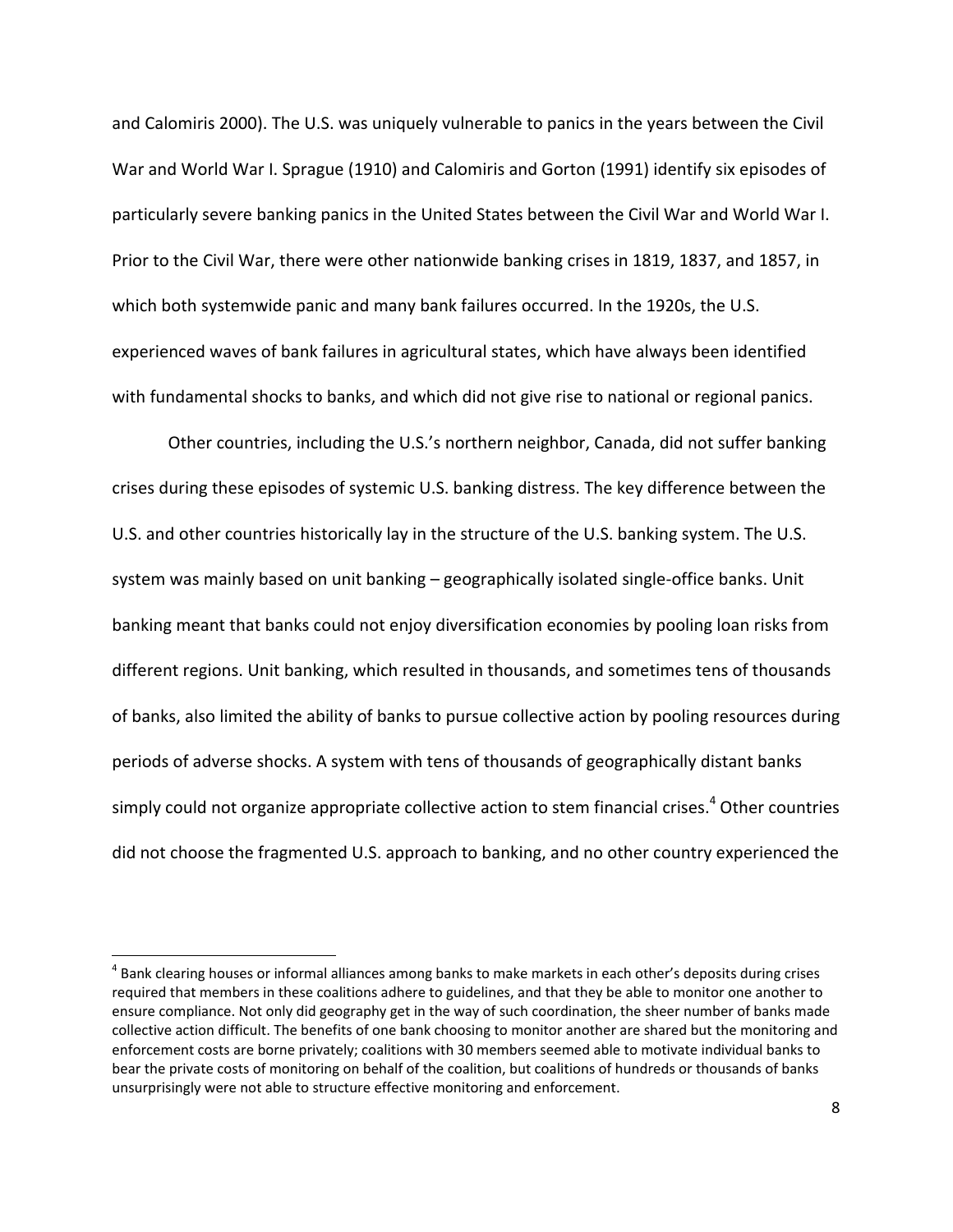and Calomiris 2000). The U.S. was uniquely vulnerable to panics in the years between the Civil War and World War I. Sprague (1910) and Calomiris and Gorton (1991) identify six episodes of particularly severe banking panics in the United States between the Civil War and World War I. Prior to the Civil War, there were other nationwide banking crises in 1819, 1837, and 1857, in which both systemwide panic and many bank failures occurred. In the 1920s, the U.S. experienced waves of bank failures in agricultural states, which have always been identified with fundamental shocks to banks, and which did not give rise to national or regional panics.

Other countries, including the U.S.'s northern neighbor, Canada, did not suffer banking crises during these episodes of systemic U.S. banking distress. The key difference between the U.S. and other countries historically lay in the structure of the U.S. banking system. The U.S. system was mainly based on unit banking – geographically isolated single-office banks. Unit banking meant that banks could not enjoy diversification economies by pooling loan risks from different regions. Unit banking, which resulted in thousands, and sometimes tens of thousands of banks, also limited the ability of banks to pursue collective action by pooling resources during periods of adverse shocks. A system with tens of thousands of geographically distant banks simply could not organize appropriate collective action to stem financial crises.[4] Other countries did not choose the fragmented U.S. approach to banking, and no other country experienced the

[4] Bank clearing houses or informal alliances among banks to make markets in each other's deposits during crises required that members in these coalitions adhere to guidelines, and that they be able to monitor one another to ensure compliance. Not only did geography get in the way of such coordination, the sheer number of banks made collective action difficult. The benefits of one bank choosing to monitor another are shared but the monitoring and enforcement costs are borne privately; coalitions with 30 members seemed able to motivate individual banks to bear the private costs of monitoring on behalf of the coalition, but coalitions of hundreds or thousands of banks unsurprisingly were not able to structure effective monitoring and enforcement.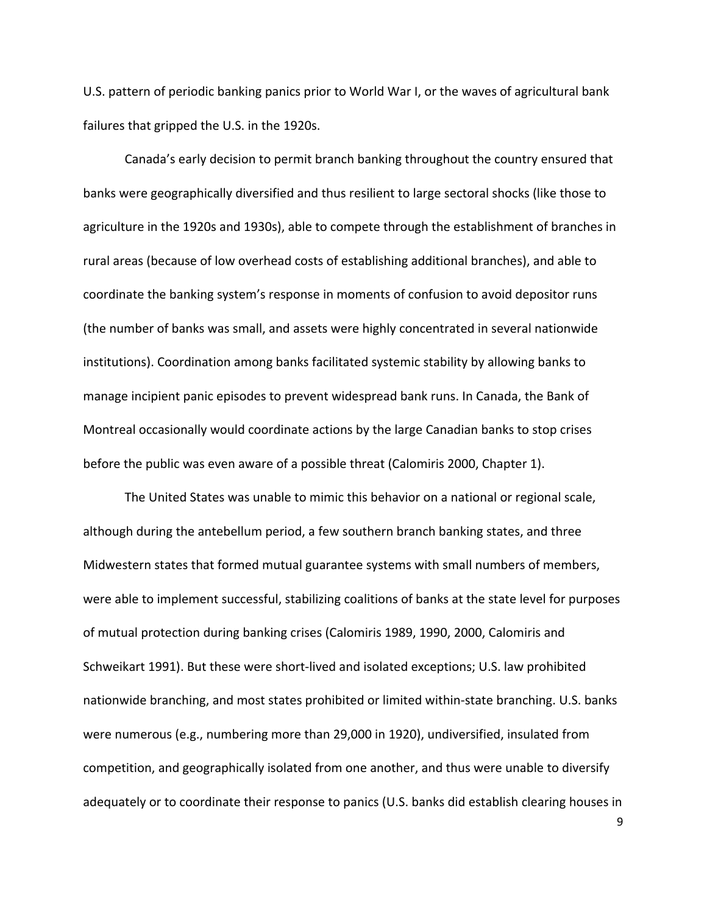U.S. pattern of periodic banking panics prior to World War I, or the waves of agricultural bank failures that gripped the U.S. in the 1920s.

Canada's early decision to permit branch banking throughout the country ensured that banks were geographically diversified and thus resilient to large sectoral shocks (like those to agriculture in the 1920s and 1930s), able to compete through the establishment of branches in rural areas (because of low overhead costs of establishing additional branches), and able to coordinate the banking system's response in moments of confusion to avoid depositor runs (the number of banks was small, and assets were highly concentrated in several nationwide institutions). Coordination among banks facilitated systemic stability by allowing banks to manage incipient panic episodes to prevent widespread bank runs. In Canada, the Bank of Montreal occasionally would coordinate actions by the large Canadian banks to stop crises before the public was even aware of a possible threat (Calomiris 2000, Chapter 1).

The United States was unable to mimic this behavior on a national or regional scale, although during the antebellum period, a few southern branch banking states, and three Midwestern states that formed mutual guarantee systems with small numbers of members, were able to implement successful, stabilizing coalitions of banks at the state level for purposes of mutual protection during banking crises (Calomiris 1989, 1990, 2000, Calomiris and Schweikart 1991). But these were short-lived and isolated exceptions; U.S. law prohibited nationwide branching, and most states prohibited or limited within-state branching. U.S. banks were numerous (e.g., numbering more than 29,000 in 1920), undiversified, insulated from competition, and geographically isolated from one another, and thus were unable to diversify adequately or to coordinate their response to panics (U.S. banks did establish clearing houses in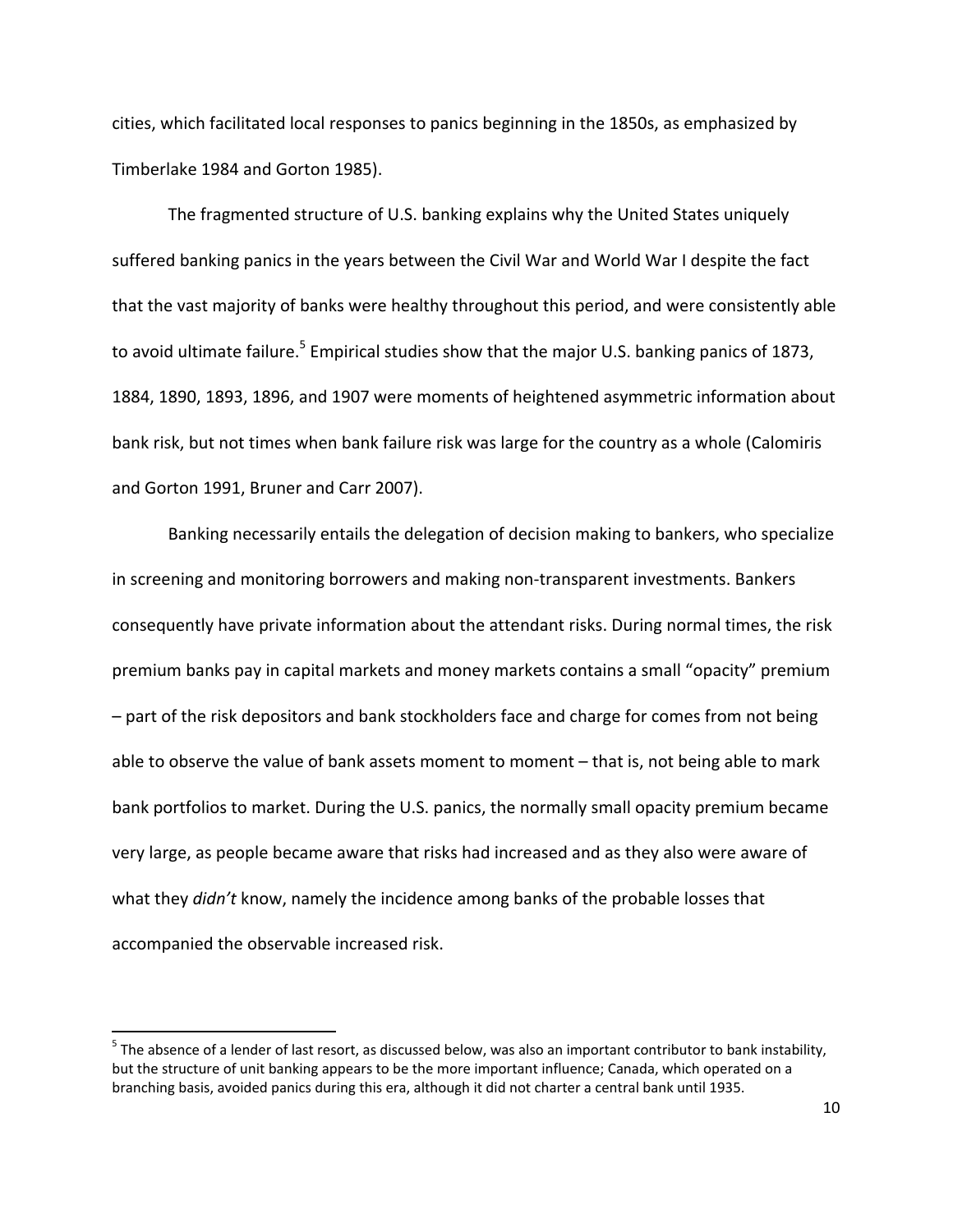cities, which facilitated local responses to panics beginning in the 1850s, as emphasized by Timberlake 1984 and Gorton 1985).

The fragmented structure of U.S. banking explains why the United States uniquely suffered banking panics in the years between the Civil War and World War I despite the fact that the vast majority of banks were healthy throughout this period, and were consistently able to avoid ultimate failure.[5] Empirical studies show that the major U.S. banking panics of 1873, 1884, 1890, 1893, 1896, and 1907 were moments of heightened asymmetric information about bank risk, but not times when bank failure risk was large for the country as a whole (Calomiris and Gorton 1991, Bruner and Carr 2007).

Banking necessarily entails the delegation of decision making to bankers, who specialize in screening and monitoring borrowers and making non-transparent investments. Bankers consequently have private information about the attendant risks. During normal times, the risk premium banks pay in capital markets and money markets contains a small "opacity" premium – part of the risk depositors and bank stockholders face and charge for comes from not being able to observe the value of bank assets moment to moment – that is, not being able to mark bank portfolios to market. During the U.S. panics, the normally small opacity premium became very large, as people became aware that risks had increased and as they also were aware of what they *didn't* know, namely the incidence among banks of the probable losses that accompanied the observable increased risk.

---

[5] The absence of a lender of last resort, as discussed below, was also an important contributor to bank instability, but the structure of unit banking appears to be the more important influence; Canada, which operated on a branching basis, avoided panics during this era, although it did not charter a central bank until 1935.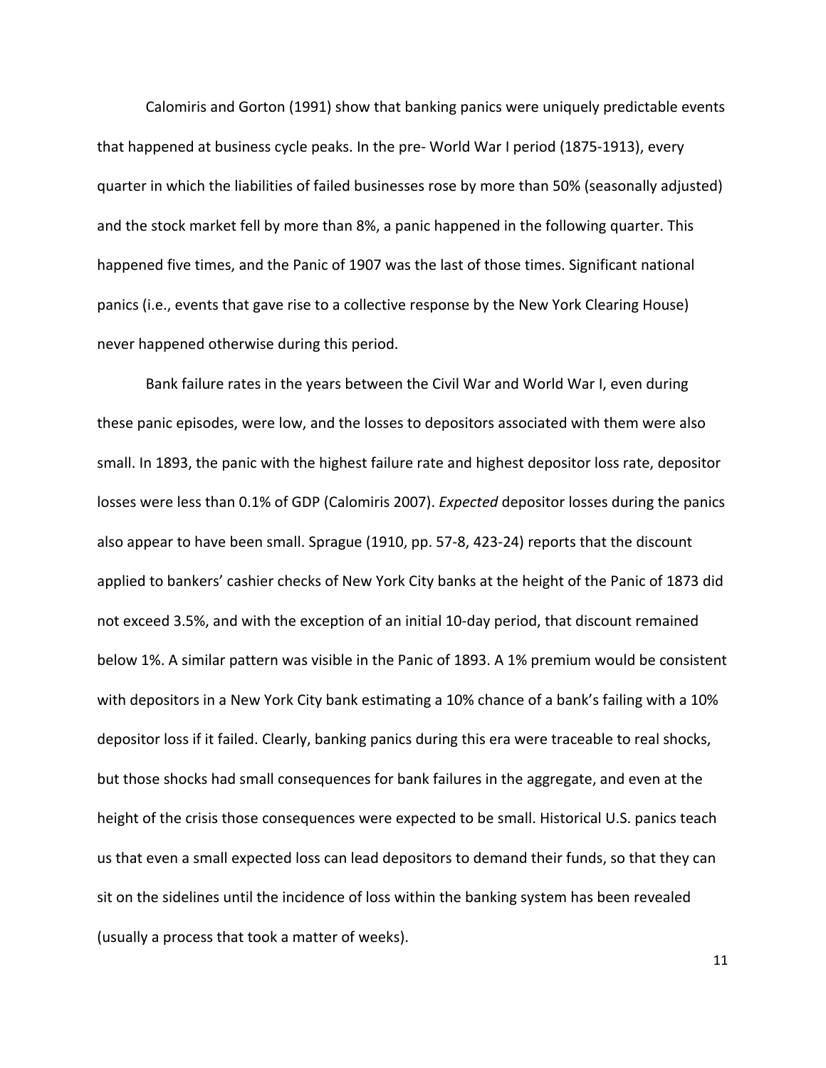Calomiris and Gorton (1991) show that banking panics were uniquely predictable events that happened at business cycle peaks. In the pre- World War I period (1875-1913), every quarter in which the liabilities of failed businesses rose by more than 50% (seasonally adjusted) and the stock market fell by more than 8%, a panic happened in the following quarter. This happened five times, and the Panic of 1907 was the last of those times. Significant national panics (i.e., events that gave rise to a collective response by the New York Clearing House) never happened otherwise during this period.

Bank failure rates in the years between the Civil War and World War I, even during these panic episodes, were low, and the losses to depositors associated with them were also small. In 1893, the panic with the highest failure rate and highest depositor loss rate, depositor losses were less than 0.1% of GDP (Calomiris 2007). *Expected* depositor losses during the panics also appear to have been small. Sprague (1910, pp. 57-8, 423-24) reports that the discount applied to bankers' cashier checks of New York City banks at the height of the Panic of 1873 did not exceed 3.5%, and with the exception of an initial 10-day period, that discount remained below 1%. A similar pattern was visible in the Panic of 1893. A 1% premium would be consistent with depositors in a New York City bank estimating a 10% chance of a bank's failing with a 10% depositor loss if it failed. Clearly, banking panics during this era were traceable to real shocks, but those shocks had small consequences for bank failures in the aggregate, and even at the height of the crisis those consequences were expected to be small. Historical U.S. panics teach us that even a small expected loss can lead depositors to demand their funds, so that they can sit on the sidelines until the incidence of loss within the banking system has been revealed (usually a process that took a matter of weeks).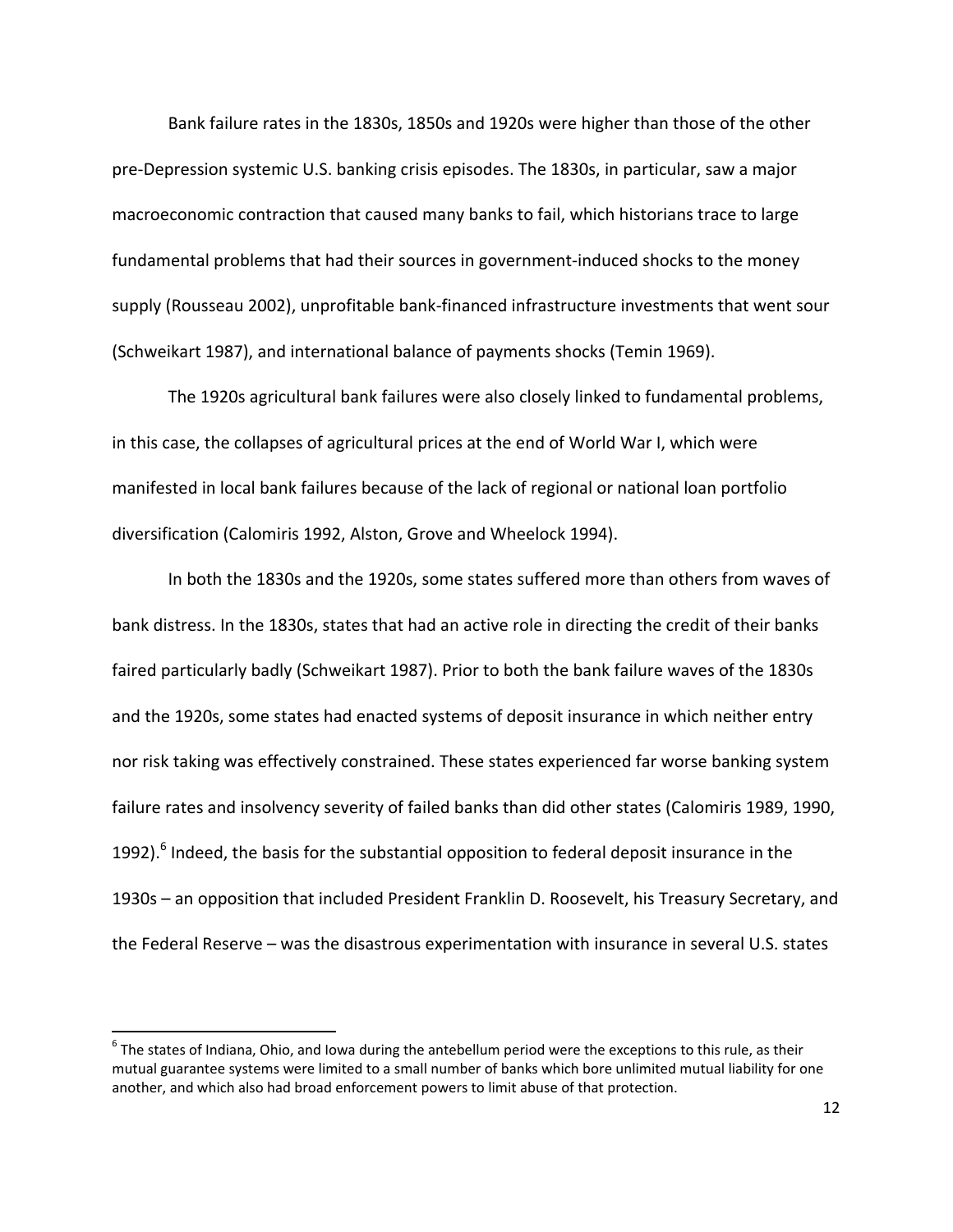Bank failure rates in the 1830s, 1850s and 1920s were higher than those of the other pre-Depression systemic U.S. banking crisis episodes. The 1830s, in particular, saw a major macroeconomic contraction that caused many banks to fail, which historians trace to large fundamental problems that had their sources in government-induced shocks to the money supply (Rousseau 2002), unprofitable bank-financed infrastructure investments that went sour (Schweikart 1987), and international balance of payments shocks (Temin 1969).

The 1920s agricultural bank failures were also closely linked to fundamental problems, in this case, the collapses of agricultural prices at the end of World War I, which were manifested in local bank failures because of the lack of regional or national loan portfolio diversification (Calomiris 1992, Alston, Grove and Wheelock 1994).

In both the 1830s and the 1920s, some states suffered more than others from waves of bank distress. In the 1830s, states that had an active role in directing the credit of their banks faired particularly badly (Schweikart 1987). Prior to both the bank failure waves of the 1830s and the 1920s, some states had enacted systems of deposit insurance in which neither entry nor risk taking was effectively constrained. These states experienced far worse banking system failure rates and insolvency severity of failed banks than did other states (Calomiris 1989, 1990, 1992).[6] Indeed, the basis for the substantial opposition to federal deposit insurance in the 1930s – an opposition that included President Franklin D. Roosevelt, his Treasury Secretary, and the Federal Reserve – was the disastrous experimentation with insurance in several U.S. states

[6] The states of Indiana, Ohio, and Iowa during the antebellum period were the exceptions to this rule, as their mutual guarantee systems were limited to a small number of banks which bore unlimited mutual liability for one another, and which also had broad enforcement powers to limit abuse of that protection.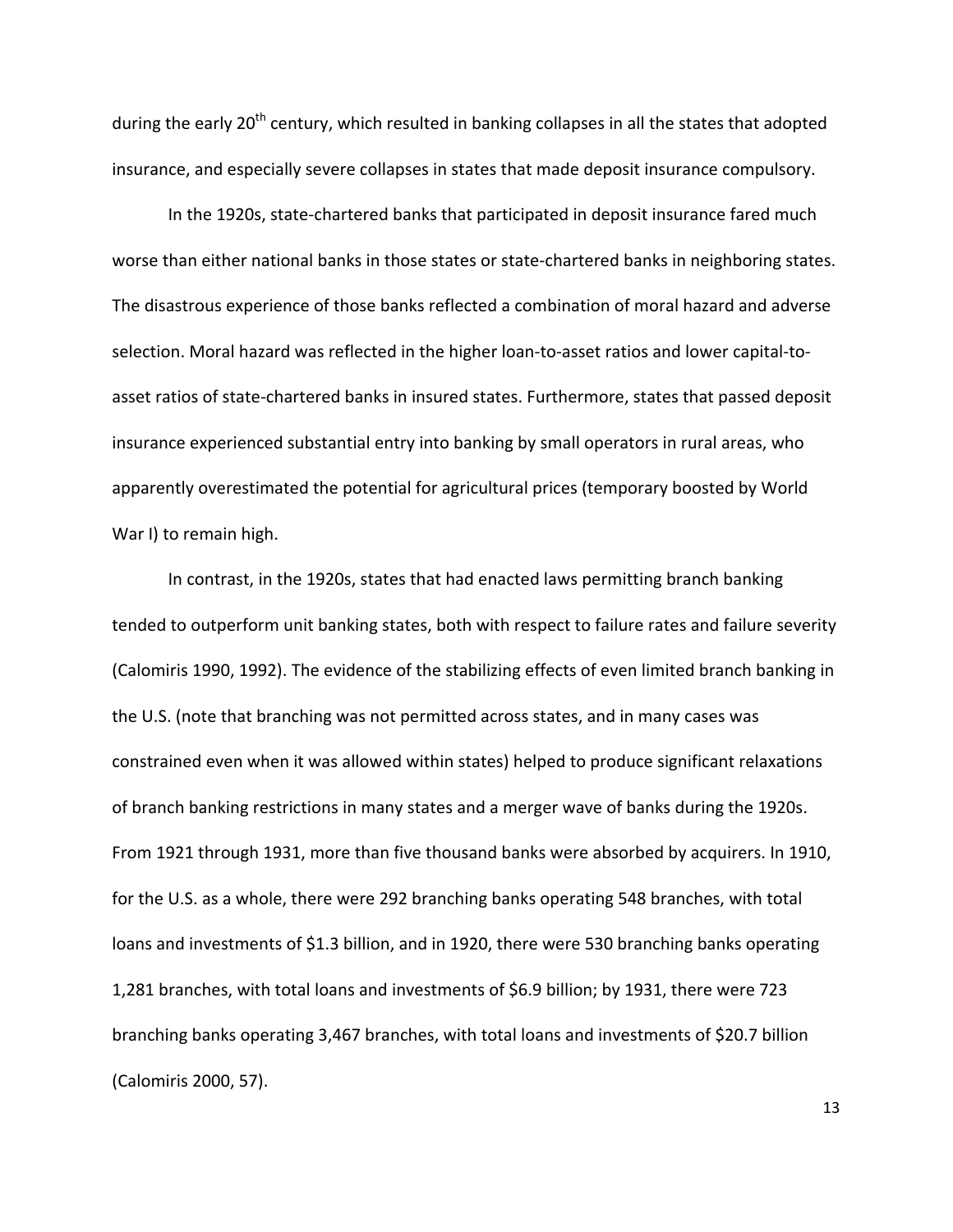during the early 20th century, which resulted in banking collapses in all the states that adopted insurance, and especially severe collapses in states that made deposit insurance compulsory.

In the 1920s, state-chartered banks that participated in deposit insurance fared much worse than either national banks in those states or state-chartered banks in neighboring states. The disastrous experience of those banks reflected a combination of moral hazard and adverse selection. Moral hazard was reflected in the higher loan-to-asset ratios and lower capital-to-asset ratios of state-chartered banks in insured states. Furthermore, states that passed deposit insurance experienced substantial entry into banking by small operators in rural areas, who apparently overestimated the potential for agricultural prices (temporary boosted by World War I) to remain high.

In contrast, in the 1920s, states that had enacted laws permitting branch banking tended to outperform unit banking states, both with respect to failure rates and failure severity (Calomiris 1990, 1992). The evidence of the stabilizing effects of even limited branch banking in the U.S. (note that branching was not permitted across states, and in many cases was constrained even when it was allowed within states) helped to produce significant relaxations of branch banking restrictions in many states and a merger wave of banks during the 1920s. From 1921 through 1931, more than five thousand banks were absorbed by acquirers. In 1910, for the U.S. as a whole, there were 292 branching banks operating 548 branches, with total loans and investments of $1.3 billion, and in 1920, there were 530 branching banks operating 1,281 branches, with total loans and investments of $6.9 billion; by 1931, there were 723 branching banks operating 3,467 branches, with total loans and investments of $20.7 billion (Calomiris 2000, 57).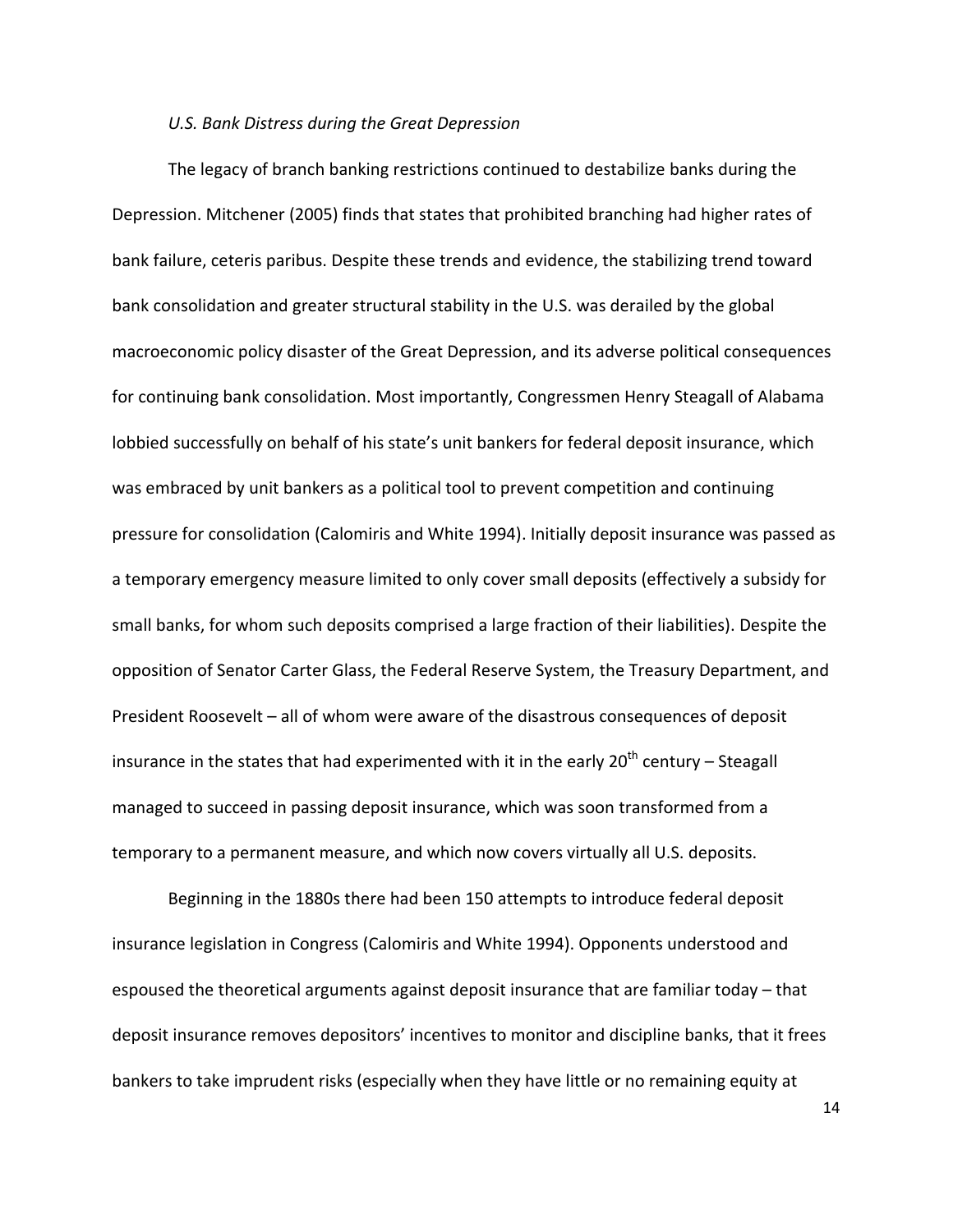*U.S. Bank Distress during the Great Depression*

The legacy of branch banking restrictions continued to destabilize banks during the Depression. Mitchener (2005) finds that states that prohibited branching had higher rates of bank failure, ceteris paribus. Despite these trends and evidence, the stabilizing trend toward bank consolidation and greater structural stability in the U.S. was derailed by the global macroeconomic policy disaster of the Great Depression, and its adverse political consequences for continuing bank consolidation. Most importantly, Congressmen Henry Steagall of Alabama lobbied successfully on behalf of his state's unit bankers for federal deposit insurance, which was embraced by unit bankers as a political tool to prevent competition and continuing pressure for consolidation (Calomiris and White 1994). Initially deposit insurance was passed as a temporary emergency measure limited to only cover small deposits (effectively a subsidy for small banks, for whom such deposits comprised a large fraction of their liabilities). Despite the opposition of Senator Carter Glass, the Federal Reserve System, the Treasury Department, and President Roosevelt – all of whom were aware of the disastrous consequences of deposit insurance in the states that had experimented with it in the early 20th century – Steagall managed to succeed in passing deposit insurance, which was soon transformed from a temporary to a permanent measure, and which now covers virtually all U.S. deposits.

Beginning in the 1880s there had been 150 attempts to introduce federal deposit insurance legislation in Congress (Calomiris and White 1994). Opponents understood and espoused the theoretical arguments against deposit insurance that are familiar today – that deposit insurance removes depositors' incentives to monitor and discipline banks, that it frees bankers to take imprudent risks (especially when they have little or no remaining equity at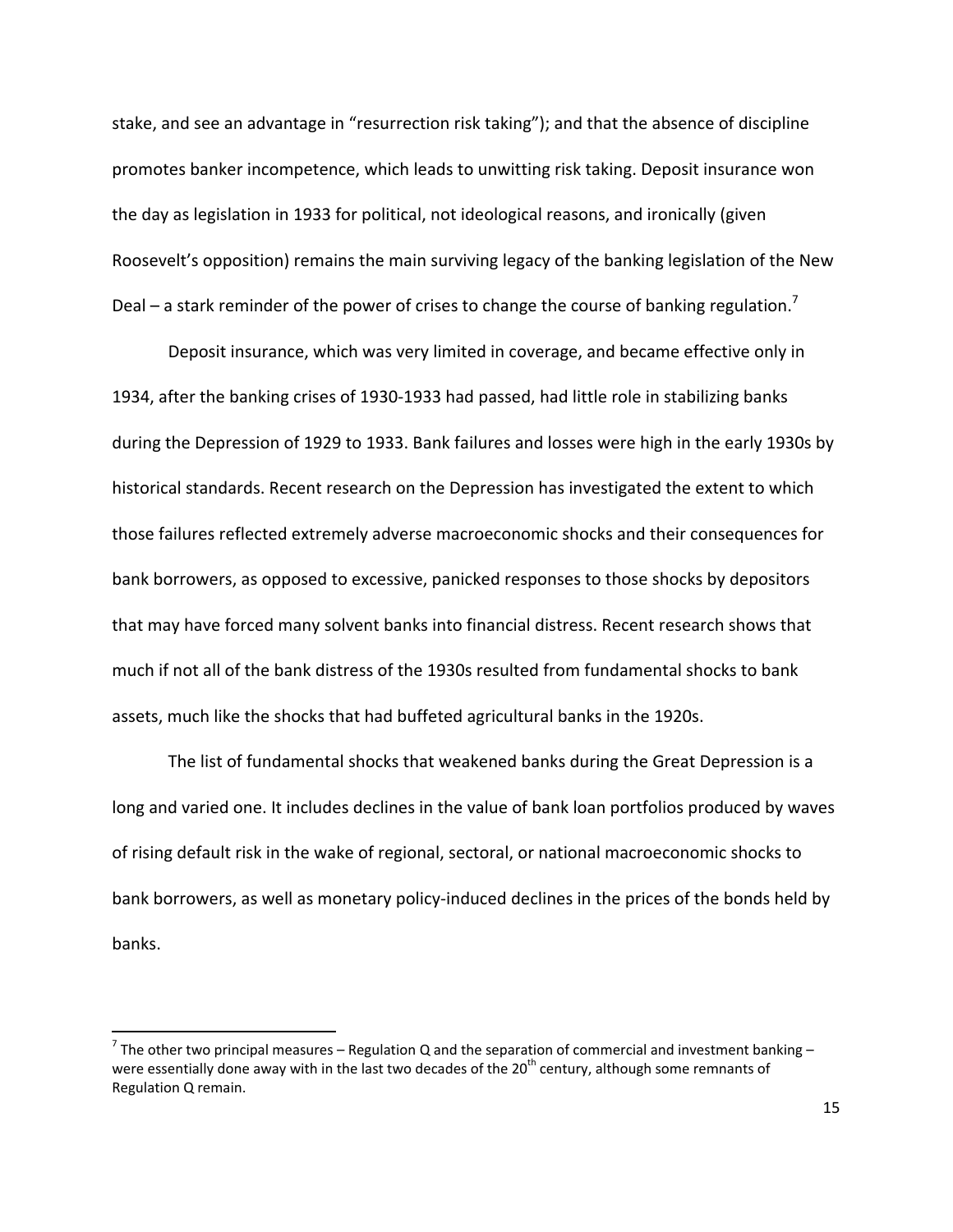stake, and see an advantage in "resurrection risk taking"); and that the absence of discipline promotes banker incompetence, which leads to unwitting risk taking. Deposit insurance won the day as legislation in 1933 for political, not ideological reasons, and ironically (given Roosevelt's opposition) remains the main surviving legacy of the banking legislation of the New Deal – a stark reminder of the power of crises to change the course of banking regulation.[7]

Deposit insurance, which was very limited in coverage, and became effective only in 1934, after the banking crises of 1930-1933 had passed, had little role in stabilizing banks during the Depression of 1929 to 1933. Bank failures and losses were high in the early 1930s by historical standards. Recent research on the Depression has investigated the extent to which those failures reflected extremely adverse macroeconomic shocks and their consequences for bank borrowers, as opposed to excessive, panicked responses to those shocks by depositors that may have forced many solvent banks into financial distress. Recent research shows that much if not all of the bank distress of the 1930s resulted from fundamental shocks to bank assets, much like the shocks that had buffeted agricultural banks in the 1920s.

The list of fundamental shocks that weakened banks during the Great Depression is a long and varied one. It includes declines in the value of bank loan portfolios produced by waves of rising default risk in the wake of regional, sectoral, or national macroeconomic shocks to bank borrowers, as well as monetary policy-induced declines in the prices of the bonds held by banks.

---

[7] The other two principal measures – Regulation Q and the separation of commercial and investment banking – were essentially done away with in the last two decades of the 20th century, although some remnants of Regulation Q remain.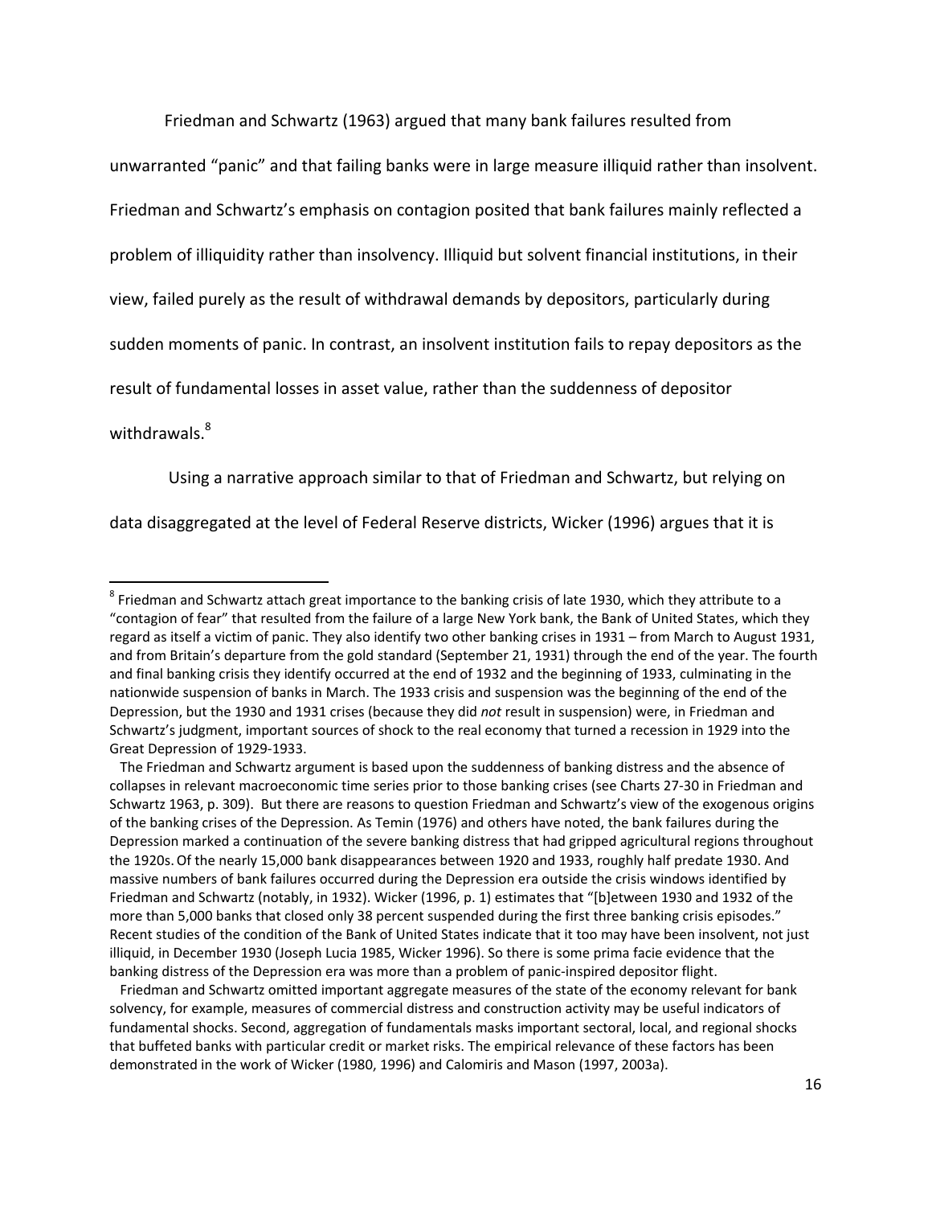Friedman and Schwartz (1963) argued that many bank failures resulted from unwarranted "panic" and that failing banks were in large measure illiquid rather than insolvent. Friedman and Schwartz's emphasis on contagion posited that bank failures mainly reflected a problem of illiquidity rather than insolvency. Illiquid but solvent financial institutions, in their view, failed purely as the result of withdrawal demands by depositors, particularly during sudden moments of panic. In contrast, an insolvent institution fails to repay depositors as the result of fundamental losses in asset value, rather than the suddenness of depositor withdrawals.[8]

Using a narrative approach similar to that of Friedman and Schwartz, but relying on data disaggregated at the level of Federal Reserve districts, Wicker (1996) argues that it is

---

[8] Friedman and Schwartz attach great importance to the banking crisis of late 1930, which they attribute to a "contagion of fear" that resulted from the failure of a large New York bank, the Bank of United States, which they regard as itself a victim of panic. They also identify two other banking crises in 1931 – from March to August 1931, and from Britain's departure from the gold standard (September 21, 1931) through the end of the year. The fourth and final banking crisis they identify occurred at the end of 1932 and the beginning of 1933, culminating in the nationwide suspension of banks in March. The 1933 crisis and suspension was the beginning of the end of the Depression, but the 1930 and 1931 crises (because they did *not* result in suspension) were, in Friedman and Schwartz's judgment, important sources of shock to the real economy that turned a recession in 1929 into the Great Depression of 1929-1933.

The Friedman and Schwartz argument is based upon the suddenness of banking distress and the absence of collapses in relevant macroeconomic time series prior to those banking crises (see Charts 27-30 in Friedman and Schwartz 1963, p. 309). But there are reasons to question Friedman and Schwartz's view of the exogenous origins of the banking crises of the Depression. As Temin (1976) and others have noted, the bank failures during the Depression marked a continuation of the severe banking distress that had gripped agricultural regions throughout the 1920s. Of the nearly 15,000 bank disappearances between 1920 and 1933, roughly half predate 1930. And massive numbers of bank failures occurred during the Depression era outside the crisis windows identified by Friedman and Schwartz (notably, in 1932). Wicker (1996, p. 1) estimates that "[b]etween 1930 and 1932 of the more than 5,000 banks that closed only 38 percent suspended during the first three banking crisis episodes." Recent studies of the condition of the Bank of United States indicate that it too may have been insolvent, not just illiquid, in December 1930 (Joseph Lucia 1985, Wicker 1996). So there is some prima facie evidence that the banking distress of the Depression era was more than a problem of panic-inspired depositor flight.

Friedman and Schwartz omitted important aggregate measures of the state of the economy relevant for bank solvency, for example, measures of commercial distress and construction activity may be useful indicators of fundamental shocks. Second, aggregation of fundamentals masks important sectoral, local, and regional shocks that buffeted banks with particular credit or market risks. The empirical relevance of these factors has been demonstrated in the work of Wicker (1980, 1996) and Calomiris and Mason (1997, 2003a).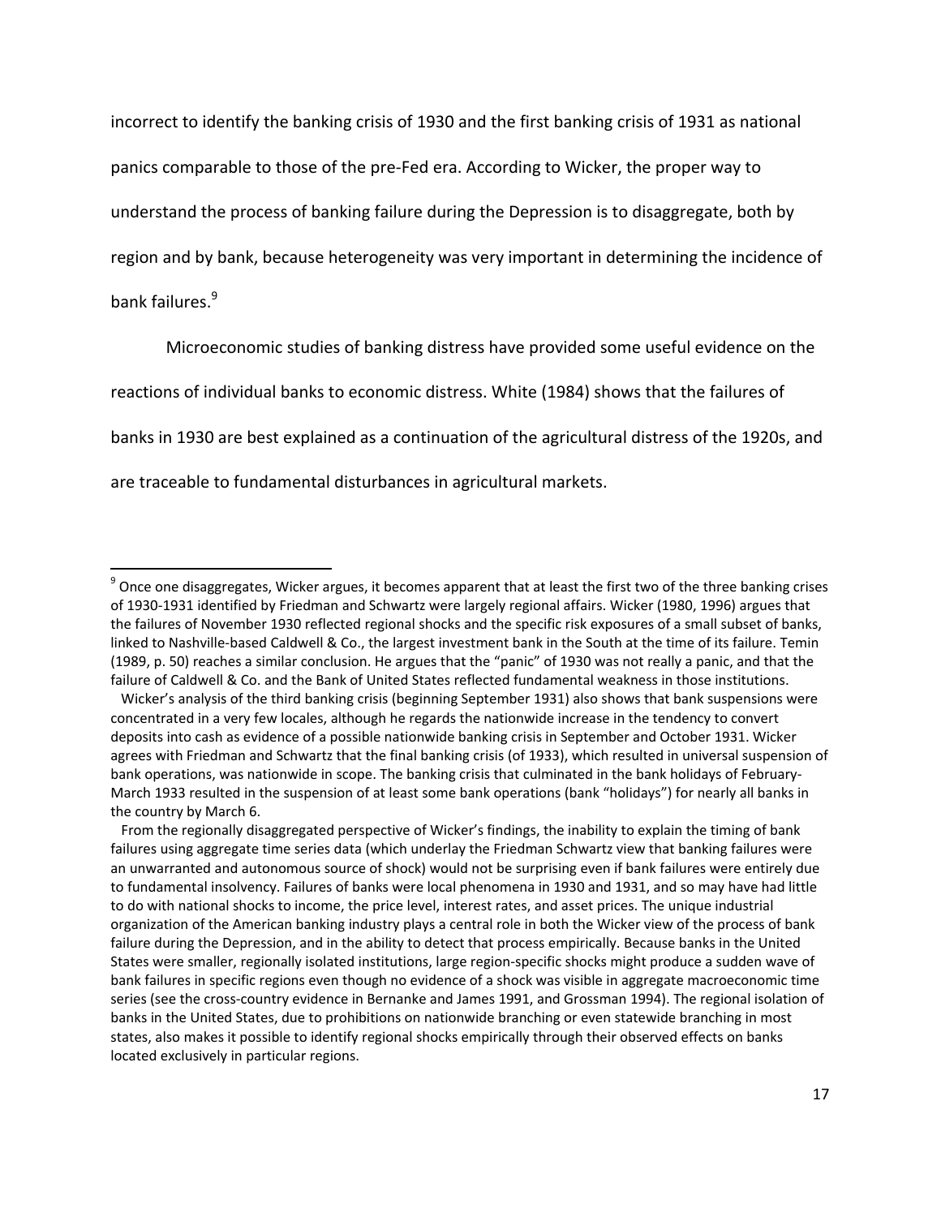incorrect to identify the banking crisis of 1930 and the first banking crisis of 1931 as national panics comparable to those of the pre-Fed era. According to Wicker, the proper way to understand the process of banking failure during the Depression is to disaggregate, both by region and by bank, because heterogeneity was very important in determining the incidence of bank failures.[9]

Microeconomic studies of banking distress have provided some useful evidence on the reactions of individual banks to economic distress. White (1984) shows that the failures of banks in 1930 are best explained as a continuation of the agricultural distress of the 1920s, and are traceable to fundamental disturbances in agricultural markets.

---

[9] Once one disaggregates, Wicker argues, it becomes apparent that at least the first two of the three banking crises of 1930-1931 identified by Friedman and Schwartz were largely regional affairs. Wicker (1980, 1996) argues that the failures of November 1930 reflected regional shocks and the specific risk exposures of a small subset of banks, linked to Nashville-based Caldwell & Co., the largest investment bank in the South at the time of its failure. Temin (1989, p. 50) reaches a similar conclusion. He argues that the "panic" of 1930 was not really a panic, and that the failure of Caldwell & Co. and the Bank of United States reflected fundamental weakness in those institutions.

Wicker's analysis of the third banking crisis (beginning September 1931) also shows that bank suspensions were concentrated in a very few locales, although he regards the nationwide increase in the tendency to convert deposits into cash as evidence of a possible nationwide banking crisis in September and October 1931. Wicker agrees with Friedman and Schwartz that the final banking crisis (of 1933), which resulted in universal suspension of bank operations, was nationwide in scope. The banking crisis that culminated in the bank holidays of February-March 1933 resulted in the suspension of at least some bank operations (bank "holidays") for nearly all banks in the country by March 6.

From the regionally disaggregated perspective of Wicker's findings, the inability to explain the timing of bank failures using aggregate time series data (which underlay the Friedman Schwartz view that banking failures were an unwarranted and autonomous source of shock) would not be surprising even if bank failures were entirely due to fundamental insolvency. Failures of banks were local phenomena in 1930 and 1931, and so may have had little to do with national shocks to income, the price level, interest rates, and asset prices. The unique industrial organization of the American banking industry plays a central role in both the Wicker view of the process of bank failure during the Depression, and in the ability to detect that process empirically. Because banks in the United States were smaller, regionally isolated institutions, large region-specific shocks might produce a sudden wave of bank failures in specific regions even though no evidence of a shock was visible in aggregate macroeconomic time series (see the cross-country evidence in Bernanke and James 1991, and Grossman 1994). The regional isolation of banks in the United States, due to prohibitions on nationwide branching or even statewide branching in most states, also makes it possible to identify regional shocks empirically through their observed effects on banks located exclusively in particular regions.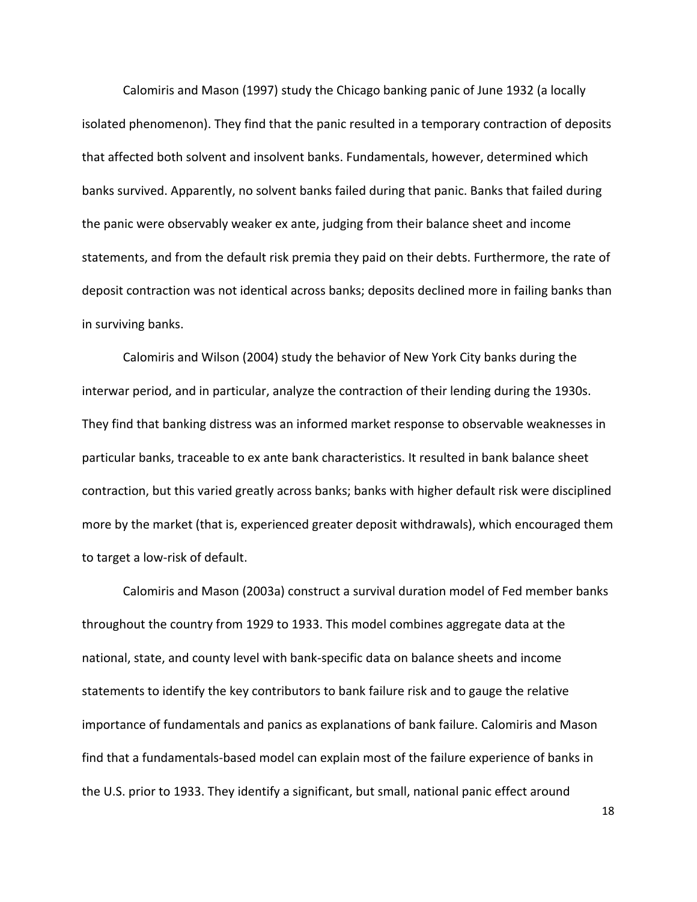Calomiris and Mason (1997) study the Chicago banking panic of June 1932 (a locally isolated phenomenon). They find that the panic resulted in a temporary contraction of deposits that affected both solvent and insolvent banks. Fundamentals, however, determined which banks survived. Apparently, no solvent banks failed during that panic. Banks that failed during the panic were observably weaker ex ante, judging from their balance sheet and income statements, and from the default risk premia they paid on their debts. Furthermore, the rate of deposit contraction was not identical across banks; deposits declined more in failing banks than in surviving banks.

Calomiris and Wilson (2004) study the behavior of New York City banks during the interwar period, and in particular, analyze the contraction of their lending during the 1930s. They find that banking distress was an informed market response to observable weaknesses in particular banks, traceable to ex ante bank characteristics. It resulted in bank balance sheet contraction, but this varied greatly across banks; banks with higher default risk were disciplined more by the market (that is, experienced greater deposit withdrawals), which encouraged them to target a low-risk of default.

Calomiris and Mason (2003a) construct a survival duration model of Fed member banks throughout the country from 1929 to 1933. This model combines aggregate data at the national, state, and county level with bank-specific data on balance sheets and income statements to identify the key contributors to bank failure risk and to gauge the relative importance of fundamentals and panics as explanations of bank failure. Calomiris and Mason find that a fundamentals-based model can explain most of the failure experience of banks in the U.S. prior to 1933. They identify a significant, but small, national panic effect around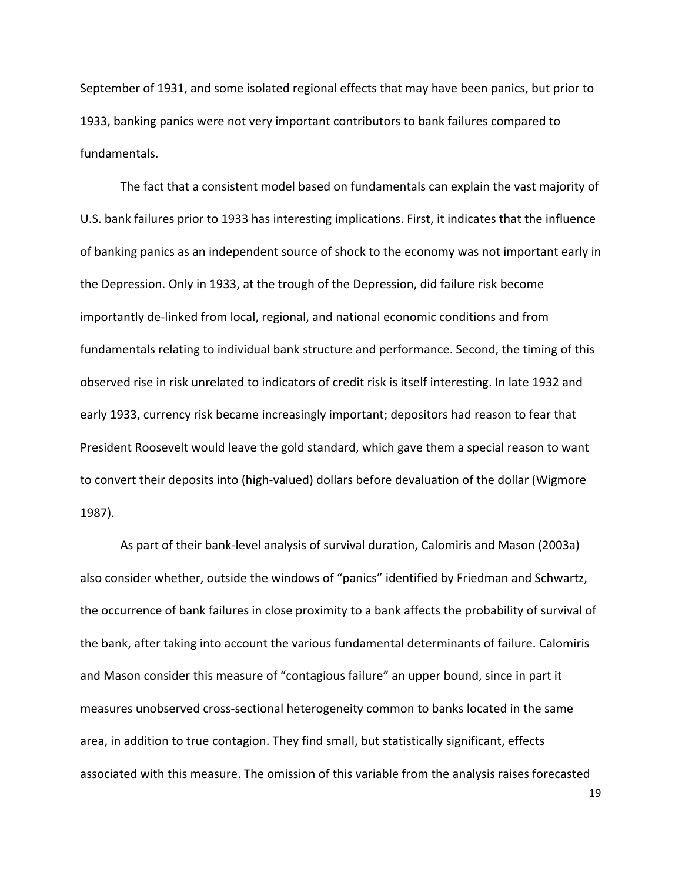September of 1931, and some isolated regional effects that may have been panics, but prior to 1933, banking panics were not very important contributors to bank failures compared to fundamentals.

The fact that a consistent model based on fundamentals can explain the vast majority of U.S. bank failures prior to 1933 has interesting implications. First, it indicates that the influence of banking panics as an independent source of shock to the economy was not important early in the Depression. Only in 1933, at the trough of the Depression, did failure risk become importantly de-linked from local, regional, and national economic conditions and from fundamentals relating to individual bank structure and performance. Second, the timing of this observed rise in risk unrelated to indicators of credit risk is itself interesting. In late 1932 and early 1933, currency risk became increasingly important; depositors had reason to fear that President Roosevelt would leave the gold standard, which gave them a special reason to want to convert their deposits into (high-valued) dollars before devaluation of the dollar (Wigmore 1987).

As part of their bank-level analysis of survival duration, Calomiris and Mason (2003a) also consider whether, outside the windows of "panics" identified by Friedman and Schwartz, the occurrence of bank failures in close proximity to a bank affects the probability of survival of the bank, after taking into account the various fundamental determinants of failure. Calomiris and Mason consider this measure of "contagious failure" an upper bound, since in part it measures unobserved cross-sectional heterogeneity common to banks located in the same area, in addition to true contagion. They find small, but statistically significant, effects associated with this measure. The omission of this variable from the analysis raises forecasted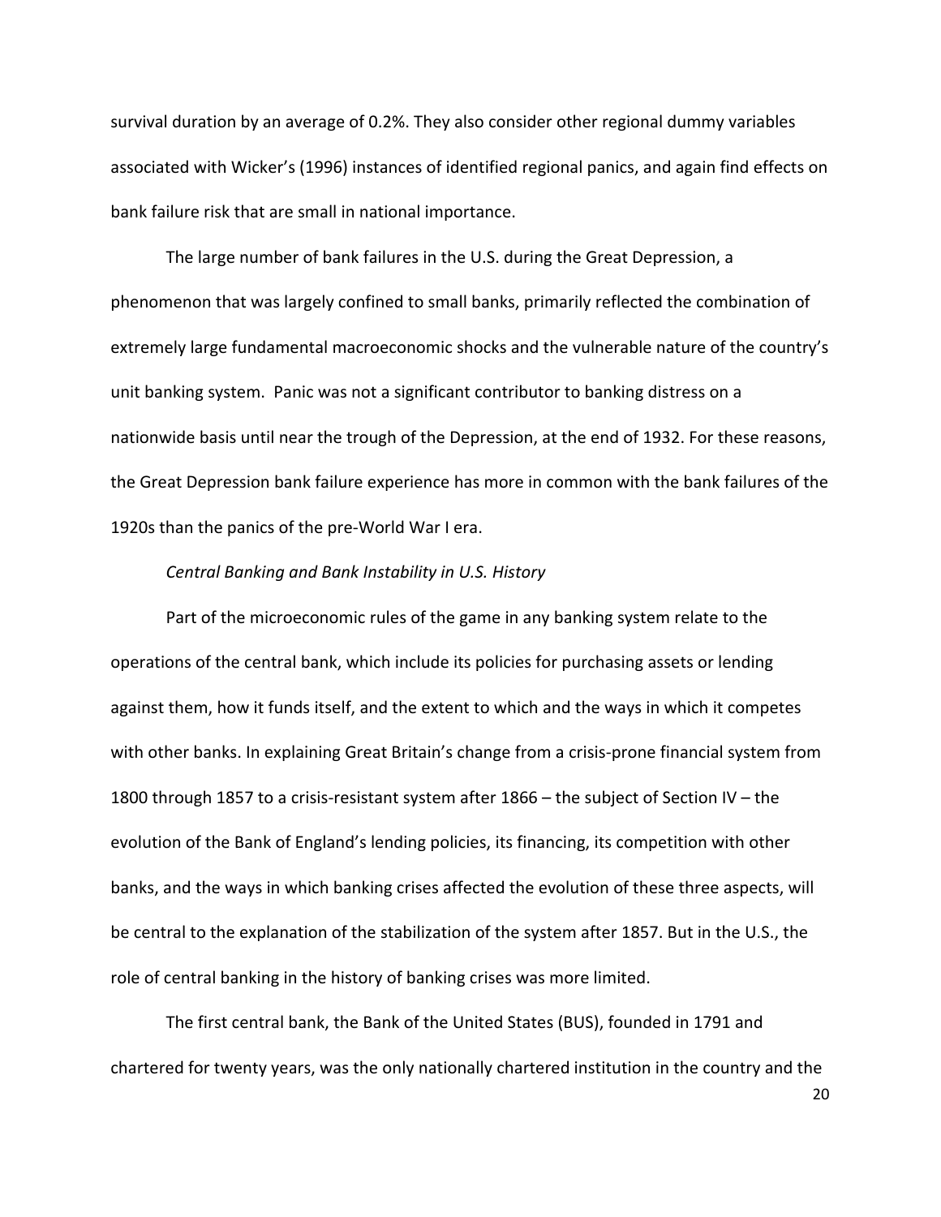survival duration by an average of 0.2%. They also consider other regional dummy variables associated with Wicker's (1996) instances of identified regional panics, and again find effects on bank failure risk that are small in national importance.

The large number of bank failures in the U.S. during the Great Depression, a phenomenon that was largely confined to small banks, primarily reflected the combination of extremely large fundamental macroeconomic shocks and the vulnerable nature of the country's unit banking system. Panic was not a significant contributor to banking distress on a nationwide basis until near the trough of the Depression, at the end of 1932. For these reasons, the Great Depression bank failure experience has more in common with the bank failures of the 1920s than the panics of the pre-World War I era.

*Central Banking and Bank Instability in U.S. History*

Part of the microeconomic rules of the game in any banking system relate to the operations of the central bank, which include its policies for purchasing assets or lending against them, how it funds itself, and the extent to which and the ways in which it competes with other banks. In explaining Great Britain's change from a crisis-prone financial system from 1800 through 1857 to a crisis-resistant system after 1866 – the subject of Section IV – the evolution of the Bank of England's lending policies, its financing, its competition with other banks, and the ways in which banking crises affected the evolution of these three aspects, will be central to the explanation of the stabilization of the system after 1857. But in the U.S., the role of central banking in the history of banking crises was more limited.

The first central bank, the Bank of the United States (BUS), founded in 1791 and chartered for twenty years, was the only nationally chartered institution in the country and the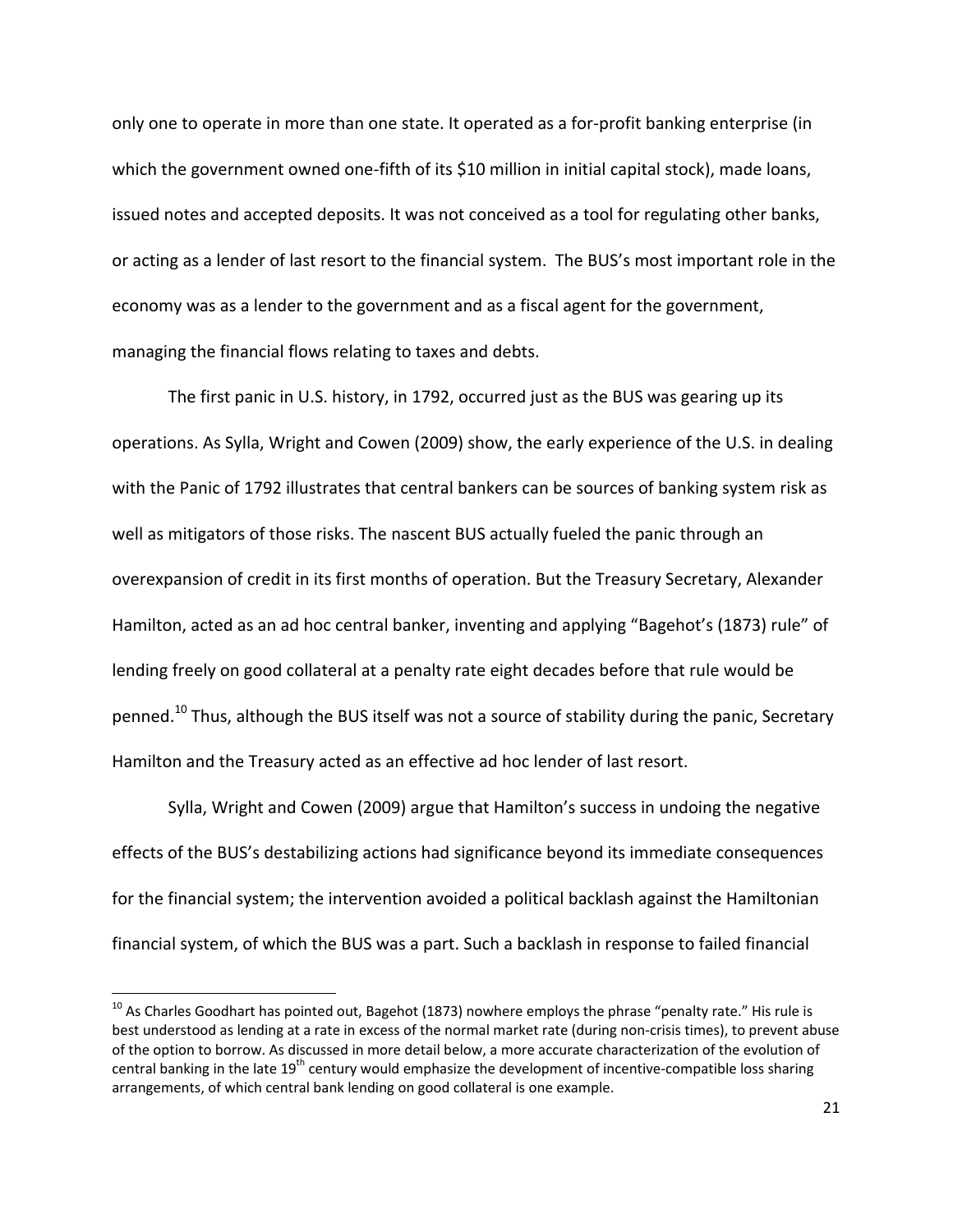only one to operate in more than one state. It operated as a for-profit banking enterprise (in which the government owned one-fifth of its $10 million in initial capital stock), made loans, issued notes and accepted deposits. It was not conceived as a tool for regulating other banks, or acting as a lender of last resort to the financial system. The BUS's most important role in the economy was as a lender to the government and as a fiscal agent for the government, managing the financial flows relating to taxes and debts.

The first panic in U.S. history, in 1792, occurred just as the BUS was gearing up its operations. As Sylla, Wright and Cowen (2009) show, the early experience of the U.S. in dealing with the Panic of 1792 illustrates that central bankers can be sources of banking system risk as well as mitigators of those risks. The nascent BUS actually fueled the panic through an overexpansion of credit in its first months of operation. But the Treasury Secretary, Alexander Hamilton, acted as an ad hoc central banker, inventing and applying "Bagehot's (1873) rule" of lending freely on good collateral at a penalty rate eight decades before that rule would be penned.[10] Thus, although the BUS itself was not a source of stability during the panic, Secretary Hamilton and the Treasury acted as an effective ad hoc lender of last resort.

Sylla, Wright and Cowen (2009) argue that Hamilton's success in undoing the negative effects of the BUS's destabilizing actions had significance beyond its immediate consequences for the financial system; the intervention avoided a political backlash against the Hamiltonian financial system, of which the BUS was a part. Such a backlash in response to failed financial

[10] As Charles Goodhart has pointed out, Bagehot (1873) nowhere employs the phrase "penalty rate." His rule is best understood as lending at a rate in excess of the normal market rate (during non-crisis times), to prevent abuse of the option to borrow. As discussed in more detail below, a more accurate characterization of the evolution of central banking in the late 19th century would emphasize the development of incentive-compatible loss sharing arrangements, of which central bank lending on good collateral is one example.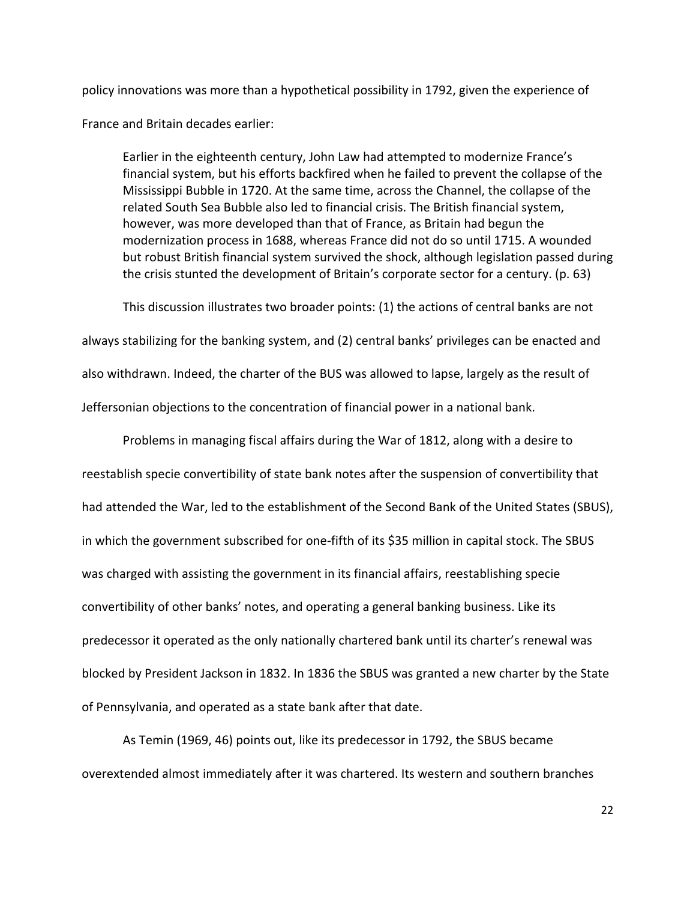policy innovations was more than a hypothetical possibility in 1792, given the experience of France and Britain decades earlier:

> Earlier in the eighteenth century, John Law had attempted to modernize France's financial system, but his efforts backfired when he failed to prevent the collapse of the Mississippi Bubble in 1720. At the same time, across the Channel, the collapse of the related South Sea Bubble also led to financial crisis. The British financial system, however, was more developed than that of France, as Britain had begun the modernization process in 1688, whereas France did not do so until 1715. A wounded but robust British financial system survived the shock, although legislation passed during the crisis stunted the development of Britain's corporate sector for a century. (p. 63)

This discussion illustrates two broader points: (1) the actions of central banks are not always stabilizing for the banking system, and (2) central banks' privileges can be enacted and also withdrawn. Indeed, the charter of the BUS was allowed to lapse, largely as the result of Jeffersonian objections to the concentration of financial power in a national bank.

Problems in managing fiscal affairs during the War of 1812, along with a desire to reestablish specie convertibility of state bank notes after the suspension of convertibility that had attended the War, led to the establishment of the Second Bank of the United States (SBUS), in which the government subscribed for one-fifth of its $35 million in capital stock. The SBUS was charged with assisting the government in its financial affairs, reestablishing specie convertibility of other banks' notes, and operating a general banking business. Like its predecessor it operated as the only nationally chartered bank until its charter's renewal was blocked by President Jackson in 1832. In 1836 the SBUS was granted a new charter by the State of Pennsylvania, and operated as a state bank after that date.

As Temin (1969, 46) points out, like its predecessor in 1792, the SBUS became overextended almost immediately after it was chartered. Its western and southern branches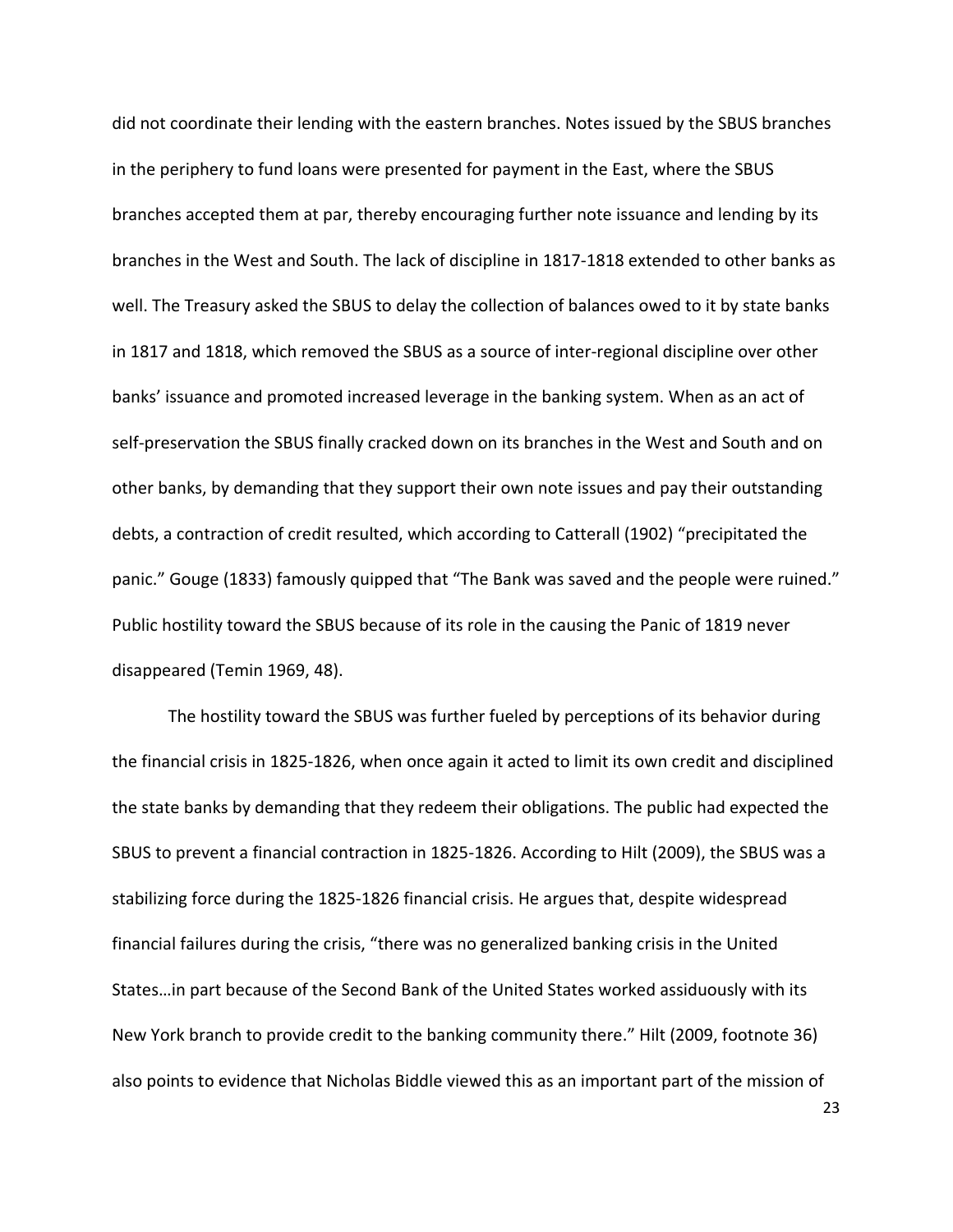did not coordinate their lending with the eastern branches. Notes issued by the SBUS branches in the periphery to fund loans were presented for payment in the East, where the SBUS branches accepted them at par, thereby encouraging further note issuance and lending by its branches in the West and South. The lack of discipline in 1817-1818 extended to other banks as well. The Treasury asked the SBUS to delay the collection of balances owed to it by state banks in 1817 and 1818, which removed the SBUS as a source of inter-regional discipline over other banks' issuance and promoted increased leverage in the banking system. When as an act of self-preservation the SBUS finally cracked down on its branches in the West and South and on other banks, by demanding that they support their own note issues and pay their outstanding debts, a contraction of credit resulted, which according to Catterall (1902) "precipitated the panic." Gouge (1833) famously quipped that "The Bank was saved and the people were ruined." Public hostility toward the SBUS because of its role in the causing the Panic of 1819 never disappeared (Temin 1969, 48).

The hostility toward the SBUS was further fueled by perceptions of its behavior during the financial crisis in 1825-1826, when once again it acted to limit its own credit and disciplined the state banks by demanding that they redeem their obligations. The public had expected the SBUS to prevent a financial contraction in 1825-1826. According to Hilt (2009), the SBUS was a stabilizing force during the 1825-1826 financial crisis. He argues that, despite widespread financial failures during the crisis, "there was no generalized banking crisis in the United States…in part because of the Second Bank of the United States worked assiduously with its New York branch to provide credit to the banking community there." Hilt (2009, footnote 36) also points to evidence that Nicholas Biddle viewed this as an important part of the mission of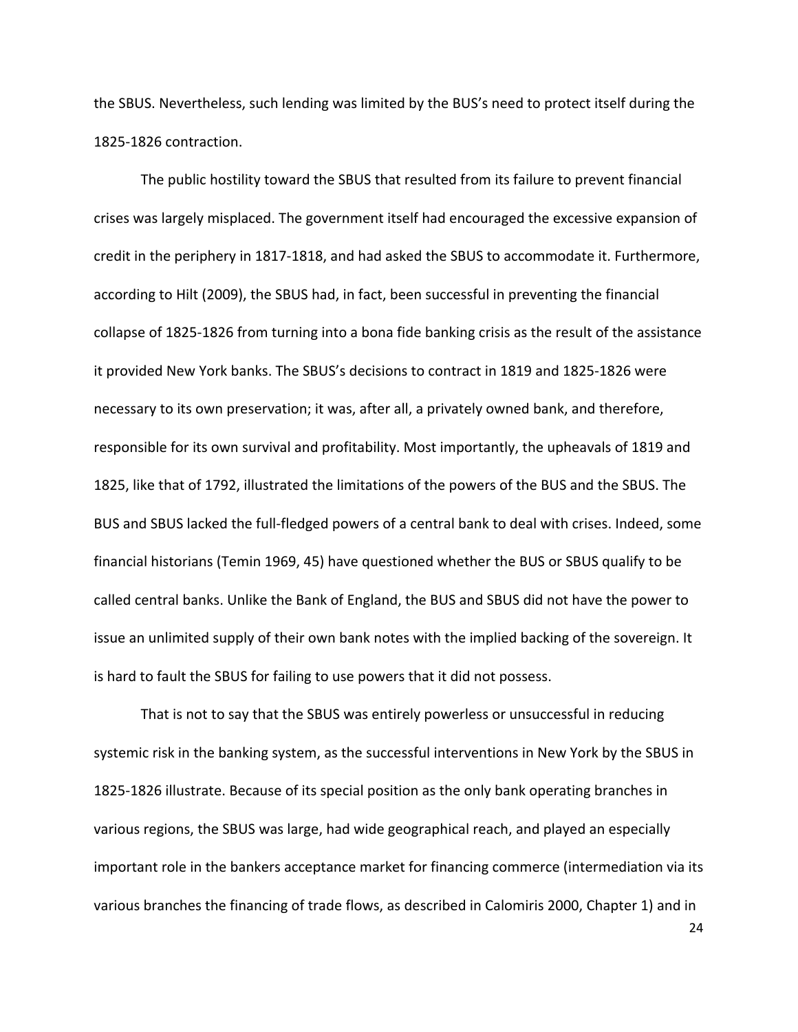the SBUS. Nevertheless, such lending was limited by the BUS's need to protect itself during the 1825-1826 contraction.

The public hostility toward the SBUS that resulted from its failure to prevent financial crises was largely misplaced. The government itself had encouraged the excessive expansion of credit in the periphery in 1817-1818, and had asked the SBUS to accommodate it. Furthermore, according to Hilt (2009), the SBUS had, in fact, been successful in preventing the financial collapse of 1825-1826 from turning into a bona fide banking crisis as the result of the assistance it provided New York banks. The SBUS's decisions to contract in 1819 and 1825-1826 were necessary to its own preservation; it was, after all, a privately owned bank, and therefore, responsible for its own survival and profitability. Most importantly, the upheavals of 1819 and 1825, like that of 1792, illustrated the limitations of the powers of the BUS and the SBUS. The BUS and SBUS lacked the full-fledged powers of a central bank to deal with crises. Indeed, some financial historians (Temin 1969, 45) have questioned whether the BUS or SBUS qualify to be called central banks. Unlike the Bank of England, the BUS and SBUS did not have the power to issue an unlimited supply of their own bank notes with the implied backing of the sovereign. It is hard to fault the SBUS for failing to use powers that it did not possess.

That is not to say that the SBUS was entirely powerless or unsuccessful in reducing systemic risk in the banking system, as the successful interventions in New York by the SBUS in 1825-1826 illustrate. Because of its special position as the only bank operating branches in various regions, the SBUS was large, had wide geographical reach, and played an especially important role in the bankers acceptance market for financing commerce (intermediation via its various branches the financing of trade flows, as described in Calomiris 2000, Chapter 1) and in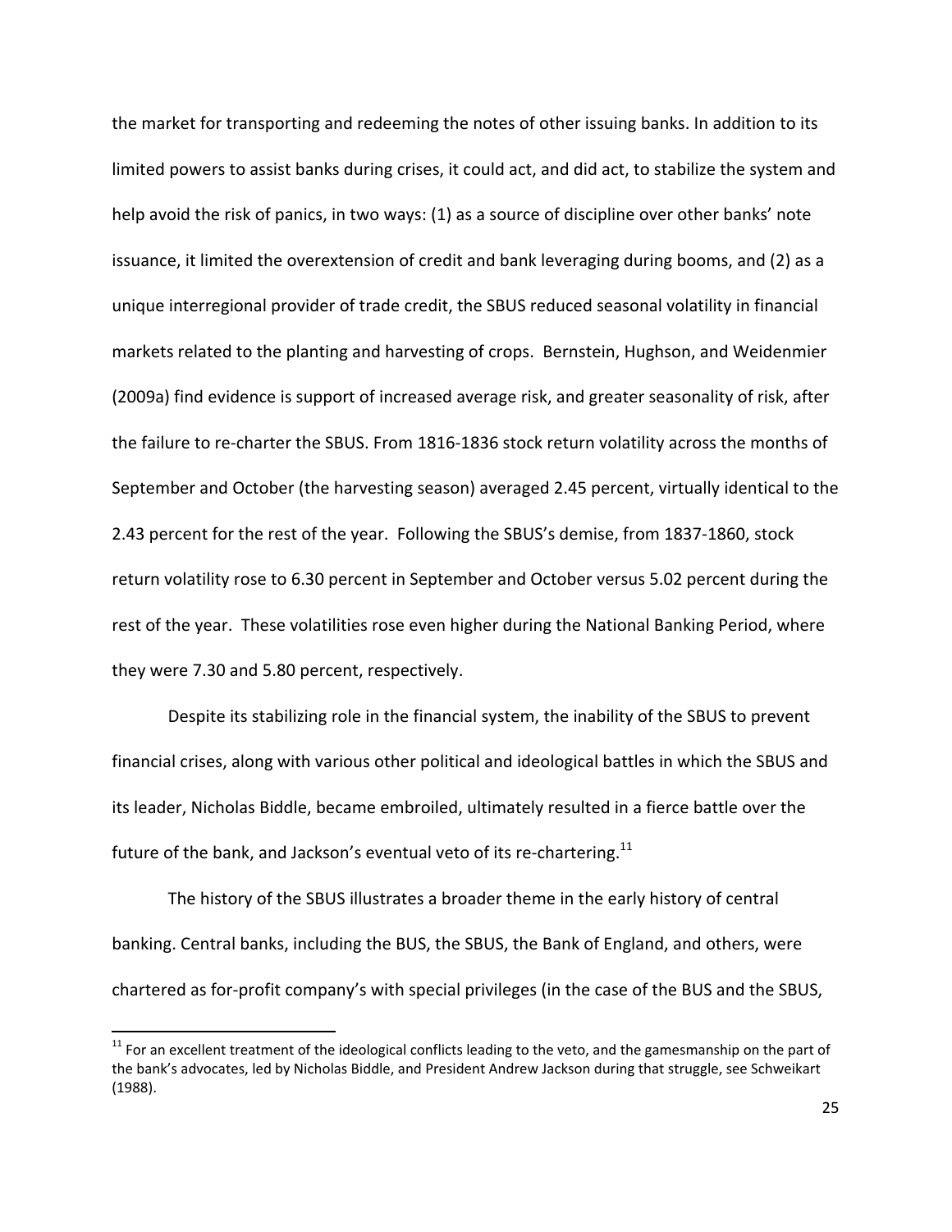the market for transporting and redeeming the notes of other issuing banks. In addition to its limited powers to assist banks during crises, it could act, and did act, to stabilize the system and help avoid the risk of panics, in two ways: (1) as a source of discipline over other banks' note issuance, it limited the overextension of credit and bank leveraging during booms, and (2) as a unique interregional provider of trade credit, the SBUS reduced seasonal volatility in financial markets related to the planting and harvesting of crops. Bernstein, Hughson, and Weidenmier (2009a) find evidence is support of increased average risk, and greater seasonality of risk, after the failure to re-charter the SBUS. From 1816-1836 stock return volatility across the months of September and October (the harvesting season) averaged 2.45 percent, virtually identical to the 2.43 percent for the rest of the year. Following the SBUS's demise, from 1837-1860, stock return volatility rose to 6.30 percent in September and October versus 5.02 percent during the rest of the year. These volatilities rose even higher during the National Banking Period, where they were 7.30 and 5.80 percent, respectively.

Despite its stabilizing role in the financial system, the inability of the SBUS to prevent financial crises, along with various other political and ideological battles in which the SBUS and its leader, Nicholas Biddle, became embroiled, ultimately resulted in a fierce battle over the future of the bank, and Jackson's eventual veto of its re-chartering.[11]

The history of the SBUS illustrates a broader theme in the early history of central banking. Central banks, including the BUS, the SBUS, the Bank of England, and others, were chartered as for-profit company's with special privileges (in the case of the BUS and the SBUS,

[11] For an excellent treatment of the ideological conflicts leading to the veto, and the gamesmanship on the part of the bank's advocates, led by Nicholas Biddle, and President Andrew Jackson during that struggle, see Schweikart (1988).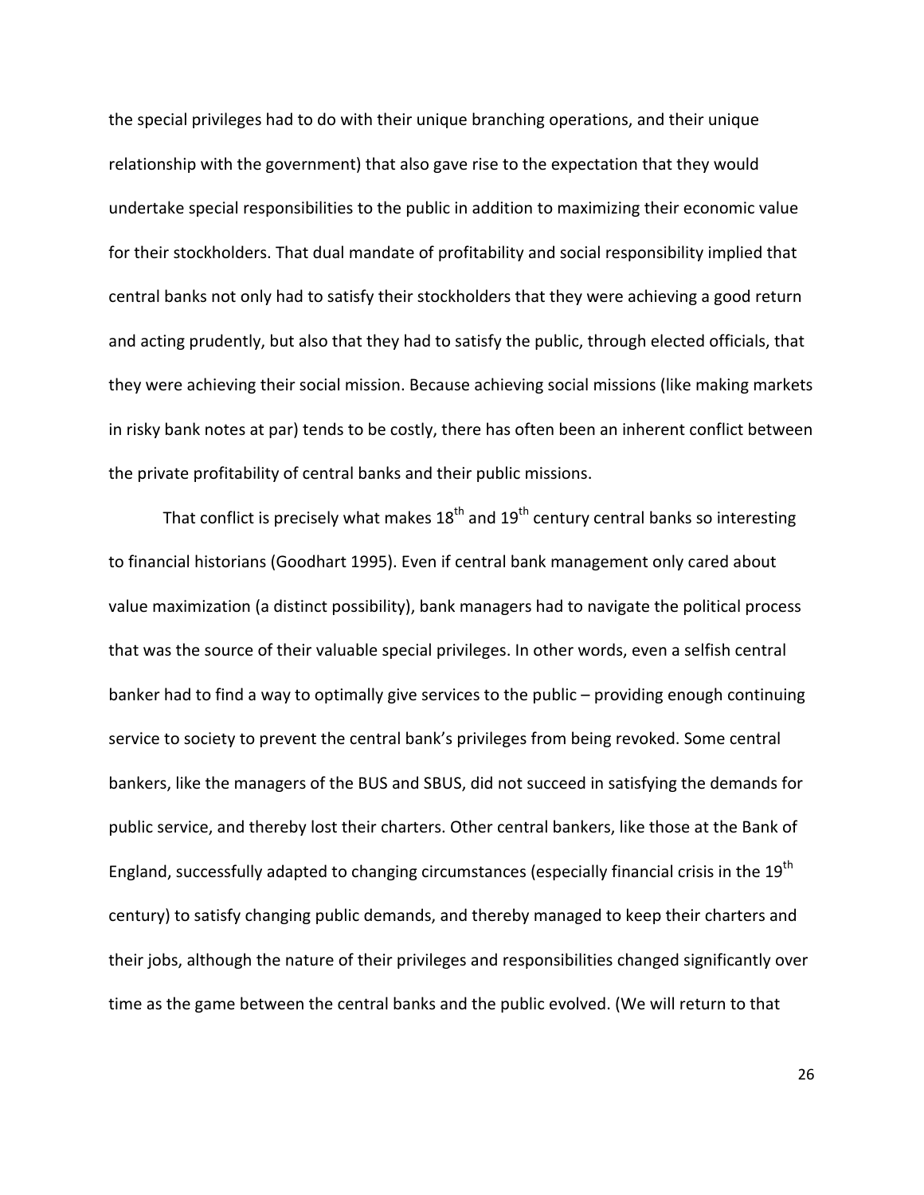the special privileges had to do with their unique branching operations, and their unique relationship with the government) that also gave rise to the expectation that they would undertake special responsibilities to the public in addition to maximizing their economic value for their stockholders. That dual mandate of profitability and social responsibility implied that central banks not only had to satisfy their stockholders that they were achieving a good return and acting prudently, but also that they had to satisfy the public, through elected officials, that they were achieving their social mission. Because achieving social missions (like making markets in risky bank notes at par) tends to be costly, there has often been an inherent conflict between the private profitability of central banks and their public missions.

That conflict is precisely what makes 18th and 19th century central banks so interesting to financial historians (Goodhart 1995). Even if central bank management only cared about value maximization (a distinct possibility), bank managers had to navigate the political process that was the source of their valuable special privileges. In other words, even a selfish central banker had to find a way to optimally give services to the public – providing enough continuing service to society to prevent the central bank's privileges from being revoked. Some central bankers, like the managers of the BUS and SBUS, did not succeed in satisfying the demands for public service, and thereby lost their charters. Other central bankers, like those at the Bank of England, successfully adapted to changing circumstances (especially financial crisis in the 19th century) to satisfy changing public demands, and thereby managed to keep their charters and their jobs, although the nature of their privileges and responsibilities changed significantly over time as the game between the central banks and the public evolved. (We will return to that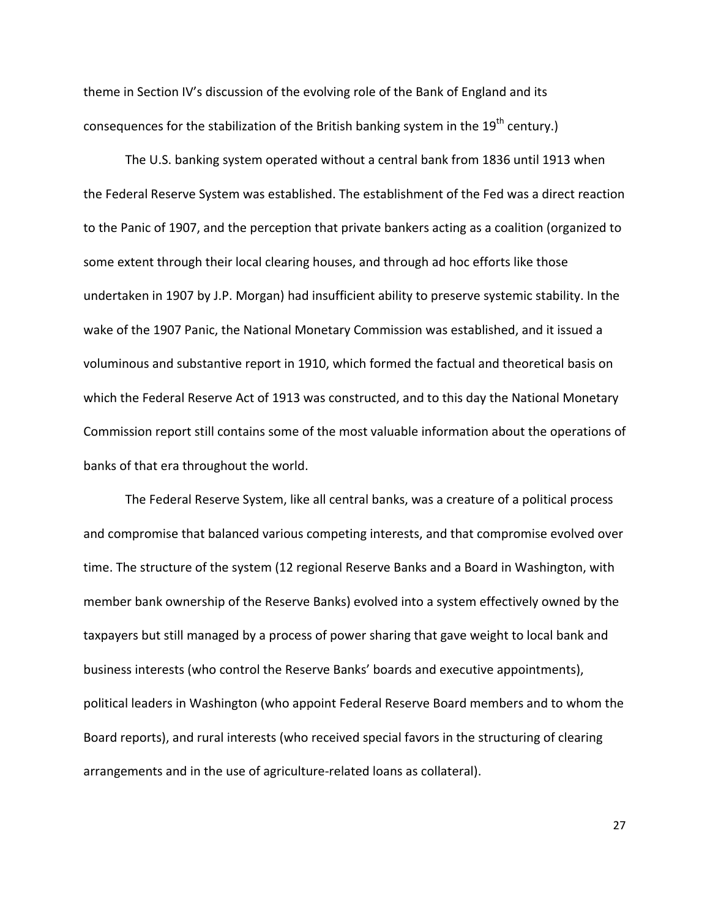theme in Section IV's discussion of the evolving role of the Bank of England and its consequences for the stabilization of the British banking system in the 19th century.)

The U.S. banking system operated without a central bank from 1836 until 1913 when the Federal Reserve System was established. The establishment of the Fed was a direct reaction to the Panic of 1907, and the perception that private bankers acting as a coalition (organized to some extent through their local clearing houses, and through ad hoc efforts like those undertaken in 1907 by J.P. Morgan) had insufficient ability to preserve systemic stability. In the wake of the 1907 Panic, the National Monetary Commission was established, and it issued a voluminous and substantive report in 1910, which formed the factual and theoretical basis on which the Federal Reserve Act of 1913 was constructed, and to this day the National Monetary Commission report still contains some of the most valuable information about the operations of banks of that era throughout the world.

The Federal Reserve System, like all central banks, was a creature of a political process and compromise that balanced various competing interests, and that compromise evolved over time. The structure of the system (12 regional Reserve Banks and a Board in Washington, with member bank ownership of the Reserve Banks) evolved into a system effectively owned by the taxpayers but still managed by a process of power sharing that gave weight to local bank and business interests (who control the Reserve Banks' boards and executive appointments), political leaders in Washington (who appoint Federal Reserve Board members and to whom the Board reports), and rural interests (who received special favors in the structuring of clearing arrangements and in the use of agriculture-related loans as collateral).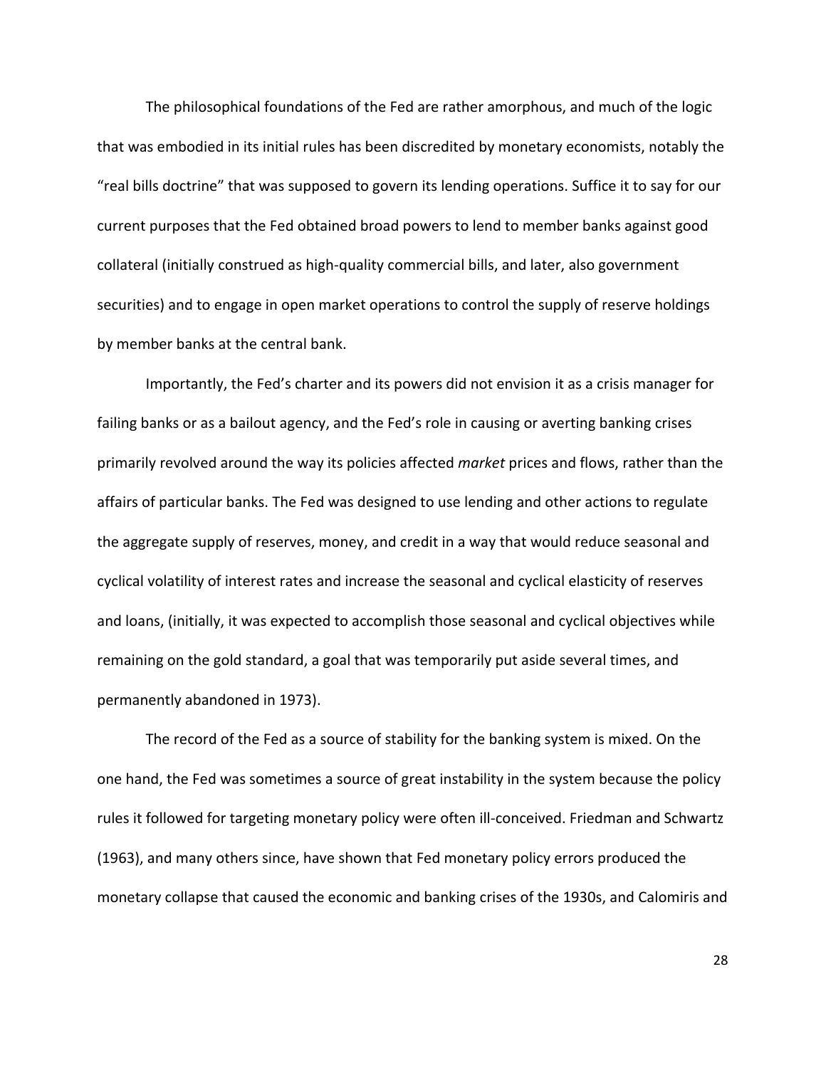The philosophical foundations of the Fed are rather amorphous, and much of the logic that was embodied in its initial rules has been discredited by monetary economists, notably the "real bills doctrine" that was supposed to govern its lending operations. Suffice it to say for our current purposes that the Fed obtained broad powers to lend to member banks against good collateral (initially construed as high-quality commercial bills, and later, also government securities) and to engage in open market operations to control the supply of reserve holdings by member banks at the central bank.

Importantly, the Fed's charter and its powers did not envision it as a crisis manager for failing banks or as a bailout agency, and the Fed's role in causing or averting banking crises primarily revolved around the way its policies affected *market* prices and flows, rather than the affairs of particular banks. The Fed was designed to use lending and other actions to regulate the aggregate supply of reserves, money, and credit in a way that would reduce seasonal and cyclical volatility of interest rates and increase the seasonal and cyclical elasticity of reserves and loans, (initially, it was expected to accomplish those seasonal and cyclical objectives while remaining on the gold standard, a goal that was temporarily put aside several times, and permanently abandoned in 1973).

The record of the Fed as a source of stability for the banking system is mixed. On the one hand, the Fed was sometimes a source of great instability in the system because the policy rules it followed for targeting monetary policy were often ill-conceived. Friedman and Schwartz (1963), and many others since, have shown that Fed monetary policy errors produced the monetary collapse that caused the economic and banking crises of the 1930s, and Calomiris and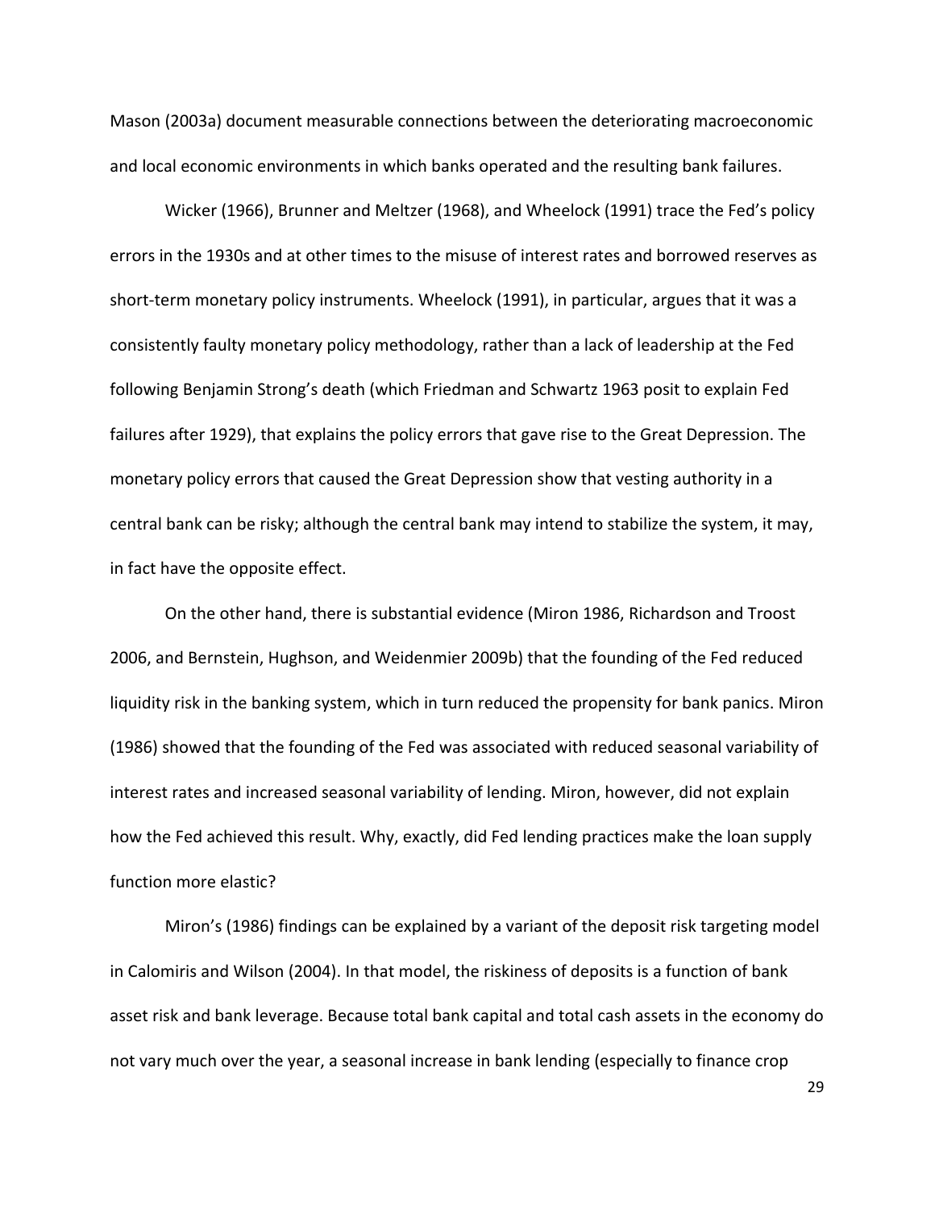Mason (2003a) document measurable connections between the deteriorating macroeconomic and local economic environments in which banks operated and the resulting bank failures.

Wicker (1966), Brunner and Meltzer (1968), and Wheelock (1991) trace the Fed's policy errors in the 1930s and at other times to the misuse of interest rates and borrowed reserves as short-term monetary policy instruments. Wheelock (1991), in particular, argues that it was a consistently faulty monetary policy methodology, rather than a lack of leadership at the Fed following Benjamin Strong's death (which Friedman and Schwartz 1963 posit to explain Fed failures after 1929), that explains the policy errors that gave rise to the Great Depression. The monetary policy errors that caused the Great Depression show that vesting authority in a central bank can be risky; although the central bank may intend to stabilize the system, it may, in fact have the opposite effect.

On the other hand, there is substantial evidence (Miron 1986, Richardson and Troost 2006, and Bernstein, Hughson, and Weidenmier 2009b) that the founding of the Fed reduced liquidity risk in the banking system, which in turn reduced the propensity for bank panics. Miron (1986) showed that the founding of the Fed was associated with reduced seasonal variability of interest rates and increased seasonal variability of lending. Miron, however, did not explain how the Fed achieved this result. Why, exactly, did Fed lending practices make the loan supply function more elastic?

Miron's (1986) findings can be explained by a variant of the deposit risk targeting model in Calomiris and Wilson (2004). In that model, the riskiness of deposits is a function of bank asset risk and bank leverage. Because total bank capital and total cash assets in the economy do not vary much over the year, a seasonal increase in bank lending (especially to finance crop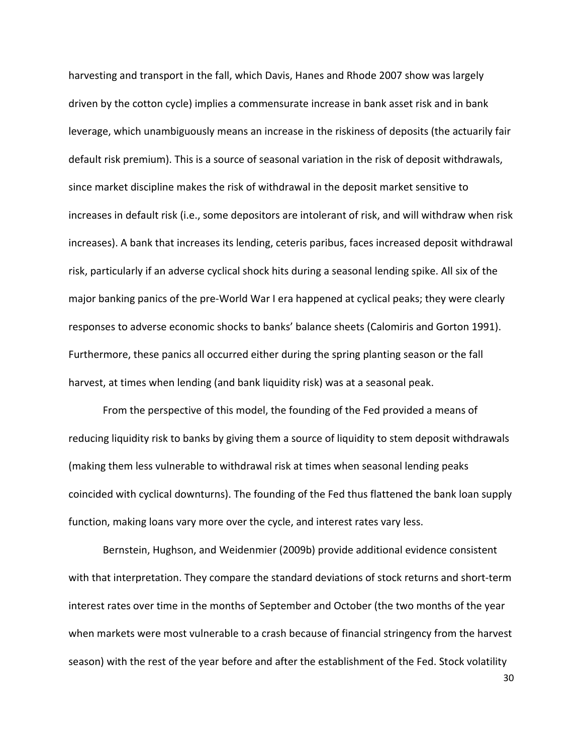harvesting and transport in the fall, which Davis, Hanes and Rhode 2007 show was largely driven by the cotton cycle) implies a commensurate increase in bank asset risk and in bank leverage, which unambiguously means an increase in the riskiness of deposits (the actuarily fair default risk premium). This is a source of seasonal variation in the risk of deposit withdrawals, since market discipline makes the risk of withdrawal in the deposit market sensitive to increases in default risk (i.e., some depositors are intolerant of risk, and will withdraw when risk increases). A bank that increases its lending, ceteris paribus, faces increased deposit withdrawal risk, particularly if an adverse cyclical shock hits during a seasonal lending spike. All six of the major banking panics of the pre-World War I era happened at cyclical peaks; they were clearly responses to adverse economic shocks to banks' balance sheets (Calomiris and Gorton 1991). Furthermore, these panics all occurred either during the spring planting season or the fall harvest, at times when lending (and bank liquidity risk) was at a seasonal peak.

From the perspective of this model, the founding of the Fed provided a means of reducing liquidity risk to banks by giving them a source of liquidity to stem deposit withdrawals (making them less vulnerable to withdrawal risk at times when seasonal lending peaks coincided with cyclical downturns). The founding of the Fed thus flattened the bank loan supply function, making loans vary more over the cycle, and interest rates vary less.

Bernstein, Hughson, and Weidenmier (2009b) provide additional evidence consistent with that interpretation. They compare the standard deviations of stock returns and short-term interest rates over time in the months of September and October (the two months of the year when markets were most vulnerable to a crash because of financial stringency from the harvest season) with the rest of the year before and after the establishment of the Fed. Stock volatility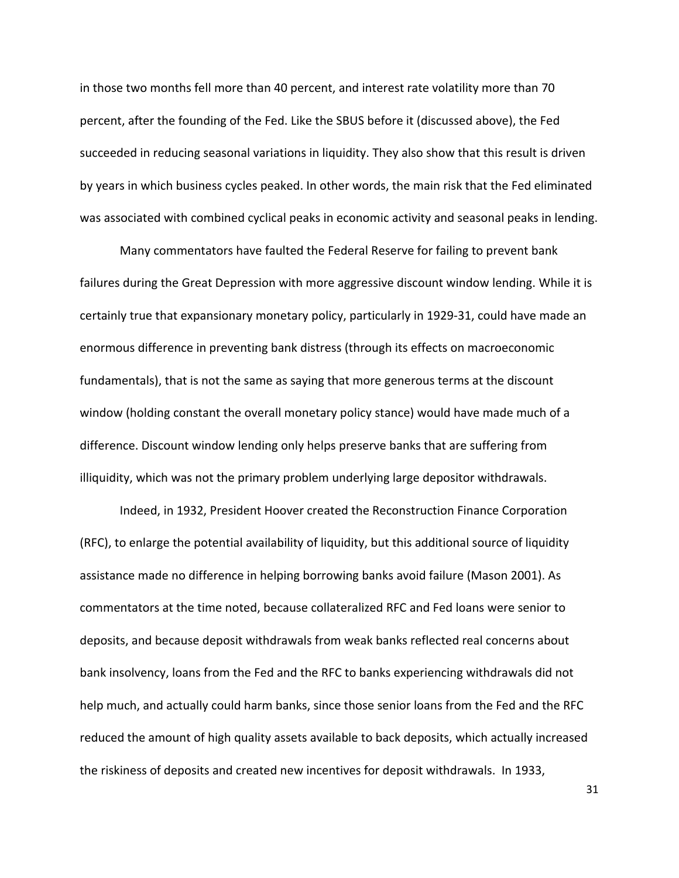in those two months fell more than 40 percent, and interest rate volatility more than 70 percent, after the founding of the Fed. Like the SBUS before it (discussed above), the Fed succeeded in reducing seasonal variations in liquidity. They also show that this result is driven by years in which business cycles peaked. In other words, the main risk that the Fed eliminated was associated with combined cyclical peaks in economic activity and seasonal peaks in lending.

Many commentators have faulted the Federal Reserve for failing to prevent bank failures during the Great Depression with more aggressive discount window lending. While it is certainly true that expansionary monetary policy, particularly in 1929-31, could have made an enormous difference in preventing bank distress (through its effects on macroeconomic fundamentals), that is not the same as saying that more generous terms at the discount window (holding constant the overall monetary policy stance) would have made much of a difference. Discount window lending only helps preserve banks that are suffering from illiquidity, which was not the primary problem underlying large depositor withdrawals.

Indeed, in 1932, President Hoover created the Reconstruction Finance Corporation (RFC), to enlarge the potential availability of liquidity, but this additional source of liquidity assistance made no difference in helping borrowing banks avoid failure (Mason 2001). As commentators at the time noted, because collateralized RFC and Fed loans were senior to deposits, and because deposit withdrawals from weak banks reflected real concerns about bank insolvency, loans from the Fed and the RFC to banks experiencing withdrawals did not help much, and actually could harm banks, since those senior loans from the Fed and the RFC reduced the amount of high quality assets available to back deposits, which actually increased the riskiness of deposits and created new incentives for deposit withdrawals. In 1933,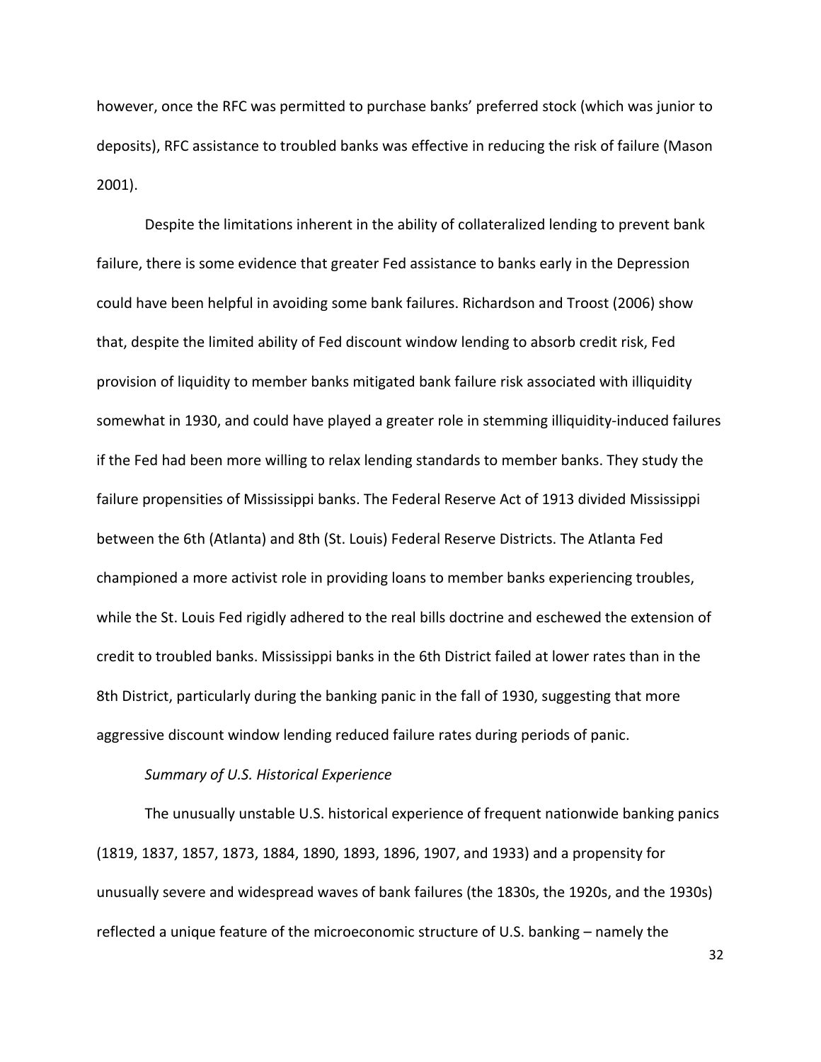however, once the RFC was permitted to purchase banks' preferred stock (which was junior to deposits), RFC assistance to troubled banks was effective in reducing the risk of failure (Mason 2001).

Despite the limitations inherent in the ability of collateralized lending to prevent bank failure, there is some evidence that greater Fed assistance to banks early in the Depression could have been helpful in avoiding some bank failures. Richardson and Troost (2006) show that, despite the limited ability of Fed discount window lending to absorb credit risk, Fed provision of liquidity to member banks mitigated bank failure risk associated with illiquidity somewhat in 1930, and could have played a greater role in stemming illiquidity-induced failures if the Fed had been more willing to relax lending standards to member banks. They study the failure propensities of Mississippi banks. The Federal Reserve Act of 1913 divided Mississippi between the 6th (Atlanta) and 8th (St. Louis) Federal Reserve Districts. The Atlanta Fed championed a more activist role in providing loans to member banks experiencing troubles, while the St. Louis Fed rigidly adhered to the real bills doctrine and eschewed the extension of credit to troubled banks. Mississippi banks in the 6th District failed at lower rates than in the 8th District, particularly during the banking panic in the fall of 1930, suggesting that more aggressive discount window lending reduced failure rates during periods of panic.

*Summary of U.S. Historical Experience*

The unusually unstable U.S. historical experience of frequent nationwide banking panics (1819, 1837, 1857, 1873, 1884, 1890, 1893, 1896, 1907, and 1933) and a propensity for unusually severe and widespread waves of bank failures (the 1830s, the 1920s, and the 1930s) reflected a unique feature of the microeconomic structure of U.S. banking – namely the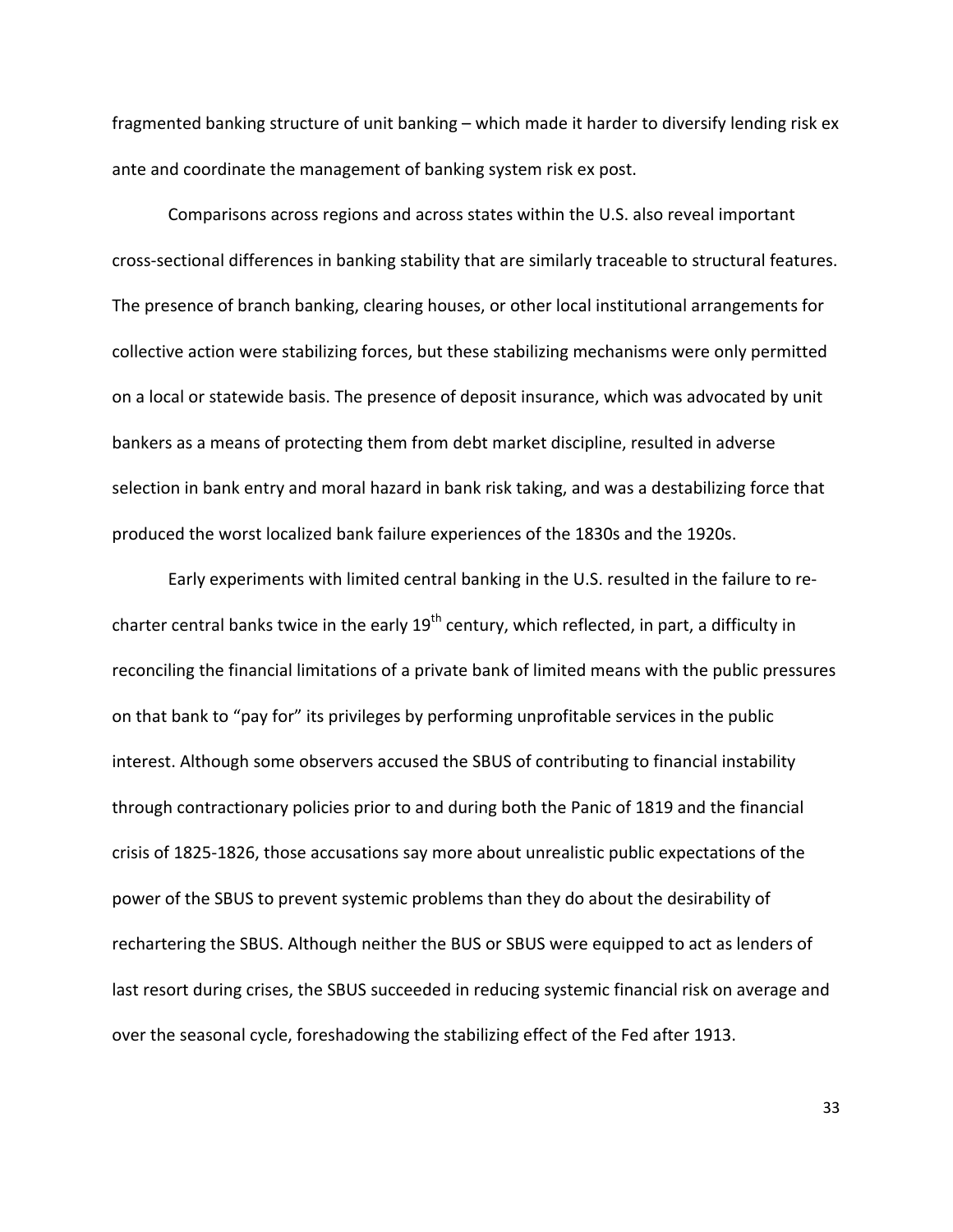fragmented banking structure of unit banking – which made it harder to diversify lending risk ex ante and coordinate the management of banking system risk ex post.

Comparisons across regions and across states within the U.S. also reveal important cross-sectional differences in banking stability that are similarly traceable to structural features. The presence of branch banking, clearing houses, or other local institutional arrangements for collective action were stabilizing forces, but these stabilizing mechanisms were only permitted on a local or statewide basis. The presence of deposit insurance, which was advocated by unit bankers as a means of protecting them from debt market discipline, resulted in adverse selection in bank entry and moral hazard in bank risk taking, and was a destabilizing force that produced the worst localized bank failure experiences of the 1830s and the 1920s.

Early experiments with limited central banking in the U.S. resulted in the failure to re-charter central banks twice in the early 19th century, which reflected, in part, a difficulty in reconciling the financial limitations of a private bank of limited means with the public pressures on that bank to "pay for" its privileges by performing unprofitable services in the public interest. Although some observers accused the SBUS of contributing to financial instability through contractionary policies prior to and during both the Panic of 1819 and the financial crisis of 1825-1826, those accusations say more about unrealistic public expectations of the power of the SBUS to prevent systemic problems than they do about the desirability of rechartering the SBUS. Although neither the BUS or SBUS were equipped to act as lenders of last resort during crises, the SBUS succeeded in reducing systemic financial risk on average and over the seasonal cycle, foreshadowing the stabilizing effect of the Fed after 1913.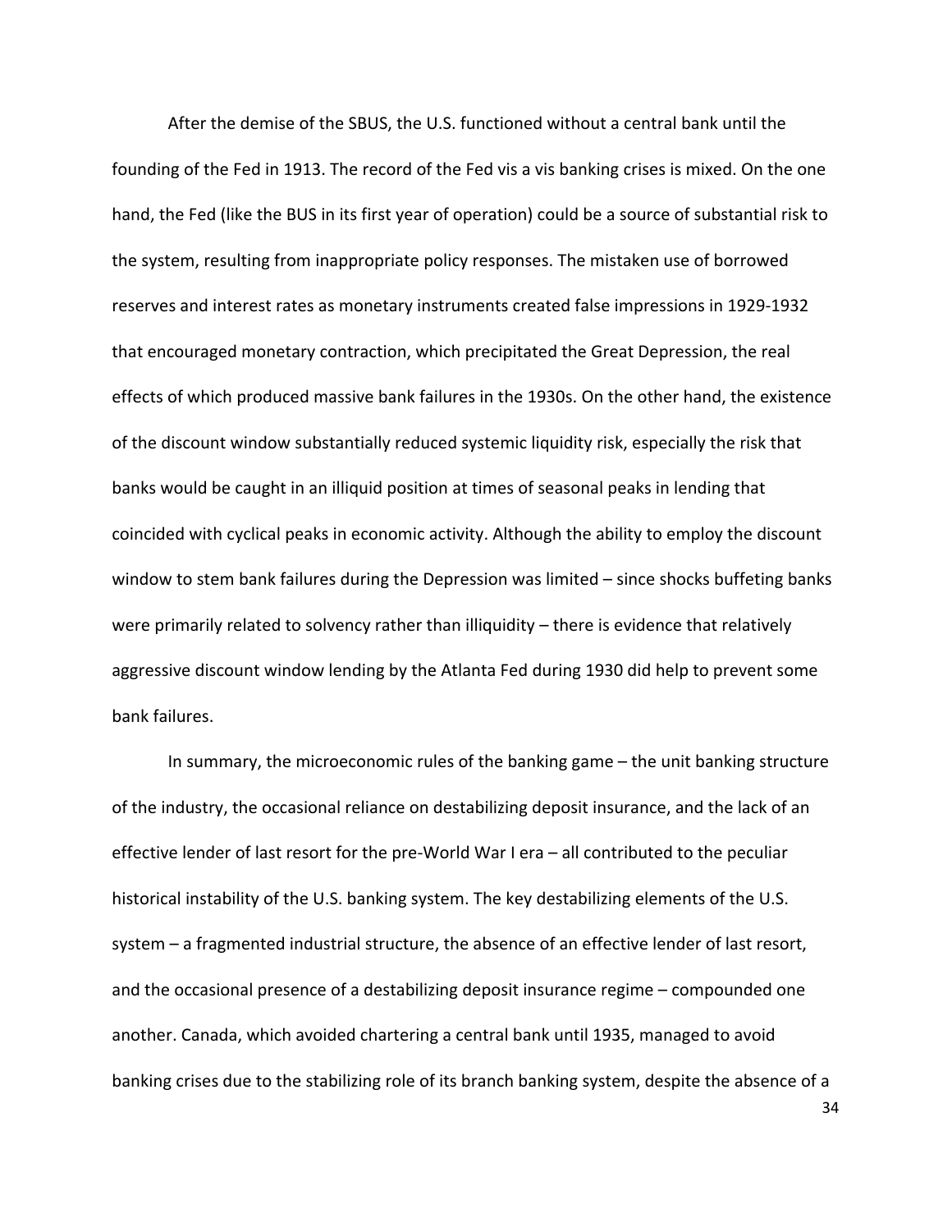After the demise of the SBUS, the U.S. functioned without a central bank until the founding of the Fed in 1913. The record of the Fed vis a vis banking crises is mixed. On the one hand, the Fed (like the BUS in its first year of operation) could be a source of substantial risk to the system, resulting from inappropriate policy responses. The mistaken use of borrowed reserves and interest rates as monetary instruments created false impressions in 1929-1932 that encouraged monetary contraction, which precipitated the Great Depression, the real effects of which produced massive bank failures in the 1930s. On the other hand, the existence of the discount window substantially reduced systemic liquidity risk, especially the risk that banks would be caught in an illiquid position at times of seasonal peaks in lending that coincided with cyclical peaks in economic activity. Although the ability to employ the discount window to stem bank failures during the Depression was limited – since shocks buffeting banks were primarily related to solvency rather than illiquidity – there is evidence that relatively aggressive discount window lending by the Atlanta Fed during 1930 did help to prevent some bank failures.

In summary, the microeconomic rules of the banking game – the unit banking structure of the industry, the occasional reliance on destabilizing deposit insurance, and the lack of an effective lender of last resort for the pre-World War I era – all contributed to the peculiar historical instability of the U.S. banking system. The key destabilizing elements of the U.S. system – a fragmented industrial structure, the absence of an effective lender of last resort, and the occasional presence of a destabilizing deposit insurance regime – compounded one another. Canada, which avoided chartering a central bank until 1935, managed to avoid banking crises due to the stabilizing role of its branch banking system, despite the absence of a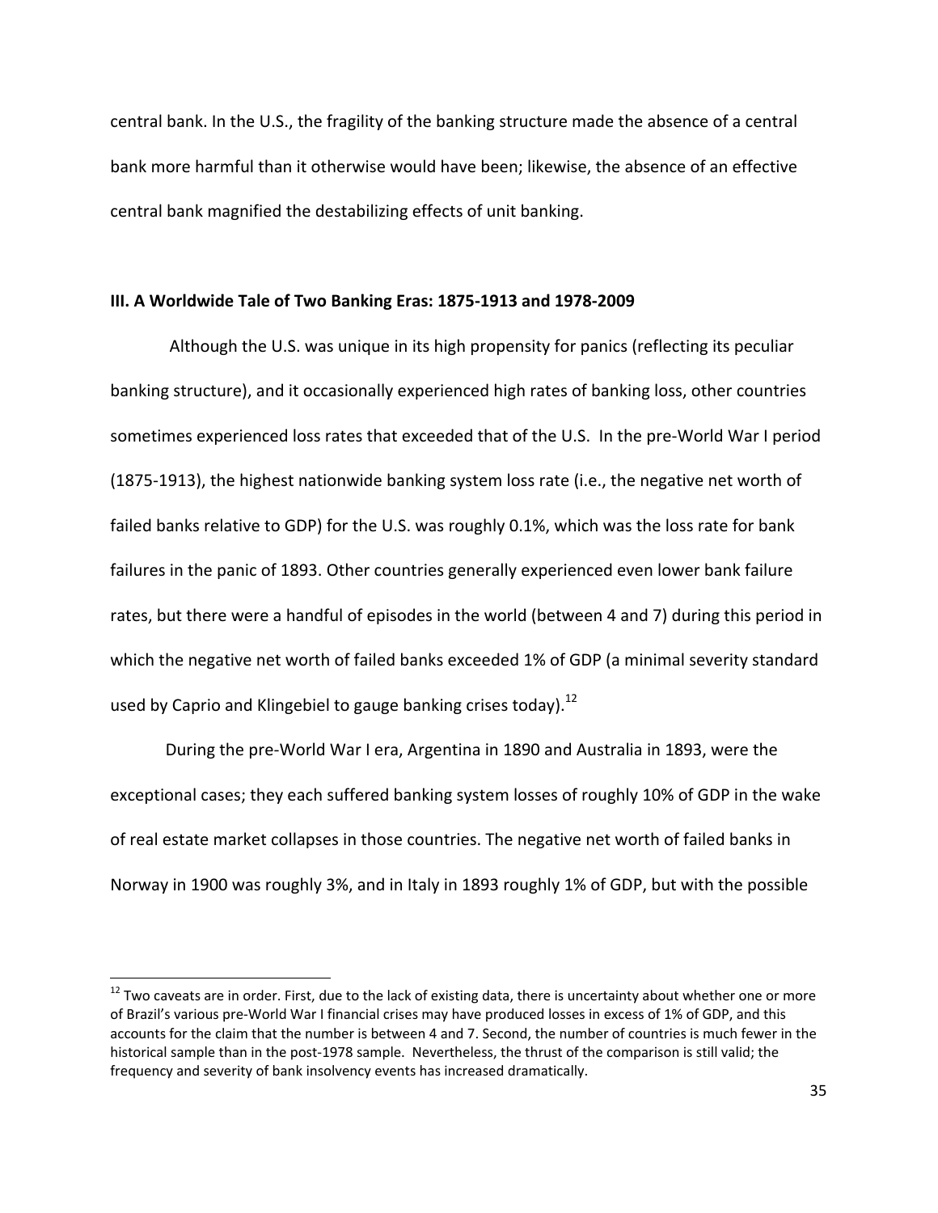central bank. In the U.S., the fragility of the banking structure made the absence of a central bank more harmful than it otherwise would have been; likewise, the absence of an effective central bank magnified the destabilizing effects of unit banking.

### III. A Worldwide Tale of Two Banking Eras: 1875-1913 and 1978-2009

Although the U.S. was unique in its high propensity for panics (reflecting its peculiar banking structure), and it occasionally experienced high rates of banking loss, other countries sometimes experienced loss rates that exceeded that of the U.S. In the pre-World War I period (1875-1913), the highest nationwide banking system loss rate (i.e., the negative net worth of failed banks relative to GDP) for the U.S. was roughly 0.1%, which was the loss rate for bank failures in the panic of 1893. Other countries generally experienced even lower bank failure rates, but there were a handful of episodes in the world (between 4 and 7) during this period in which the negative net worth of failed banks exceeded 1% of GDP (a minimal severity standard used by Caprio and Klingebiel to gauge banking crises today).[12]

During the pre-World War I era, Argentina in 1890 and Australia in 1893, were the exceptional cases; they each suffered banking system losses of roughly 10% of GDP in the wake of real estate market collapses in those countries. The negative net worth of failed banks in Norway in 1900 was roughly 3%, and in Italy in 1893 roughly 1% of GDP, but with the possible

[12] Two caveats are in order. First, due to the lack of existing data, there is uncertainty about whether one or more of Brazil's various pre-World War I financial crises may have produced losses in excess of 1% of GDP, and this accounts for the claim that the number is between 4 and 7. Second, the number of countries is much fewer in the historical sample than in the post-1978 sample. Nevertheless, the thrust of the comparison is still valid; the frequency and severity of bank insolvency events has increased dramatically.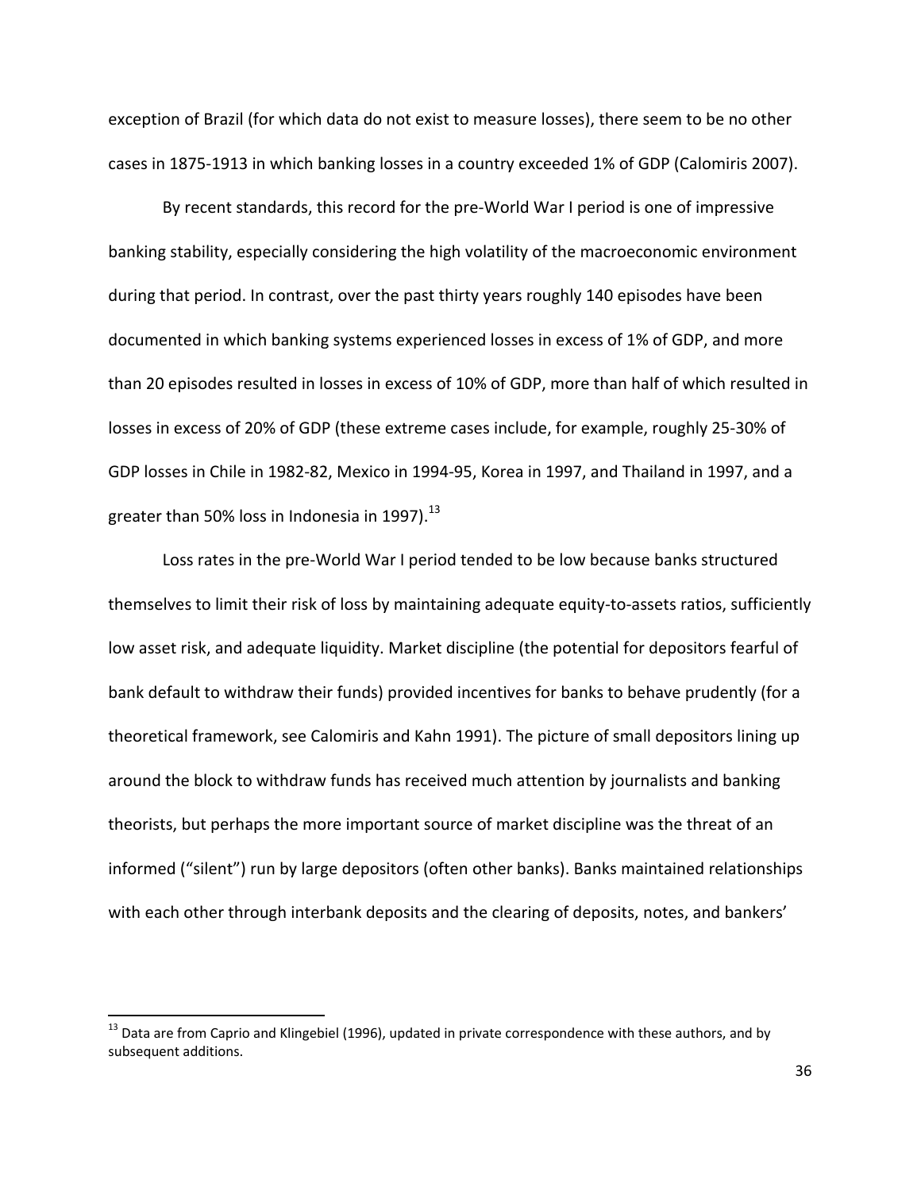exception of Brazil (for which data do not exist to measure losses), there seem to be no other cases in 1875-1913 in which banking losses in a country exceeded 1% of GDP (Calomiris 2007).

By recent standards, this record for the pre-World War I period is one of impressive banking stability, especially considering the high volatility of the macroeconomic environment during that period. In contrast, over the past thirty years roughly 140 episodes have been documented in which banking systems experienced losses in excess of 1% of GDP, and more than 20 episodes resulted in losses in excess of 10% of GDP, more than half of which resulted in losses in excess of 20% of GDP (these extreme cases include, for example, roughly 25-30% of GDP losses in Chile in 1982-82, Mexico in 1994-95, Korea in 1997, and Thailand in 1997, and a greater than 50% loss in Indonesia in 1997).[13]

Loss rates in the pre-World War I period tended to be low because banks structured themselves to limit their risk of loss by maintaining adequate equity-to-assets ratios, sufficiently low asset risk, and adequate liquidity. Market discipline (the potential for depositors fearful of bank default to withdraw their funds) provided incentives for banks to behave prudently (for a theoretical framework, see Calomiris and Kahn 1991). The picture of small depositors lining up around the block to withdraw funds has received much attention by journalists and banking theorists, but perhaps the more important source of market discipline was the threat of an informed ("silent") run by large depositors (often other banks). Banks maintained relationships with each other through interbank deposits and the clearing of deposits, notes, and bankers'

[13] Data are from Caprio and Klingebiel (1996), updated in private correspondence with these authors, and by subsequent additions.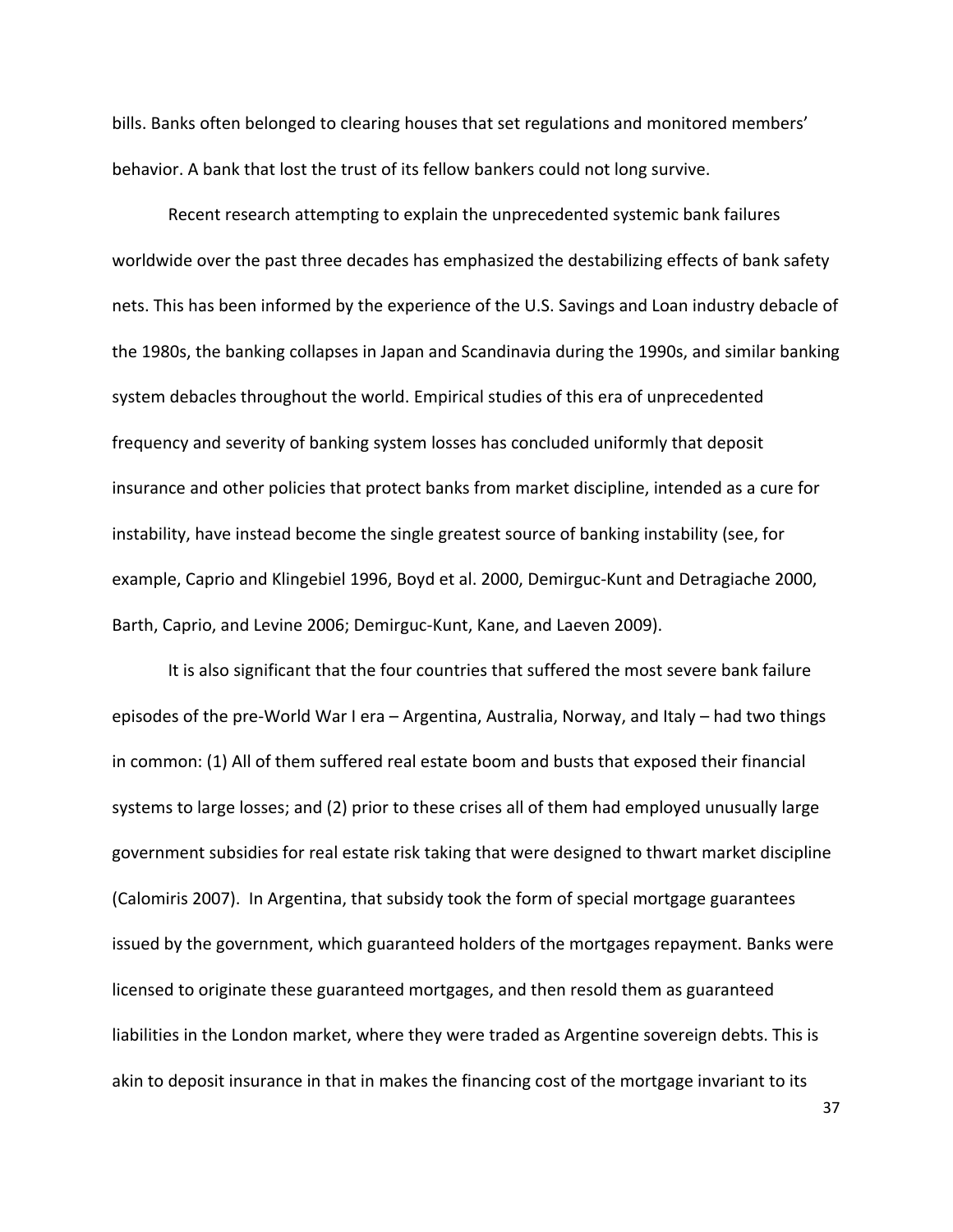bills. Banks often belonged to clearing houses that set regulations and monitored members' behavior. A bank that lost the trust of its fellow bankers could not long survive.

Recent research attempting to explain the unprecedented systemic bank failures worldwide over the past three decades has emphasized the destabilizing effects of bank safety nets. This has been informed by the experience of the U.S. Savings and Loan industry debacle of the 1980s, the banking collapses in Japan and Scandinavia during the 1990s, and similar banking system debacles throughout the world. Empirical studies of this era of unprecedented frequency and severity of banking system losses has concluded uniformly that deposit insurance and other policies that protect banks from market discipline, intended as a cure for instability, have instead become the single greatest source of banking instability (see, for example, Caprio and Klingebiel 1996, Boyd et al. 2000, Demirguc-Kunt and Detragiache 2000, Barth, Caprio, and Levine 2006; Demirguc-Kunt, Kane, and Laeven 2009).

It is also significant that the four countries that suffered the most severe bank failure episodes of the pre-World War I era – Argentina, Australia, Norway, and Italy – had two things in common: (1) All of them suffered real estate boom and busts that exposed their financial systems to large losses; and (2) prior to these crises all of them had employed unusually large government subsidies for real estate risk taking that were designed to thwart market discipline (Calomiris 2007). In Argentina, that subsidy took the form of special mortgage guarantees issued by the government, which guaranteed holders of the mortgages repayment. Banks were licensed to originate these guaranteed mortgages, and then resold them as guaranteed liabilities in the London market, where they were traded as Argentine sovereign debts. This is akin to deposit insurance in that in makes the financing cost of the mortgage invariant to its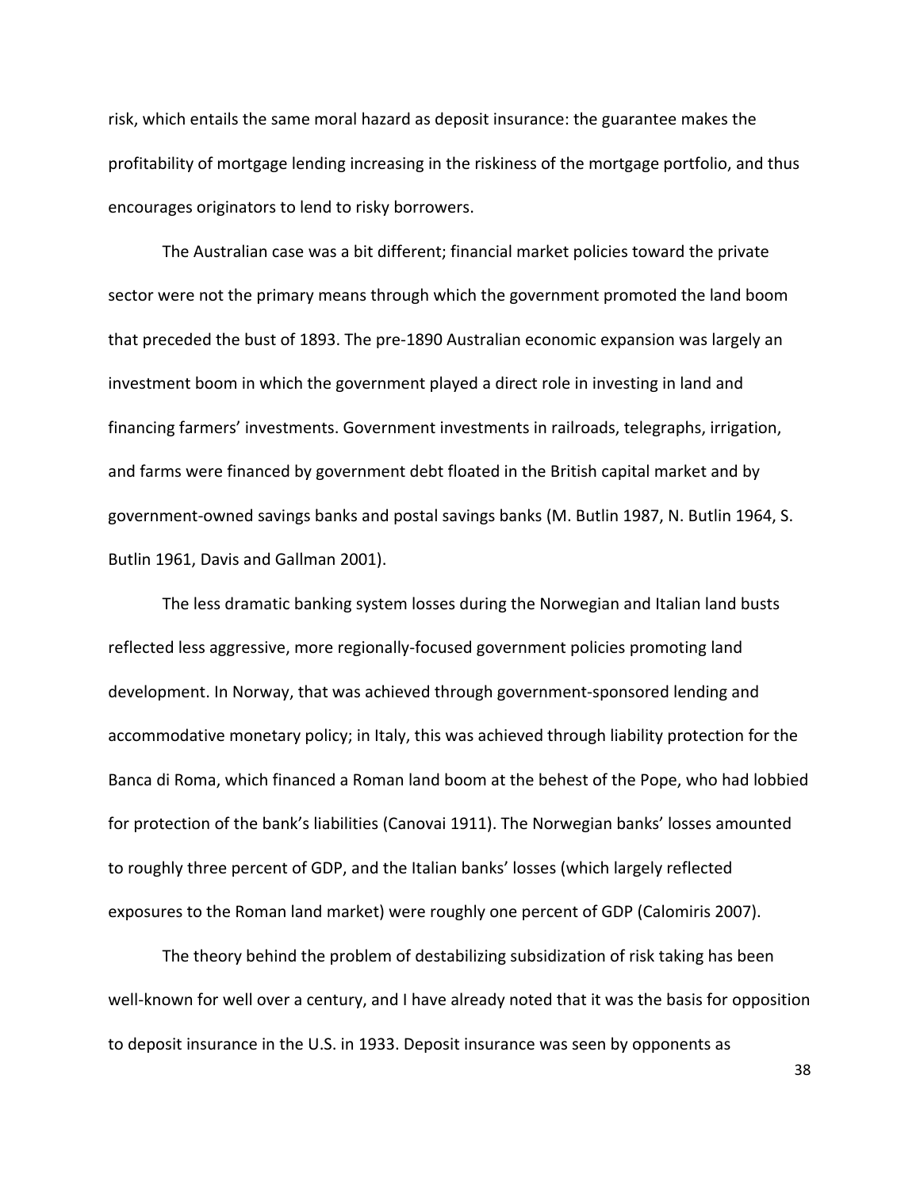risk, which entails the same moral hazard as deposit insurance: the guarantee makes the profitability of mortgage lending increasing in the riskiness of the mortgage portfolio, and thus encourages originators to lend to risky borrowers.

The Australian case was a bit different; financial market policies toward the private sector were not the primary means through which the government promoted the land boom that preceded the bust of 1893. The pre-1890 Australian economic expansion was largely an investment boom in which the government played a direct role in investing in land and financing farmers' investments. Government investments in railroads, telegraphs, irrigation, and farms were financed by government debt floated in the British capital market and by government-owned savings banks and postal savings banks (M. Butlin 1987, N. Butlin 1964, S. Butlin 1961, Davis and Gallman 2001).

The less dramatic banking system losses during the Norwegian and Italian land busts reflected less aggressive, more regionally-focused government policies promoting land development. In Norway, that was achieved through government-sponsored lending and accommodative monetary policy; in Italy, this was achieved through liability protection for the Banca di Roma, which financed a Roman land boom at the behest of the Pope, who had lobbied for protection of the bank's liabilities (Canovai 1911). The Norwegian banks' losses amounted to roughly three percent of GDP, and the Italian banks' losses (which largely reflected exposures to the Roman land market) were roughly one percent of GDP (Calomiris 2007).

The theory behind the problem of destabilizing subsidization of risk taking has been well-known for well over a century, and I have already noted that it was the basis for opposition to deposit insurance in the U.S. in 1933. Deposit insurance was seen by opponents as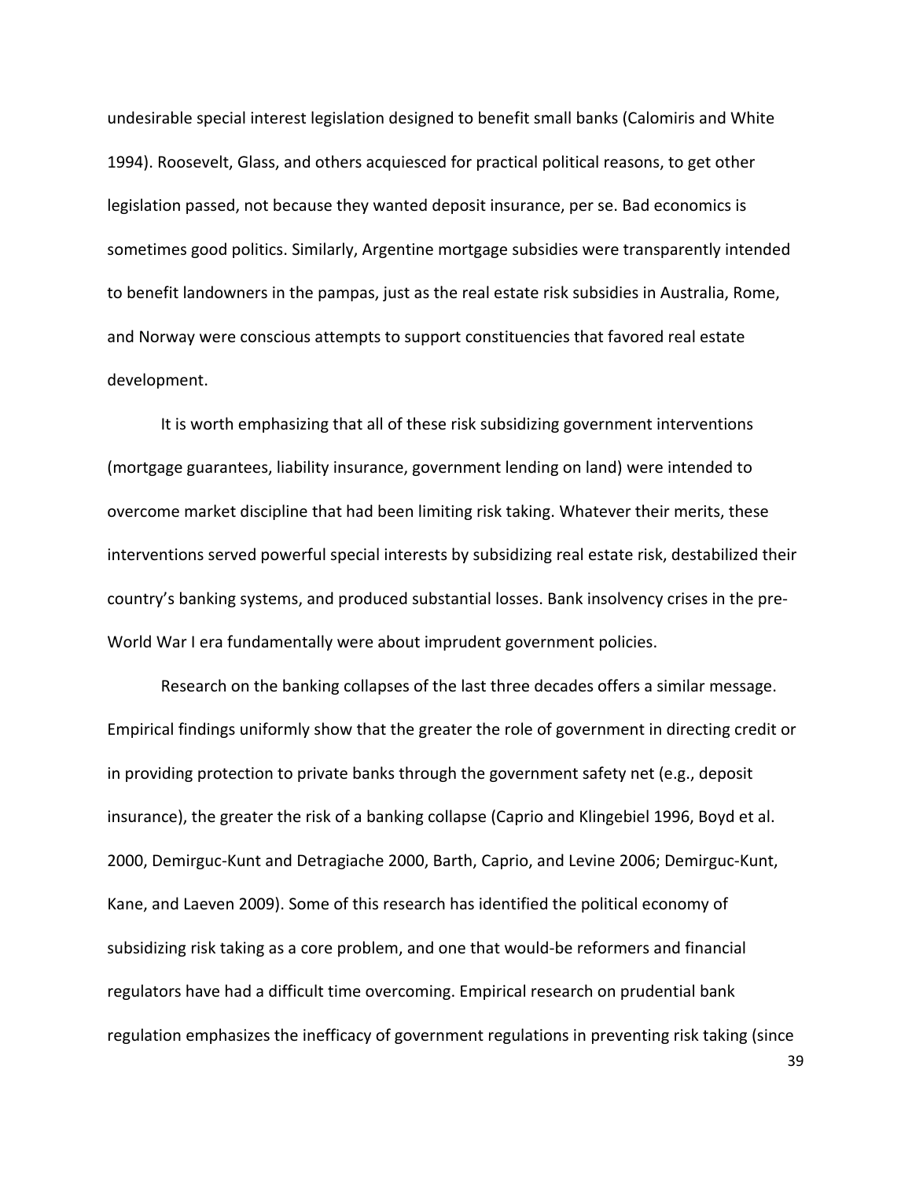undesirable special interest legislation designed to benefit small banks (Calomiris and White 1994). Roosevelt, Glass, and others acquiesced for practical political reasons, to get other legislation passed, not because they wanted deposit insurance, per se. Bad economics is sometimes good politics. Similarly, Argentine mortgage subsidies were transparently intended to benefit landowners in the pampas, just as the real estate risk subsidies in Australia, Rome, and Norway were conscious attempts to support constituencies that favored real estate development.

It is worth emphasizing that all of these risk subsidizing government interventions (mortgage guarantees, liability insurance, government lending on land) were intended to overcome market discipline that had been limiting risk taking. Whatever their merits, these interventions served powerful special interests by subsidizing real estate risk, destabilized their country's banking systems, and produced substantial losses. Bank insolvency crises in the pre-World War I era fundamentally were about imprudent government policies.

Research on the banking collapses of the last three decades offers a similar message. Empirical findings uniformly show that the greater the role of government in directing credit or in providing protection to private banks through the government safety net (e.g., deposit insurance), the greater the risk of a banking collapse (Caprio and Klingebiel 1996, Boyd et al. 2000, Demirguc-Kunt and Detragiache 2000, Barth, Caprio, and Levine 2006; Demirguc-Kunt, Kane, and Laeven 2009). Some of this research has identified the political economy of subsidizing risk taking as a core problem, and one that would-be reformers and financial regulators have had a difficult time overcoming. Empirical research on prudential bank regulation emphasizes the inefficacy of government regulations in preventing risk taking (since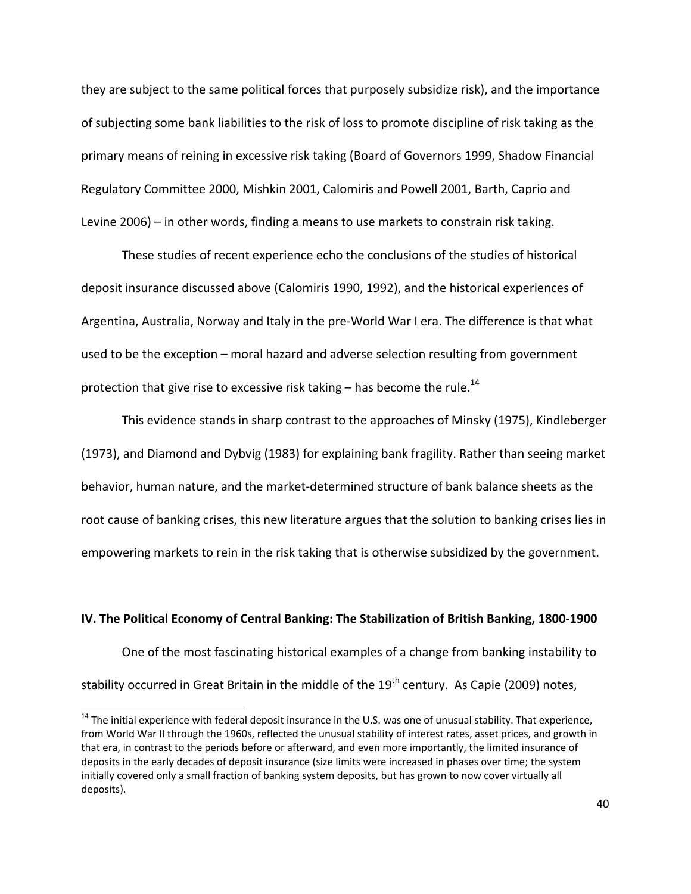they are subject to the same political forces that purposely subsidize risk), and the importance of subjecting some bank liabilities to the risk of loss to promote discipline of risk taking as the primary means of reining in excessive risk taking (Board of Governors 1999, Shadow Financial Regulatory Committee 2000, Mishkin 2001, Calomiris and Powell 2001, Barth, Caprio and Levine 2006) – in other words, finding a means to use markets to constrain risk taking.

These studies of recent experience echo the conclusions of the studies of historical deposit insurance discussed above (Calomiris 1990, 1992), and the historical experiences of Argentina, Australia, Norway and Italy in the pre-World War I era. The difference is that what used to be the exception – moral hazard and adverse selection resulting from government protection that give rise to excessive risk taking – has become the rule.[14]

This evidence stands in sharp contrast to the approaches of Minsky (1975), Kindleberger (1973), and Diamond and Dybvig (1983) for explaining bank fragility. Rather than seeing market behavior, human nature, and the market-determined structure of bank balance sheets as the root cause of banking crises, this new literature argues that the solution to banking crises lies in empowering markets to rein in the risk taking that is otherwise subsidized by the government.

## IV. The Political Economy of Central Banking: The Stabilization of British Banking, 1800-1900

One of the most fascinating historical examples of a change from banking instability to stability occurred in Great Britain in the middle of the 19th century. As Capie (2009) notes,

[14] The initial experience with federal deposit insurance in the U.S. was one of unusual stability. That experience, from World War II through the 1960s, reflected the unusual stability of interest rates, asset prices, and growth in that era, in contrast to the periods before or afterward, and even more importantly, the limited insurance of deposits in the early decades of deposit insurance (size limits were increased in phases over time; the system initially covered only a small fraction of banking system deposits, but has grown to now cover virtually all deposits).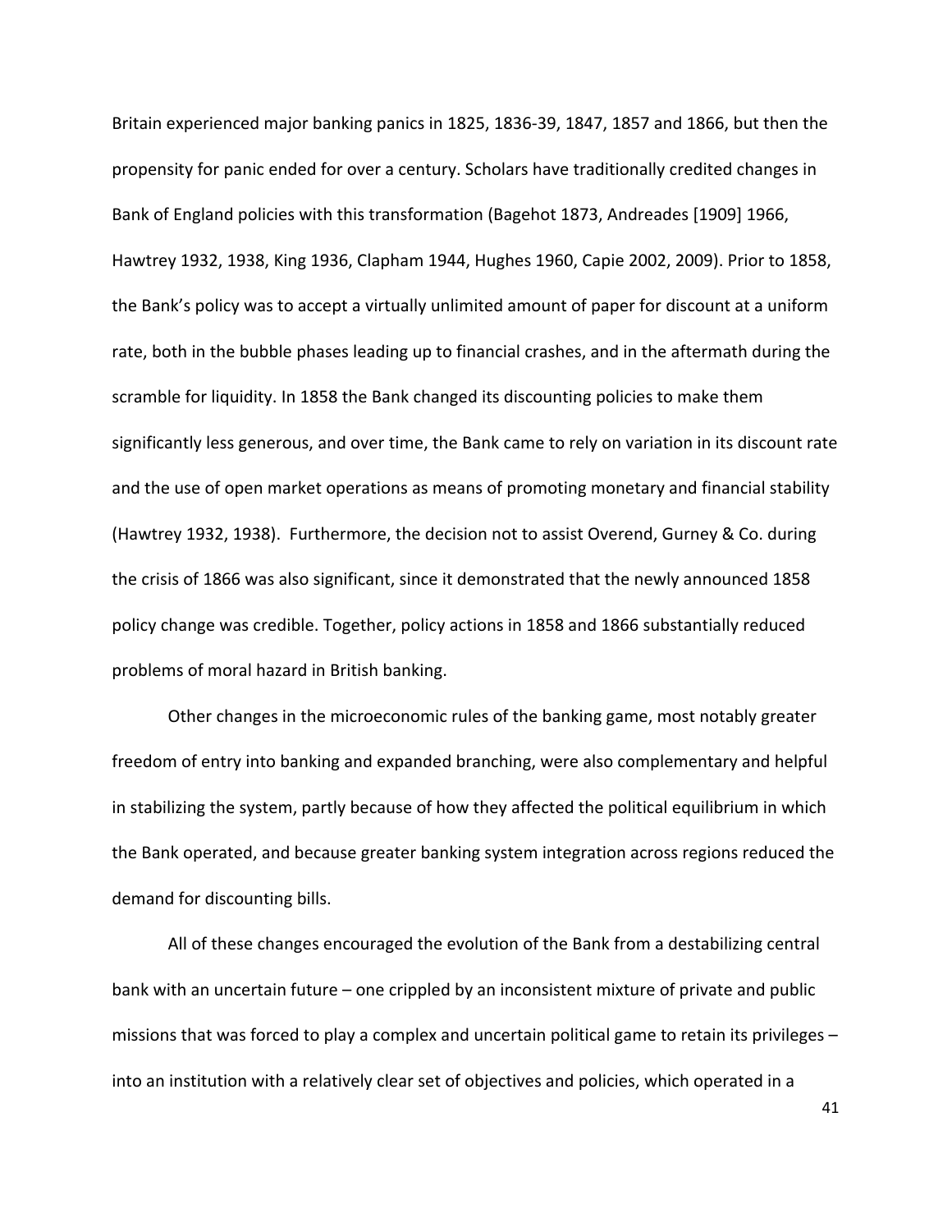Britain experienced major banking panics in 1825, 1836-39, 1847, 1857 and 1866, but then the propensity for panic ended for over a century. Scholars have traditionally credited changes in Bank of England policies with this transformation (Bagehot 1873, Andreades [1909] 1966, Hawtrey 1932, 1938, King 1936, Clapham 1944, Hughes 1960, Capie 2002, 2009). Prior to 1858, the Bank's policy was to accept a virtually unlimited amount of paper for discount at a uniform rate, both in the bubble phases leading up to financial crashes, and in the aftermath during the scramble for liquidity. In 1858 the Bank changed its discounting policies to make them significantly less generous, and over time, the Bank came to rely on variation in its discount rate and the use of open market operations as means of promoting monetary and financial stability (Hawtrey 1932, 1938). Furthermore, the decision not to assist Overend, Gurney & Co. during the crisis of 1866 was also significant, since it demonstrated that the newly announced 1858 policy change was credible. Together, policy actions in 1858 and 1866 substantially reduced problems of moral hazard in British banking.

Other changes in the microeconomic rules of the banking game, most notably greater freedom of entry into banking and expanded branching, were also complementary and helpful in stabilizing the system, partly because of how they affected the political equilibrium in which the Bank operated, and because greater banking system integration across regions reduced the demand for discounting bills.

All of these changes encouraged the evolution of the Bank from a destabilizing central bank with an uncertain future – one crippled by an inconsistent mixture of private and public missions that was forced to play a complex and uncertain political game to retain its privileges – into an institution with a relatively clear set of objectives and policies, which operated in a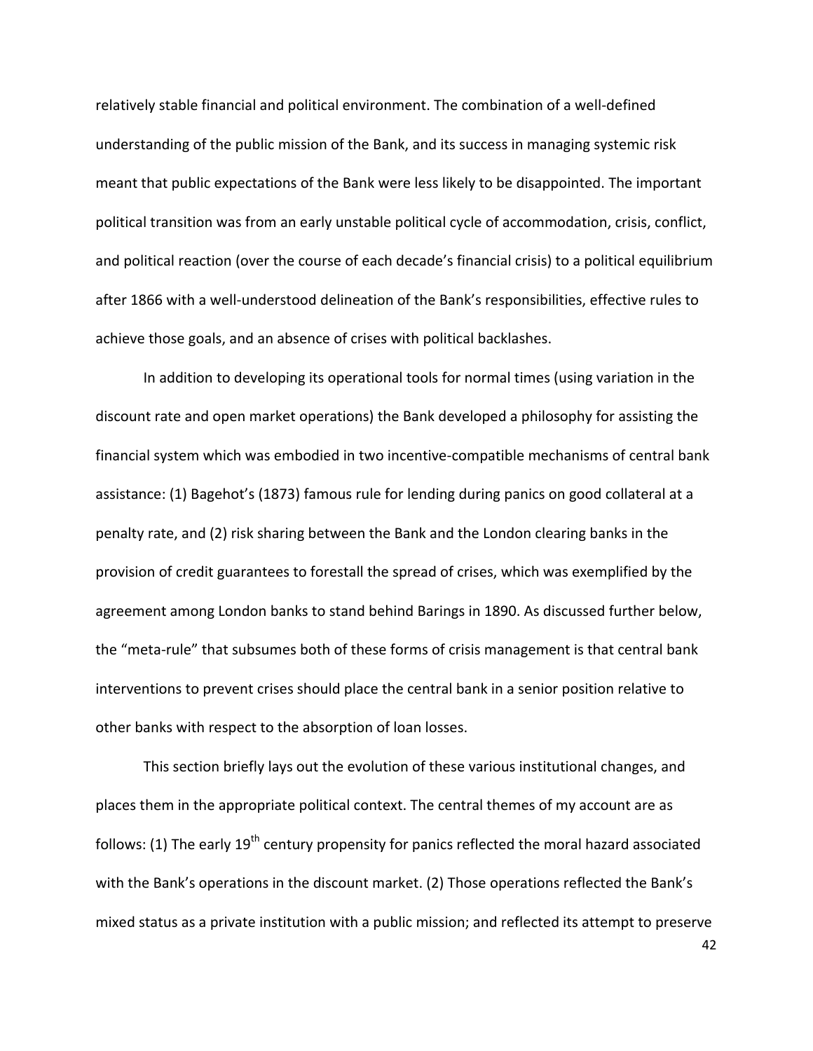relatively stable financial and political environment. The combination of a well-defined understanding of the public mission of the Bank, and its success in managing systemic risk meant that public expectations of the Bank were less likely to be disappointed. The important political transition was from an early unstable political cycle of accommodation, crisis, conflict, and political reaction (over the course of each decade's financial crisis) to a political equilibrium after 1866 with a well-understood delineation of the Bank's responsibilities, effective rules to achieve those goals, and an absence of crises with political backlashes.

In addition to developing its operational tools for normal times (using variation in the discount rate and open market operations) the Bank developed a philosophy for assisting the financial system which was embodied in two incentive-compatible mechanisms of central bank assistance: (1) Bagehot's (1873) famous rule for lending during panics on good collateral at a penalty rate, and (2) risk sharing between the Bank and the London clearing banks in the provision of credit guarantees to forestall the spread of crises, which was exemplified by the agreement among London banks to stand behind Barings in 1890. As discussed further below, the "meta-rule" that subsumes both of these forms of crisis management is that central bank interventions to prevent crises should place the central bank in a senior position relative to other banks with respect to the absorption of loan losses.

This section briefly lays out the evolution of these various institutional changes, and places them in the appropriate political context. The central themes of my account are as follows: (1) The early 19th century propensity for panics reflected the moral hazard associated with the Bank's operations in the discount market. (2) Those operations reflected the Bank's mixed status as a private institution with a public mission; and reflected its attempt to preserve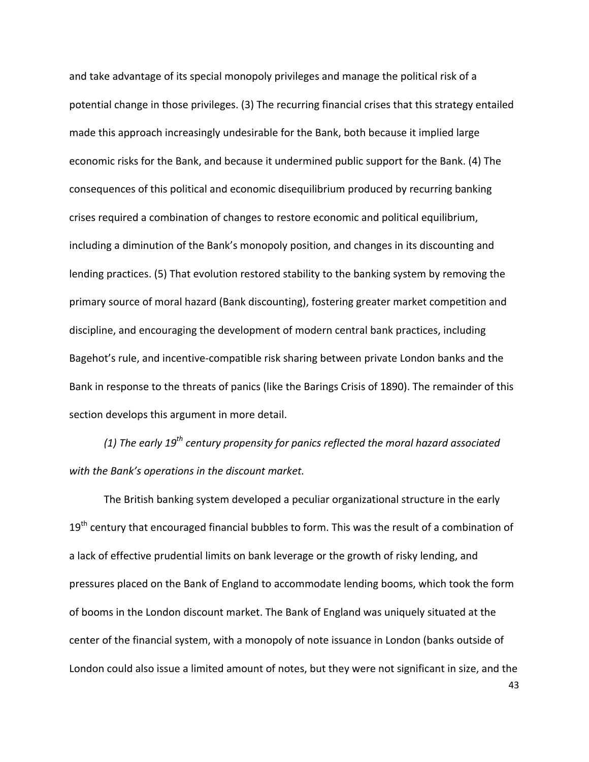and take advantage of its special monopoly privileges and manage the political risk of a potential change in those privileges. (3) The recurring financial crises that this strategy entailed made this approach increasingly undesirable for the Bank, both because it implied large economic risks for the Bank, and because it undermined public support for the Bank. (4) The consequences of this political and economic disequilibrium produced by recurring banking crises required a combination of changes to restore economic and political equilibrium, including a diminution of the Bank's monopoly position, and changes in its discounting and lending practices. (5) That evolution restored stability to the banking system by removing the primary source of moral hazard (Bank discounting), fostering greater market competition and discipline, and encouraging the development of modern central bank practices, including Bagehot's rule, and incentive-compatible risk sharing between private London banks and the Bank in response to the threats of panics (like the Barings Crisis of 1890). The remainder of this section develops this argument in more detail.

*(1) The early 19th century propensity for panics reflected the moral hazard associated with the Bank's operations in the discount market.*

The British banking system developed a peculiar organizational structure in the early 19th century that encouraged financial bubbles to form. This was the result of a combination of a lack of effective prudential limits on bank leverage or the growth of risky lending, and pressures placed on the Bank of England to accommodate lending booms, which took the form of booms in the London discount market. The Bank of England was uniquely situated at the center of the financial system, with a monopoly of note issuance in London (banks outside of London could also issue a limited amount of notes, but they were not significant in size, and the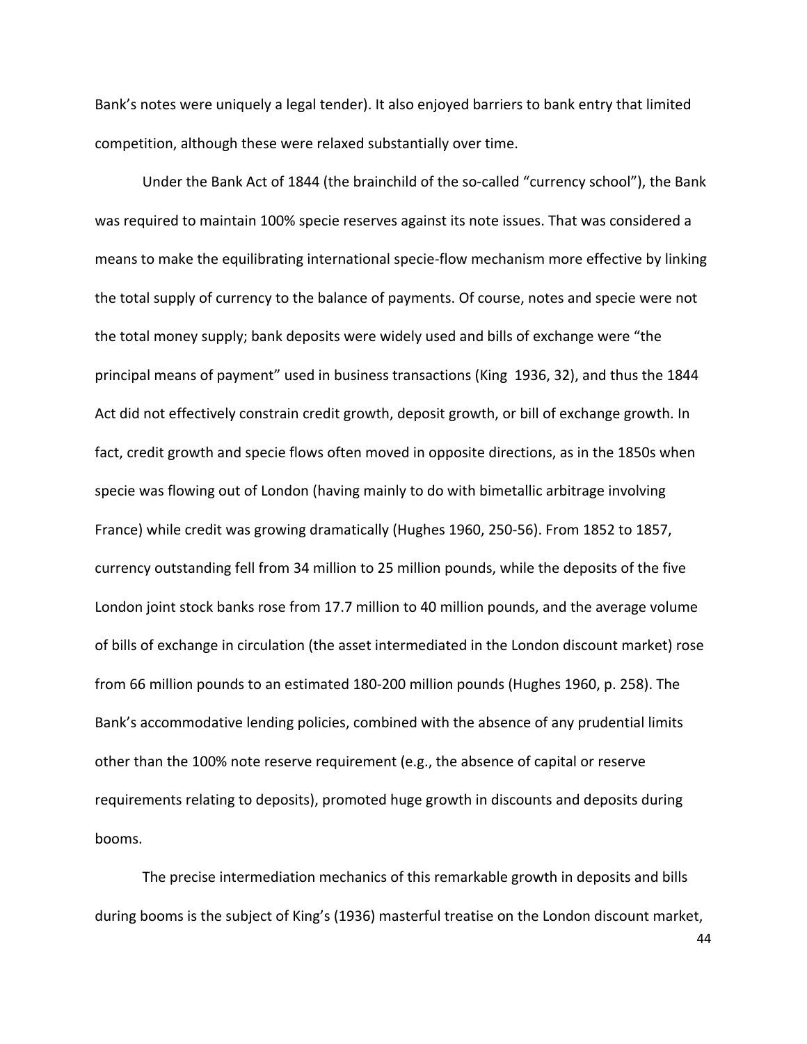Bank's notes were uniquely a legal tender). It also enjoyed barriers to bank entry that limited competition, although these were relaxed substantially over time.

Under the Bank Act of 1844 (the brainchild of the so-called "currency school"), the Bank was required to maintain 100% specie reserves against its note issues. That was considered a means to make the equilibrating international specie-flow mechanism more effective by linking the total supply of currency to the balance of payments. Of course, notes and specie were not the total money supply; bank deposits were widely used and bills of exchange were "the principal means of payment" used in business transactions (King 1936, 32), and thus the 1844 Act did not effectively constrain credit growth, deposit growth, or bill of exchange growth. In fact, credit growth and specie flows often moved in opposite directions, as in the 1850s when specie was flowing out of London (having mainly to do with bimetallic arbitrage involving France) while credit was growing dramatically (Hughes 1960, 250-56). From 1852 to 1857, currency outstanding fell from 34 million to 25 million pounds, while the deposits of the five London joint stock banks rose from 17.7 million to 40 million pounds, and the average volume of bills of exchange in circulation (the asset intermediated in the London discount market) rose from 66 million pounds to an estimated 180-200 million pounds (Hughes 1960, p. 258). The Bank's accommodative lending policies, combined with the absence of any prudential limits other than the 100% note reserve requirement (e.g., the absence of capital or reserve requirements relating to deposits), promoted huge growth in discounts and deposits during booms.

The precise intermediation mechanics of this remarkable growth in deposits and bills during booms is the subject of King's (1936) masterful treatise on the London discount market,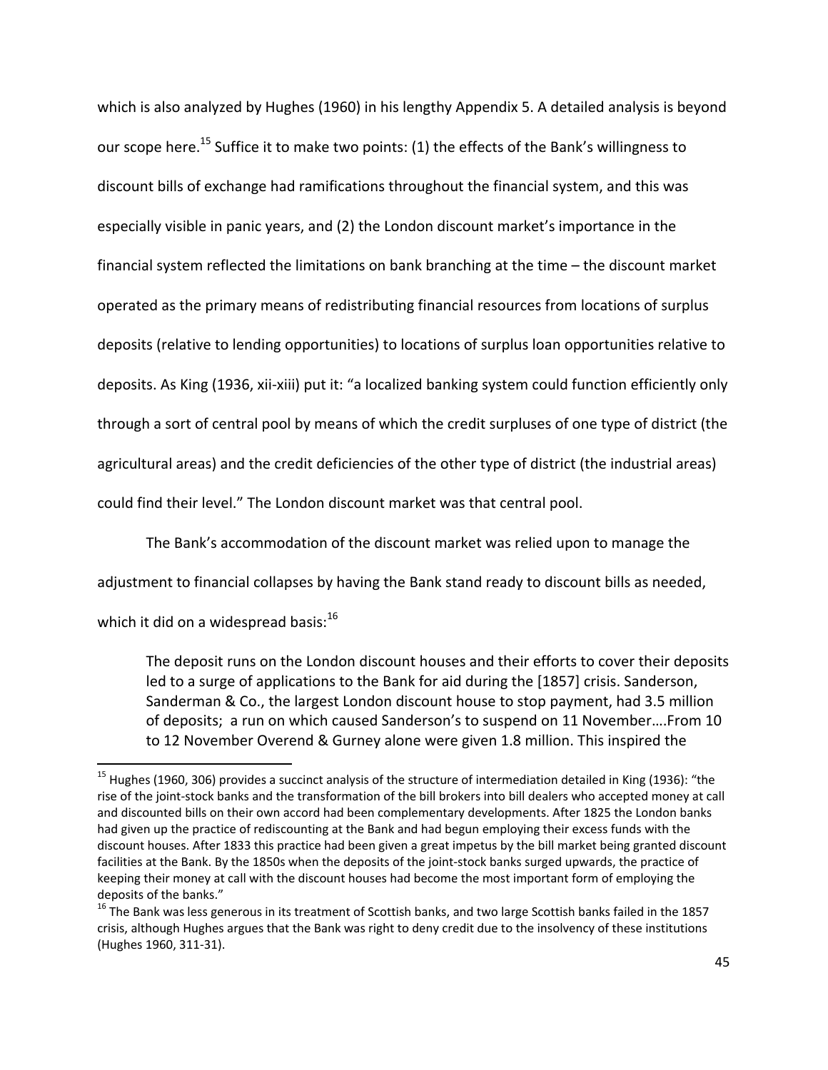which is also analyzed by Hughes (1960) in his lengthy Appendix 5. A detailed analysis is beyond our scope here.[15] Suffice it to make two points: (1) the effects of the Bank's willingness to discount bills of exchange had ramifications throughout the financial system, and this was especially visible in panic years, and (2) the London discount market's importance in the financial system reflected the limitations on bank branching at the time – the discount market operated as the primary means of redistributing financial resources from locations of surplus deposits (relative to lending opportunities) to locations of surplus loan opportunities relative to deposits. As King (1936, xii-xiii) put it: "a localized banking system could function efficiently only through a sort of central pool by means of which the credit surpluses of one type of district (the agricultural areas) and the credit deficiencies of the other type of district (the industrial areas) could find their level." The London discount market was that central pool.

The Bank's accommodation of the discount market was relied upon to manage the adjustment to financial collapses by having the Bank stand ready to discount bills as needed, which it did on a widespread basis:[16]

> The deposit runs on the London discount houses and their efforts to cover their deposits led to a surge of applications to the Bank for aid during the [1857] crisis. Sanderson, Sanderman & Co., the largest London discount house to stop payment, had 3.5 million of deposits; a run on which caused Sanderson's to suspend on 11 November….From 10 to 12 November Overend & Gurney alone were given 1.8 million. This inspired the

[15] Hughes (1960, 306) provides a succinct analysis of the structure of intermediation detailed in King (1936): "the rise of the joint-stock banks and the transformation of the bill brokers into bill dealers who accepted money at call and discounted bills on their own accord had been complementary developments. After 1825 the London banks had given up the practice of rediscounting at the Bank and had begun employing their excess funds with the discount houses. After 1833 this practice had been given a great impetus by the bill market being granted discount facilities at the Bank. By the 1850s when the deposits of the joint-stock banks surged upwards, the practice of keeping their money at call with the discount houses had become the most important form of employing the deposits of the banks."

[16] The Bank was less generous in its treatment of Scottish banks, and two large Scottish banks failed in the 1857 crisis, although Hughes argues that the Bank was right to deny credit due to the insolvency of these institutions (Hughes 1960, 311-31).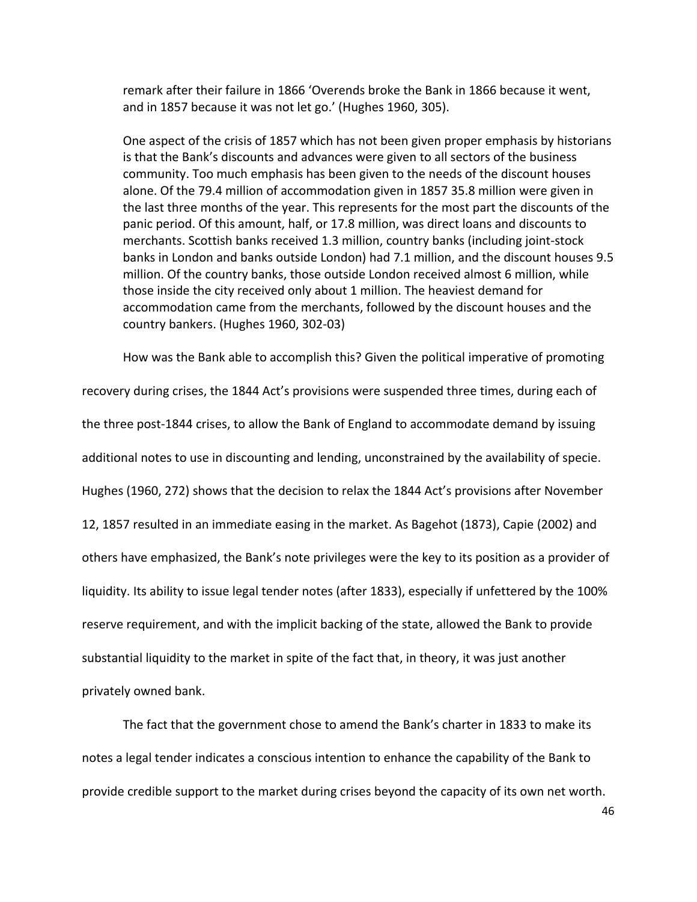> remark after their failure in 1866 'Overends broke the Bank in 1866 because it went, and in 1857 because it was not let go.' (Hughes 1960, 305).
>
> One aspect of the crisis of 1857 which has not been given proper emphasis by historians is that the Bank's discounts and advances were given to all sectors of the business community. Too much emphasis has been given to the needs of the discount houses alone. Of the 79.4 million of accommodation given in 1857 35.8 million were given in the last three months of the year. This represents for the most part the discounts of the panic period. Of this amount, half, or 17.8 million, was direct loans and discounts to merchants. Scottish banks received 1.3 million, country banks (including joint-stock banks in London and banks outside London) had 7.1 million, and the discount houses 9.5 million. Of the country banks, those outside London received almost 6 million, while those inside the city received only about 1 million. The heaviest demand for accommodation came from the merchants, followed by the discount houses and the country bankers. (Hughes 1960, 302-03)

How was the Bank able to accomplish this? Given the political imperative of promoting recovery during crises, the 1844 Act's provisions were suspended three times, during each of the three post-1844 crises, to allow the Bank of England to accommodate demand by issuing additional notes to use in discounting and lending, unconstrained by the availability of specie. Hughes (1960, 272) shows that the decision to relax the 1844 Act's provisions after November 12, 1857 resulted in an immediate easing in the market. As Bagehot (1873), Capie (2002) and others have emphasized, the Bank's note privileges were the key to its position as a provider of liquidity. Its ability to issue legal tender notes (after 1833), especially if unfettered by the 100% reserve requirement, and with the implicit backing of the state, allowed the Bank to provide substantial liquidity to the market in spite of the fact that, in theory, it was just another privately owned bank.

The fact that the government chose to amend the Bank's charter in 1833 to make its notes a legal tender indicates a conscious intention to enhance the capability of the Bank to provide credible support to the market during crises beyond the capacity of its own net worth.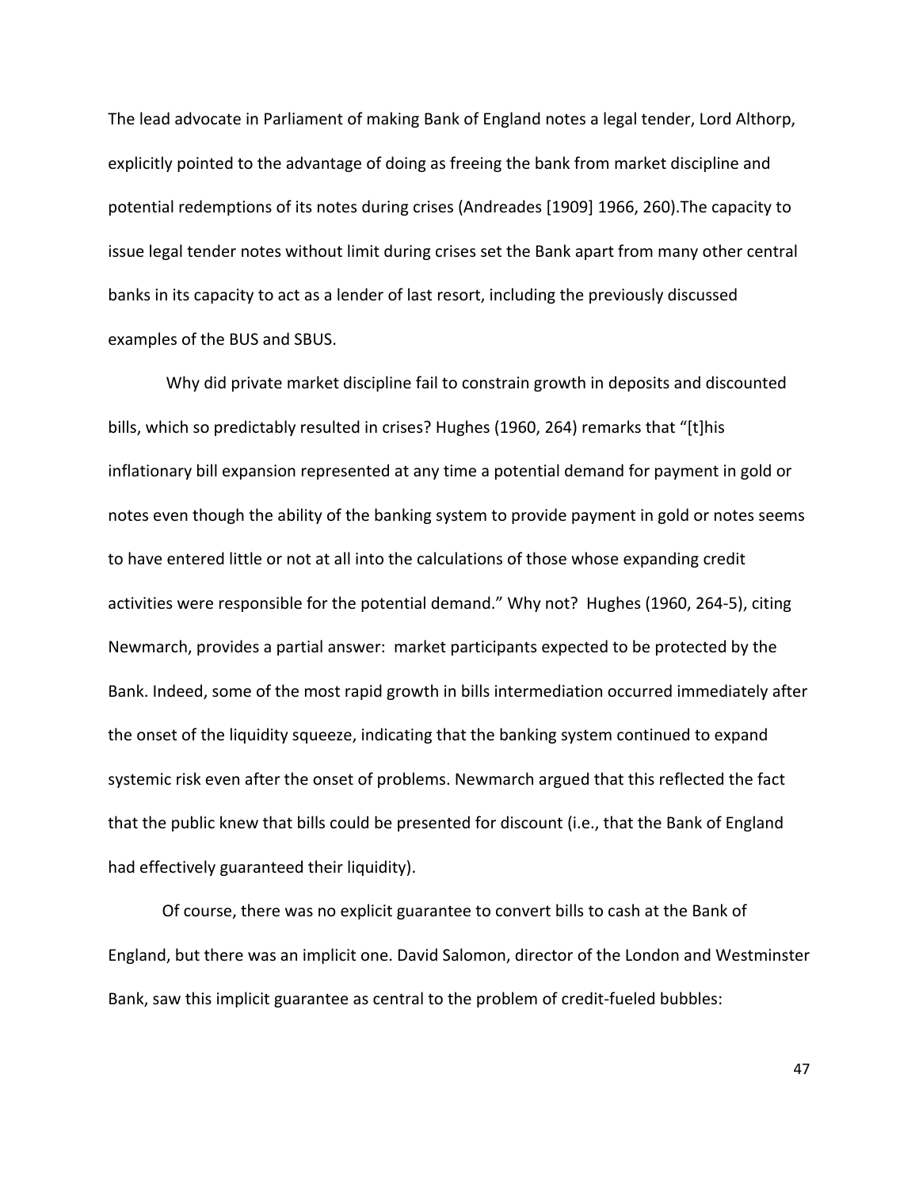The lead advocate in Parliament of making Bank of England notes a legal tender, Lord Althorp, explicitly pointed to the advantage of doing as freeing the bank from market discipline and potential redemptions of its notes during crises (Andreades [1909] 1966, 260).The capacity to issue legal tender notes without limit during crises set the Bank apart from many other central banks in its capacity to act as a lender of last resort, including the previously discussed examples of the BUS and SBUS.

Why did private market discipline fail to constrain growth in deposits and discounted bills, which so predictably resulted in crises? Hughes (1960, 264) remarks that "[t]his inflationary bill expansion represented at any time a potential demand for payment in gold or notes even though the ability of the banking system to provide payment in gold or notes seems to have entered little or not at all into the calculations of those whose expanding credit activities were responsible for the potential demand." Why not? Hughes (1960, 264-5), citing Newmarch, provides a partial answer: market participants expected to be protected by the Bank. Indeed, some of the most rapid growth in bills intermediation occurred immediately after the onset of the liquidity squeeze, indicating that the banking system continued to expand systemic risk even after the onset of problems. Newmarch argued that this reflected the fact that the public knew that bills could be presented for discount (i.e., that the Bank of England had effectively guaranteed their liquidity).

Of course, there was no explicit guarantee to convert bills to cash at the Bank of England, but there was an implicit one. David Salomon, director of the London and Westminster Bank, saw this implicit guarantee as central to the problem of credit-fueled bubbles: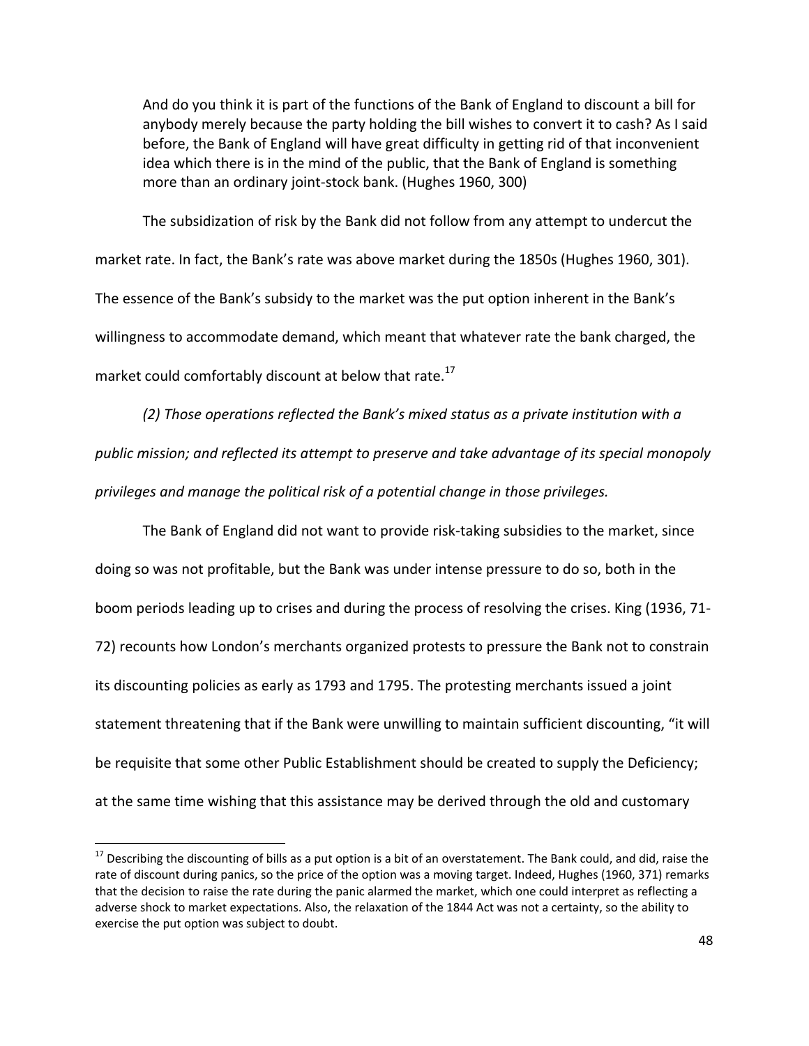> And do you think it is part of the functions of the Bank of England to discount a bill for anybody merely because the party holding the bill wishes to convert it to cash? As I said before, the Bank of England will have great difficulty in getting rid of that inconvenient idea which there is in the mind of the public, that the Bank of England is something more than an ordinary joint-stock bank. (Hughes 1960, 300)

The subsidization of risk by the Bank did not follow from any attempt to undercut the market rate. In fact, the Bank's rate was above market during the 1850s (Hughes 1960, 301). The essence of the Bank's subsidy to the market was the put option inherent in the Bank's willingness to accommodate demand, which meant that whatever rate the bank charged, the market could comfortably discount at below that rate.[17]

*(2) Those operations reflected the Bank's mixed status as a private institution with a public mission; and reflected its attempt to preserve and take advantage of its special monopoly privileges and manage the political risk of a potential change in those privileges.*

The Bank of England did not want to provide risk-taking subsidies to the market, since doing so was not profitable, but the Bank was under intense pressure to do so, both in the boom periods leading up to crises and during the process of resolving the crises. King (1936, 71-72) recounts how London's merchants organized protests to pressure the Bank not to constrain its discounting policies as early as 1793 and 1795. The protesting merchants issued a joint statement threatening that if the Bank were unwilling to maintain sufficient discounting, "it will be requisite that some other Public Establishment should be created to supply the Deficiency; at the same time wishing that this assistance may be derived through the old and customary

---

[17] Describing the discounting of bills as a put option is a bit of an overstatement. The Bank could, and did, raise the rate of discount during panics, so the price of the option was a moving target. Indeed, Hughes (1960, 371) remarks that the decision to raise the rate during the panic alarmed the market, which one could interpret as reflecting a adverse shock to market expectations. Also, the relaxation of the 1844 Act was not a certainty, so the ability to exercise the put option was subject to doubt.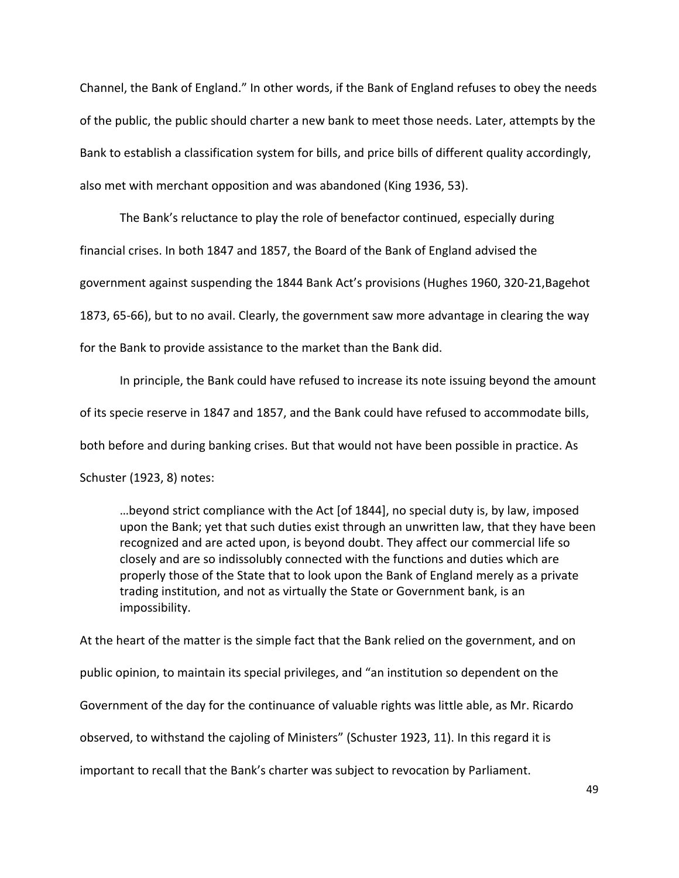Channel, the Bank of England." In other words, if the Bank of England refuses to obey the needs of the public, the public should charter a new bank to meet those needs. Later, attempts by the Bank to establish a classification system for bills, and price bills of different quality accordingly, also met with merchant opposition and was abandoned (King 1936, 53).

The Bank's reluctance to play the role of benefactor continued, especially during financial crises. In both 1847 and 1857, the Board of the Bank of England advised the government against suspending the 1844 Bank Act's provisions (Hughes 1960, 320-21,Bagehot 1873, 65-66), but to no avail. Clearly, the government saw more advantage in clearing the way for the Bank to provide assistance to the market than the Bank did.

In principle, the Bank could have refused to increase its note issuing beyond the amount of its specie reserve in 1847 and 1857, and the Bank could have refused to accommodate bills, both before and during banking crises. But that would not have been possible in practice. As Schuster (1923, 8) notes:

> …beyond strict compliance with the Act [of 1844], no special duty is, by law, imposed upon the Bank; yet that such duties exist through an unwritten law, that they have been recognized and are acted upon, is beyond doubt. They affect our commercial life so closely and are so indissolubly connected with the functions and duties which are properly those of the State that to look upon the Bank of England merely as a private trading institution, and not as virtually the State or Government bank, is an impossibility.

At the heart of the matter is the simple fact that the Bank relied on the government, and on public opinion, to maintain its special privileges, and "an institution so dependent on the Government of the day for the continuance of valuable rights was little able, as Mr. Ricardo observed, to withstand the cajoling of Ministers" (Schuster 1923, 11). In this regard it is important to recall that the Bank's charter was subject to revocation by Parliament.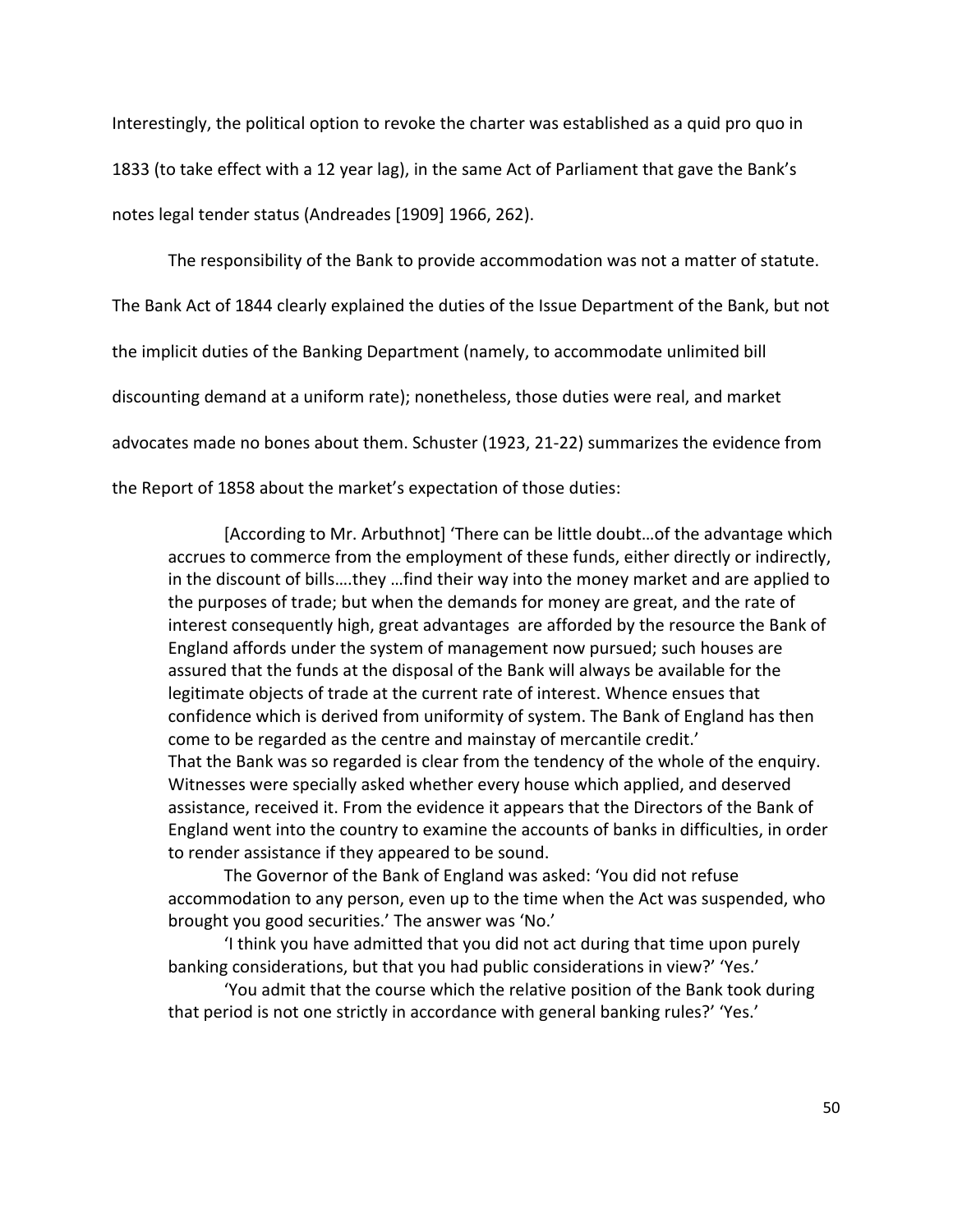Interestingly, the political option to revoke the charter was established as a quid pro quo in 1833 (to take effect with a 12 year lag), in the same Act of Parliament that gave the Bank's notes legal tender status (Andreades [1909] 1966, 262).

The responsibility of the Bank to provide accommodation was not a matter of statute. The Bank Act of 1844 clearly explained the duties of the Issue Department of the Bank, but not the implicit duties of the Banking Department (namely, to accommodate unlimited bill discounting demand at a uniform rate); nonetheless, those duties were real, and market advocates made no bones about them. Schuster (1923, 21-22) summarizes the evidence from the Report of 1858 about the market's expectation of those duties:

> [According to Mr. Arbuthnot] 'There can be little doubt…of the advantage which accrues to commerce from the employment of these funds, either directly or indirectly, in the discount of bills….they …find their way into the money market and are applied to the purposes of trade; but when the demands for money are great, and the rate of interest consequently high, great advantages are afforded by the resource the Bank of England affords under the system of management now pursued; such houses are assured that the funds at the disposal of the Bank will always be available for the legitimate objects of trade at the current rate of interest. Whence ensues that confidence which is derived from uniformity of system. The Bank of England has then come to be regarded as the centre and mainstay of mercantile credit.'
>
> That the Bank was so regarded is clear from the tendency of the whole of the enquiry. Witnesses were specially asked whether every house which applied, and deserved assistance, received it. From the evidence it appears that the Directors of the Bank of England went into the country to examine the accounts of banks in difficulties, in order to render assistance if they appeared to be sound.
>
> The Governor of the Bank of England was asked: 'You did not refuse accommodation to any person, even up to the time when the Act was suspended, who brought you good securities.' The answer was 'No.'
>
> 'I think you have admitted that you did not act during that time upon purely banking considerations, but that you had public considerations in view?' 'Yes.'
>
> 'You admit that the course which the relative position of the Bank took during that period is not one strictly in accordance with general banking rules?' 'Yes.'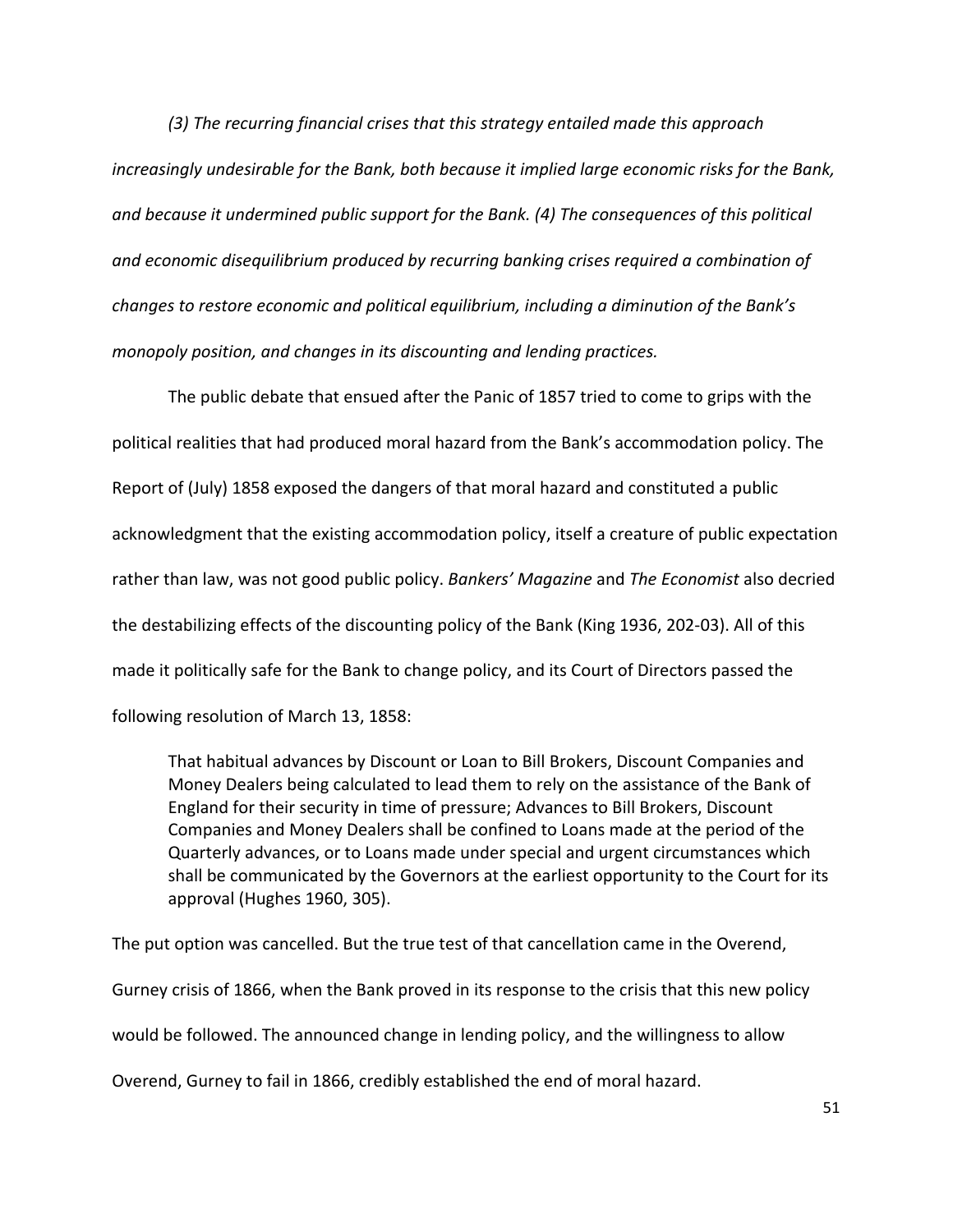*(3) The recurring financial crises that this strategy entailed made this approach increasingly undesirable for the Bank, both because it implied large economic risks for the Bank, and because it undermined public support for the Bank. (4) The consequences of this political and economic disequilibrium produced by recurring banking crises required a combination of changes to restore economic and political equilibrium, including a diminution of the Bank's monopoly position, and changes in its discounting and lending practices.*

The public debate that ensued after the Panic of 1857 tried to come to grips with the political realities that had produced moral hazard from the Bank's accommodation policy. The Report of (July) 1858 exposed the dangers of that moral hazard and constituted a public acknowledgment that the existing accommodation policy, itself a creature of public expectation rather than law, was not good public policy. *Bankers' Magazine* and *The Economist* also decried the destabilizing effects of the discounting policy of the Bank (King 1936, 202-03). All of this made it politically safe for the Bank to change policy, and its Court of Directors passed the following resolution of March 13, 1858:

> That habitual advances by Discount or Loan to Bill Brokers, Discount Companies and Money Dealers being calculated to lead them to rely on the assistance of the Bank of England for their security in time of pressure; Advances to Bill Brokers, Discount Companies and Money Dealers shall be confined to Loans made at the period of the Quarterly advances, or to Loans made under special and urgent circumstances which shall be communicated by the Governors at the earliest opportunity to the Court for its approval (Hughes 1960, 305).

The put option was cancelled. But the true test of that cancellation came in the Overend, Gurney crisis of 1866, when the Bank proved in its response to the crisis that this new policy would be followed. The announced change in lending policy, and the willingness to allow Overend, Gurney to fail in 1866, credibly established the end of moral hazard.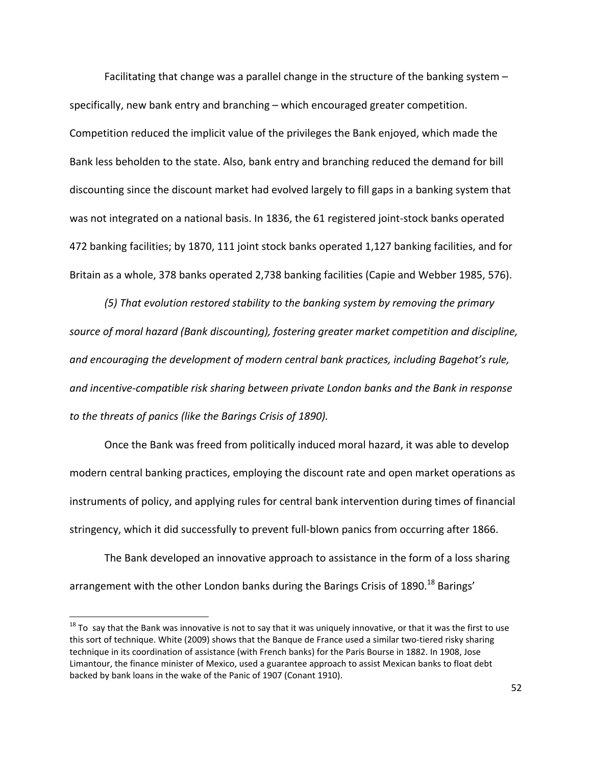Facilitating that change was a parallel change in the structure of the banking system – specifically, new bank entry and branching – which encouraged greater competition. Competition reduced the implicit value of the privileges the Bank enjoyed, which made the Bank less beholden to the state. Also, bank entry and branching reduced the demand for bill discounting since the discount market had evolved largely to fill gaps in a banking system that was not integrated on a national basis. In 1836, the 61 registered joint-stock banks operated 472 banking facilities; by 1870, 111 joint stock banks operated 1,127 banking facilities, and for Britain as a whole, 378 banks operated 2,738 banking facilities (Capie and Webber 1985, 576).

*(5) That evolution restored stability to the banking system by removing the primary source of moral hazard (Bank discounting), fostering greater market competition and discipline, and encouraging the development of modern central bank practices, including Bagehot's rule, and incentive-compatible risk sharing between private London banks and the Bank in response to the threats of panics (like the Barings Crisis of 1890).*

Once the Bank was freed from politically induced moral hazard, it was able to develop modern central banking practices, employing the discount rate and open market operations as instruments of policy, and applying rules for central bank intervention during times of financial stringency, which it did successfully to prevent full-blown panics from occurring after 1866.

The Bank developed an innovative approach to assistance in the form of a loss sharing arrangement with the other London banks during the Barings Crisis of 1890.[18] Barings'

[18] To say that the Bank was innovative is not to say that it was uniquely innovative, or that it was the first to use this sort of technique. White (2009) shows that the Banque de France used a similar two-tiered risky sharing technique in its coordination of assistance (with French banks) for the Paris Bourse in 1882. In 1908, Jose Limantour, the finance minister of Mexico, used a guarantee approach to assist Mexican banks to float debt backed by bank loans in the wake of the Panic of 1907 (Conant 1910).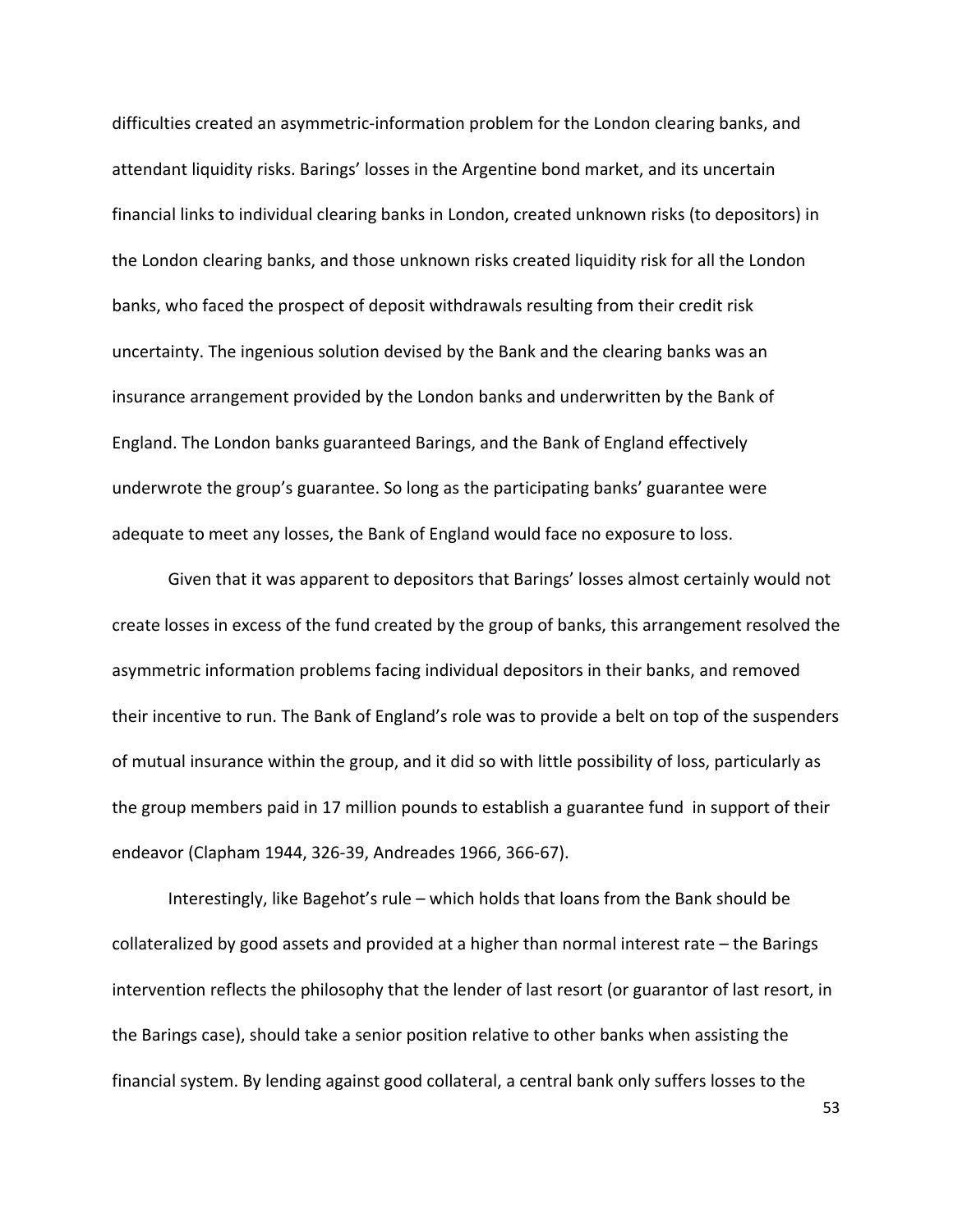difficulties created an asymmetric-information problem for the London clearing banks, and attendant liquidity risks. Barings' losses in the Argentine bond market, and its uncertain financial links to individual clearing banks in London, created unknown risks (to depositors) in the London clearing banks, and those unknown risks created liquidity risk for all the London banks, who faced the prospect of deposit withdrawals resulting from their credit risk uncertainty. The ingenious solution devised by the Bank and the clearing banks was an insurance arrangement provided by the London banks and underwritten by the Bank of England. The London banks guaranteed Barings, and the Bank of England effectively underwrote the group's guarantee. So long as the participating banks' guarantee were adequate to meet any losses, the Bank of England would face no exposure to loss.

Given that it was apparent to depositors that Barings' losses almost certainly would not create losses in excess of the fund created by the group of banks, this arrangement resolved the asymmetric information problems facing individual depositors in their banks, and removed their incentive to run. The Bank of England's role was to provide a belt on top of the suspenders of mutual insurance within the group, and it did so with little possibility of loss, particularly as the group members paid in 17 million pounds to establish a guarantee fund in support of their endeavor (Clapham 1944, 326-39, Andreades 1966, 366-67).

Interestingly, like Bagehot's rule – which holds that loans from the Bank should be collateralized by good assets and provided at a higher than normal interest rate – the Barings intervention reflects the philosophy that the lender of last resort (or guarantor of last resort, in the Barings case), should take a senior position relative to other banks when assisting the financial system. By lending against good collateral, a central bank only suffers losses to the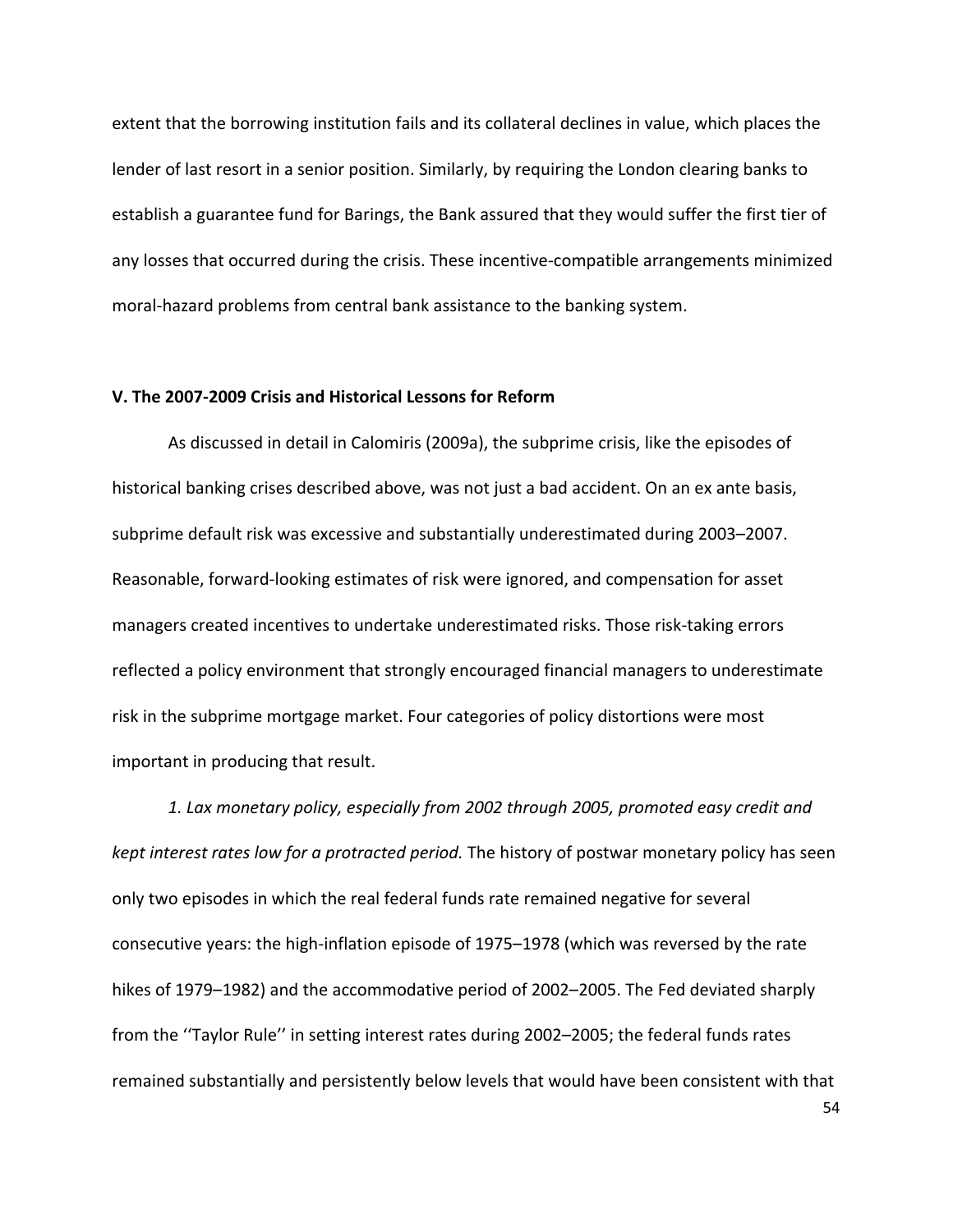extent that the borrowing institution fails and its collateral declines in value, which places the lender of last resort in a senior position. Similarly, by requiring the London clearing banks to establish a guarantee fund for Barings, the Bank assured that they would suffer the first tier of any losses that occurred during the crisis. These incentive-compatible arrangements minimized moral-hazard problems from central bank assistance to the banking system.

## V. The 2007-2009 Crisis and Historical Lessons for Reform

As discussed in detail in Calomiris (2009a), the subprime crisis, like the episodes of historical banking crises described above, was not just a bad accident. On an ex ante basis, subprime default risk was excessive and substantially underestimated during 2003–2007. Reasonable, forward-looking estimates of risk were ignored, and compensation for asset managers created incentives to undertake underestimated risks. Those risk-taking errors reflected a policy environment that strongly encouraged financial managers to underestimate risk in the subprime mortgage market. Four categories of policy distortions were most important in producing that result.

*1. Lax monetary policy, especially from 2002 through 2005, promoted easy credit and kept interest rates low for a protracted period.* The history of postwar monetary policy has seen only two episodes in which the real federal funds rate remained negative for several consecutive years: the high-inflation episode of 1975–1978 (which was reversed by the rate hikes of 1979–1982) and the accommodative period of 2002–2005. The Fed deviated sharply from the ''Taylor Rule'' in setting interest rates during 2002–2005; the federal funds rates remained substantially and persistently below levels that would have been consistent with that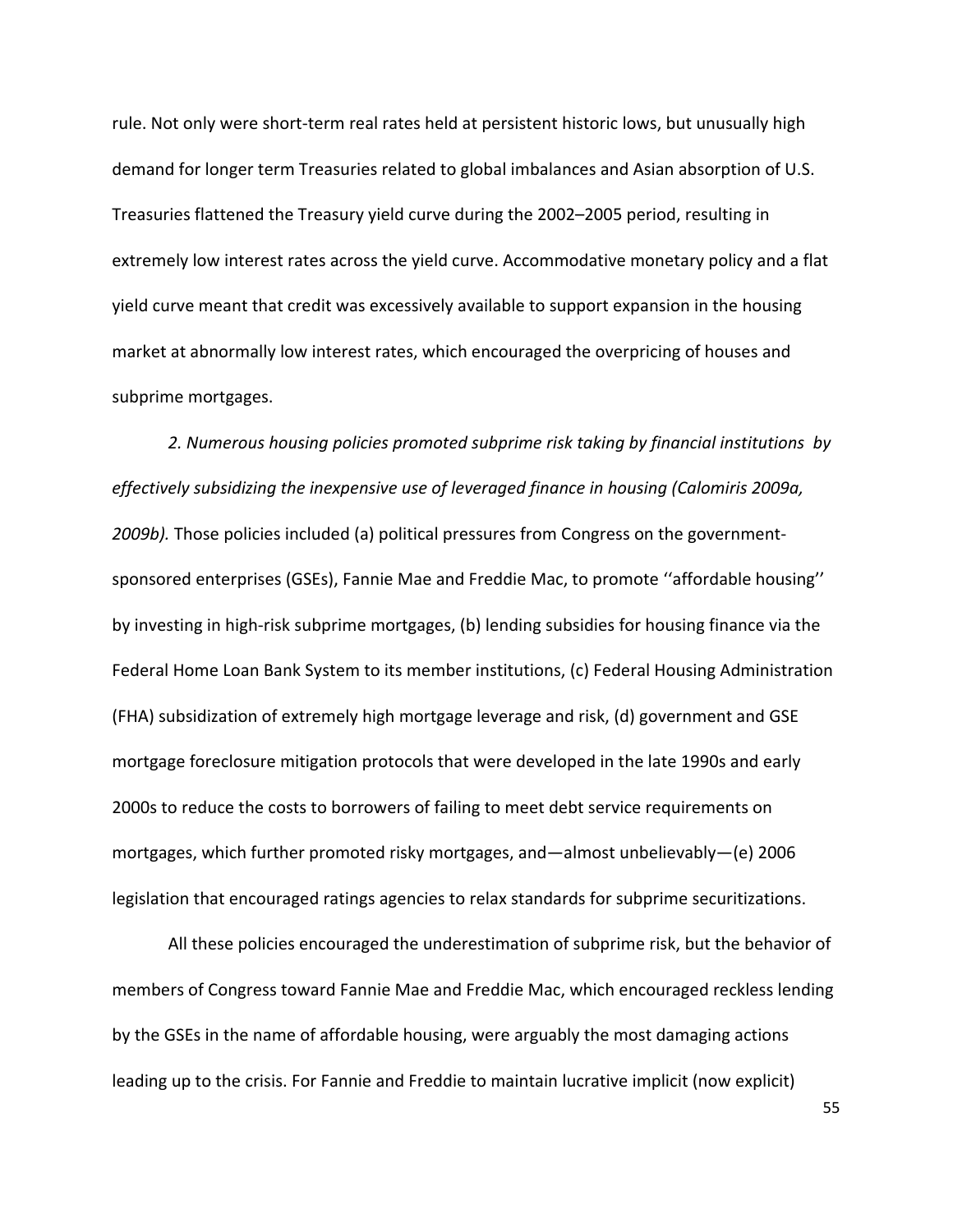rule. Not only were short-term real rates held at persistent historic lows, but unusually high demand for longer term Treasuries related to global imbalances and Asian absorption of U.S. Treasuries flattened the Treasury yield curve during the 2002–2005 period, resulting in extremely low interest rates across the yield curve. Accommodative monetary policy and a flat yield curve meant that credit was excessively available to support expansion in the housing market at abnormally low interest rates, which encouraged the overpricing of houses and subprime mortgages.

*2. Numerous housing policies promoted subprime risk taking by financial institutions by effectively subsidizing the inexpensive use of leveraged finance in housing (Calomiris 2009a, 2009b).* Those policies included (a) political pressures from Congress on the government-sponsored enterprises (GSEs), Fannie Mae and Freddie Mac, to promote ''affordable housing'' by investing in high-risk subprime mortgages, (b) lending subsidies for housing finance via the Federal Home Loan Bank System to its member institutions, (c) Federal Housing Administration (FHA) subsidization of extremely high mortgage leverage and risk, (d) government and GSE mortgage foreclosure mitigation protocols that were developed in the late 1990s and early 2000s to reduce the costs to borrowers of failing to meet debt service requirements on mortgages, which further promoted risky mortgages, and—almost unbelievably—(e) 2006 legislation that encouraged ratings agencies to relax standards for subprime securitizations.

All these policies encouraged the underestimation of subprime risk, but the behavior of members of Congress toward Fannie Mae and Freddie Mac, which encouraged reckless lending by the GSEs in the name of affordable housing, were arguably the most damaging actions leading up to the crisis. For Fannie and Freddie to maintain lucrative implicit (now explicit)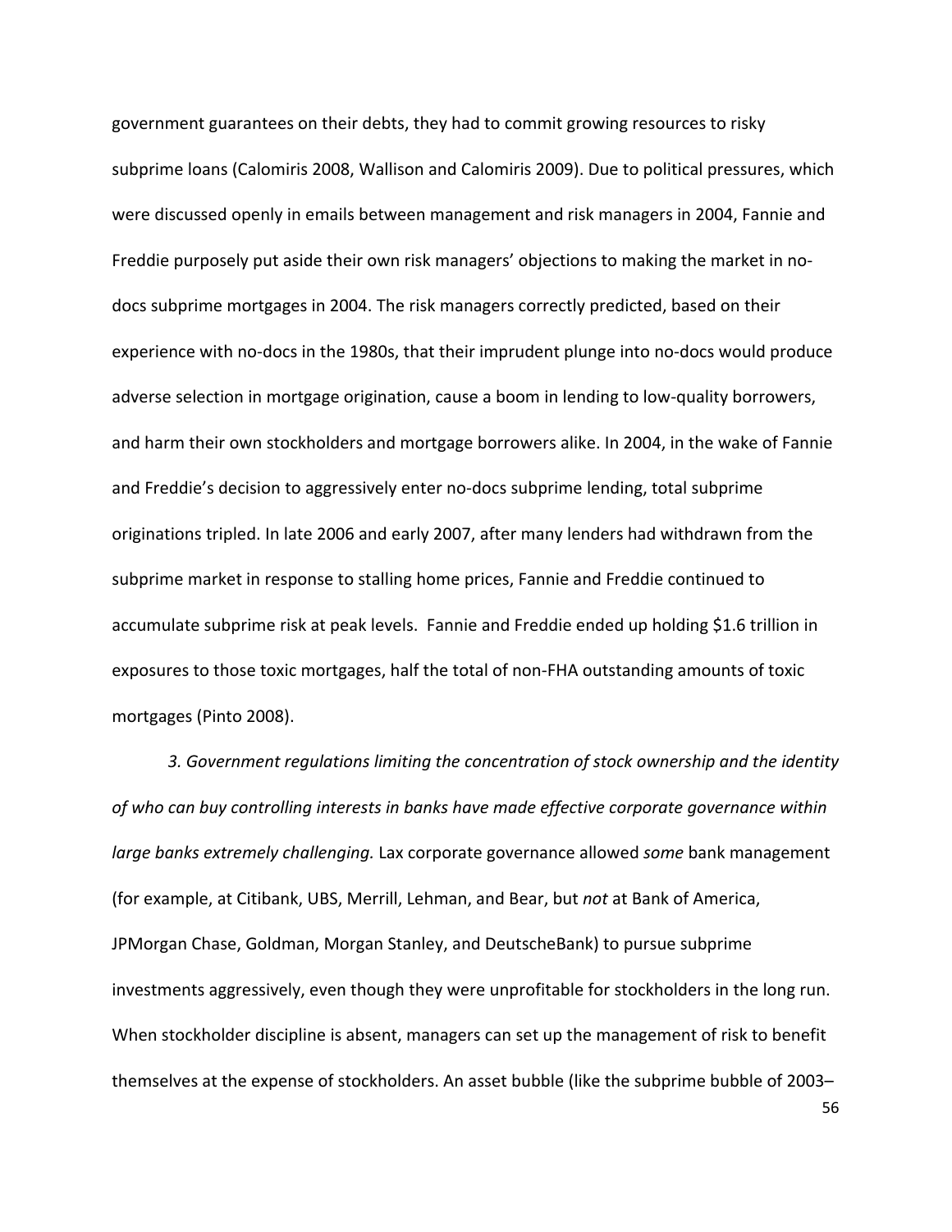government guarantees on their debts, they had to commit growing resources to risky subprime loans (Calomiris 2008, Wallison and Calomiris 2009). Due to political pressures, which were discussed openly in emails between management and risk managers in 2004, Fannie and Freddie purposely put aside their own risk managers' objections to making the market in no-docs subprime mortgages in 2004. The risk managers correctly predicted, based on their experience with no-docs in the 1980s, that their imprudent plunge into no-docs would produce adverse selection in mortgage origination, cause a boom in lending to low-quality borrowers, and harm their own stockholders and mortgage borrowers alike. In 2004, in the wake of Fannie and Freddie's decision to aggressively enter no-docs subprime lending, total subprime originations tripled. In late 2006 and early 2007, after many lenders had withdrawn from the subprime market in response to stalling home prices, Fannie and Freddie continued to accumulate subprime risk at peak levels. Fannie and Freddie ended up holding $1.6 trillion in exposures to those toxic mortgages, half the total of non-FHA outstanding amounts of toxic mortgages (Pinto 2008).

*3. Government regulations limiting the concentration of stock ownership and the identity of who can buy controlling interests in banks have made effective corporate governance within large banks extremely challenging.* Lax corporate governance allowed *some* bank management (for example, at Citibank, UBS, Merrill, Lehman, and Bear, but *not* at Bank of America, JPMorgan Chase, Goldman, Morgan Stanley, and DeutscheBank) to pursue subprime investments aggressively, even though they were unprofitable for stockholders in the long run. When stockholder discipline is absent, managers can set up the management of risk to benefit themselves at the expense of stockholders. An asset bubble (like the subprime bubble of 2003–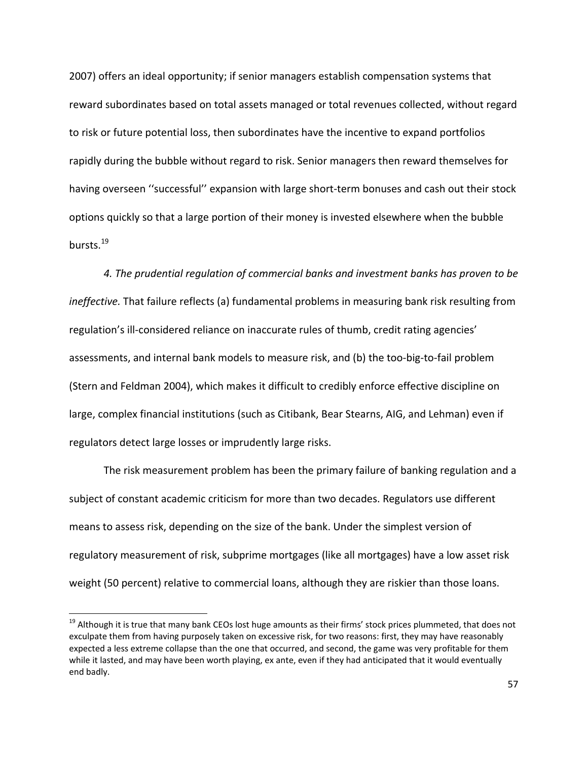2007) offers an ideal opportunity; if senior managers establish compensation systems that reward subordinates based on total assets managed or total revenues collected, without regard to risk or future potential loss, then subordinates have the incentive to expand portfolios rapidly during the bubble without regard to risk. Senior managers then reward themselves for having overseen ''successful'' expansion with large short-term bonuses and cash out their stock options quickly so that a large portion of their money is invested elsewhere when the bubble bursts.[19]

*4. The prudential regulation of commercial banks and investment banks has proven to be ineffective.* That failure reflects (a) fundamental problems in measuring bank risk resulting from regulation's ill-considered reliance on inaccurate rules of thumb, credit rating agencies' assessments, and internal bank models to measure risk, and (b) the too-big-to-fail problem (Stern and Feldman 2004), which makes it difficult to credibly enforce effective discipline on large, complex financial institutions (such as Citibank, Bear Stearns, AIG, and Lehman) even if regulators detect large losses or imprudently large risks.

The risk measurement problem has been the primary failure of banking regulation and a subject of constant academic criticism for more than two decades. Regulators use different means to assess risk, depending on the size of the bank. Under the simplest version of regulatory measurement of risk, subprime mortgages (like all mortgages) have a low asset risk weight (50 percent) relative to commercial loans, although they are riskier than those loans.

[19] Although it is true that many bank CEOs lost huge amounts as their firms' stock prices plummeted, that does not exculpate them from having purposely taken on excessive risk, for two reasons: first, they may have reasonably expected a less extreme collapse than the one that occurred, and second, the game was very profitable for them while it lasted, and may have been worth playing, ex ante, even if they had anticipated that it would eventually end badly.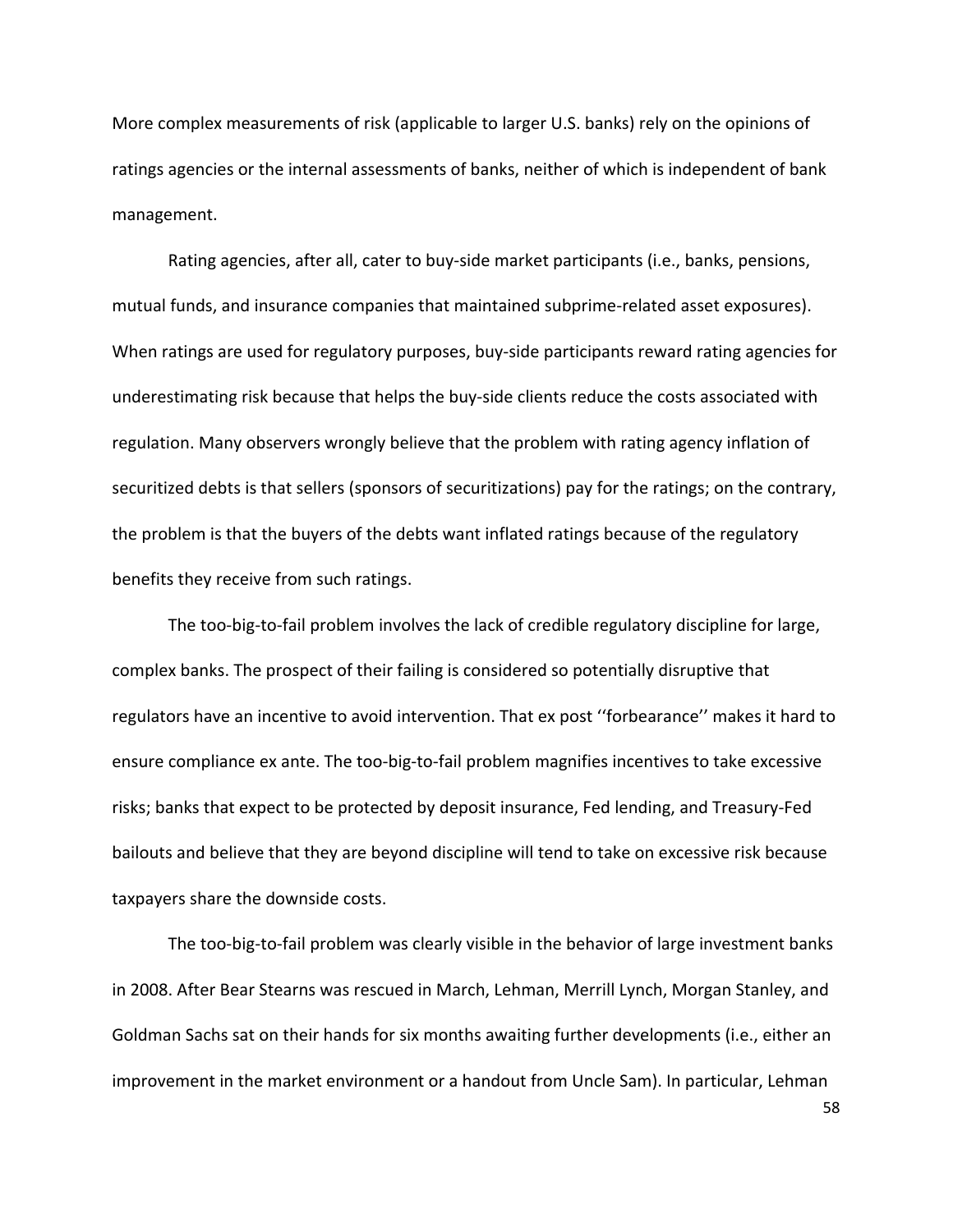More complex measurements of risk (applicable to larger U.S. banks) rely on the opinions of ratings agencies or the internal assessments of banks, neither of which is independent of bank management.

Rating agencies, after all, cater to buy-side market participants (i.e., banks, pensions, mutual funds, and insurance companies that maintained subprime-related asset exposures). When ratings are used for regulatory purposes, buy-side participants reward rating agencies for underestimating risk because that helps the buy-side clients reduce the costs associated with regulation. Many observers wrongly believe that the problem with rating agency inflation of securitized debts is that sellers (sponsors of securitizations) pay for the ratings; on the contrary, the problem is that the buyers of the debts want inflated ratings because of the regulatory benefits they receive from such ratings.

The too-big-to-fail problem involves the lack of credible regulatory discipline for large, complex banks. The prospect of their failing is considered so potentially disruptive that regulators have an incentive to avoid intervention. That ex post ''forbearance'' makes it hard to ensure compliance ex ante. The too-big-to-fail problem magnifies incentives to take excessive risks; banks that expect to be protected by deposit insurance, Fed lending, and Treasury-Fed bailouts and believe that they are beyond discipline will tend to take on excessive risk because taxpayers share the downside costs.

The too-big-to-fail problem was clearly visible in the behavior of large investment banks in 2008. After Bear Stearns was rescued in March, Lehman, Merrill Lynch, Morgan Stanley, and Goldman Sachs sat on their hands for six months awaiting further developments (i.e., either an improvement in the market environment or a handout from Uncle Sam). In particular, Lehman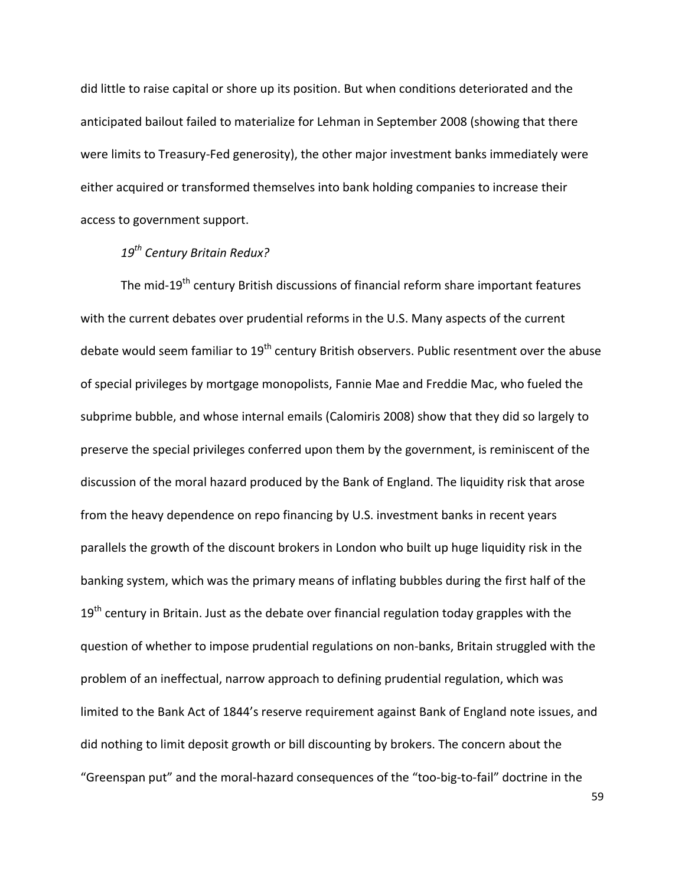did little to raise capital or shore up its position. But when conditions deteriorated and the anticipated bailout failed to materialize for Lehman in September 2008 (showing that there were limits to Treasury-Fed generosity), the other major investment banks immediately were either acquired or transformed themselves into bank holding companies to increase their access to government support.

### *19th Century Britain Redux?*

The mid-19th century British discussions of financial reform share important features with the current debates over prudential reforms in the U.S. Many aspects of the current debate would seem familiar to 19th century British observers. Public resentment over the abuse of special privileges by mortgage monopolists, Fannie Mae and Freddie Mac, who fueled the subprime bubble, and whose internal emails (Calomiris 2008) show that they did so largely to preserve the special privileges conferred upon them by the government, is reminiscent of the discussion of the moral hazard produced by the Bank of England. The liquidity risk that arose from the heavy dependence on repo financing by U.S. investment banks in recent years parallels the growth of the discount brokers in London who built up huge liquidity risk in the banking system, which was the primary means of inflating bubbles during the first half of the 19th century in Britain. Just as the debate over financial regulation today grapples with the question of whether to impose prudential regulations on non-banks, Britain struggled with the problem of an ineffectual, narrow approach to defining prudential regulation, which was limited to the Bank Act of 1844's reserve requirement against Bank of England note issues, and did nothing to limit deposit growth or bill discounting by brokers. The concern about the "Greenspan put" and the moral-hazard consequences of the "too-big-to-fail" doctrine in the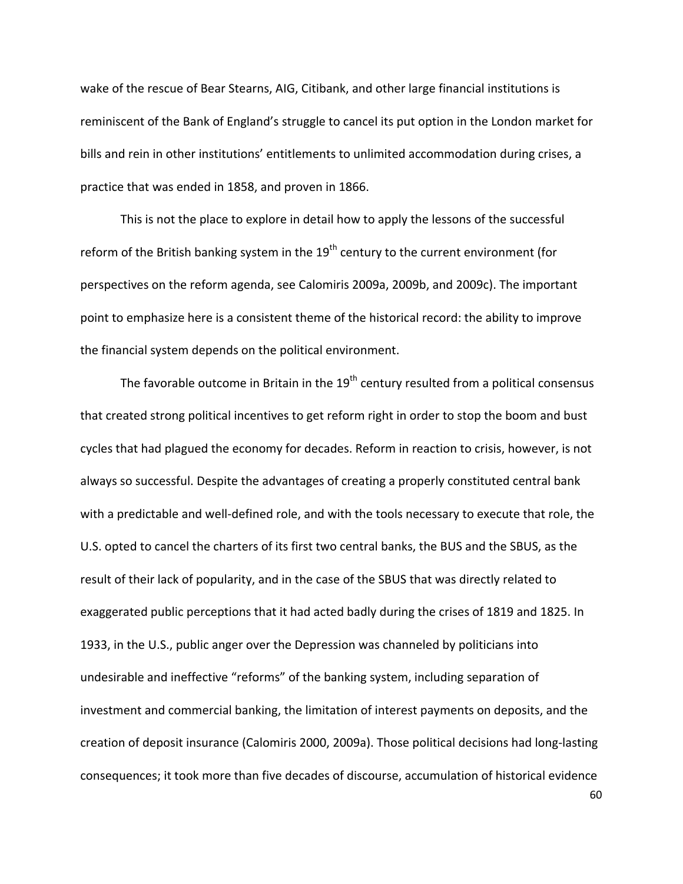wake of the rescue of Bear Stearns, AIG, Citibank, and other large financial institutions is reminiscent of the Bank of England's struggle to cancel its put option in the London market for bills and rein in other institutions' entitlements to unlimited accommodation during crises, a practice that was ended in 1858, and proven in 1866.

This is not the place to explore in detail how to apply the lessons of the successful reform of the British banking system in the 19th century to the current environment (for perspectives on the reform agenda, see Calomiris 2009a, 2009b, and 2009c). The important point to emphasize here is a consistent theme of the historical record: the ability to improve the financial system depends on the political environment.

The favorable outcome in Britain in the 19th century resulted from a political consensus that created strong political incentives to get reform right in order to stop the boom and bust cycles that had plagued the economy for decades. Reform in reaction to crisis, however, is not always so successful. Despite the advantages of creating a properly constituted central bank with a predictable and well-defined role, and with the tools necessary to execute that role, the U.S. opted to cancel the charters of its first two central banks, the BUS and the SBUS, as the result of their lack of popularity, and in the case of the SBUS that was directly related to exaggerated public perceptions that it had acted badly during the crises of 1819 and 1825. In 1933, in the U.S., public anger over the Depression was channeled by politicians into undesirable and ineffective "reforms" of the banking system, including separation of investment and commercial banking, the limitation of interest payments on deposits, and the creation of deposit insurance (Calomiris 2000, 2009a). Those political decisions had long-lasting consequences; it took more than five decades of discourse, accumulation of historical evidence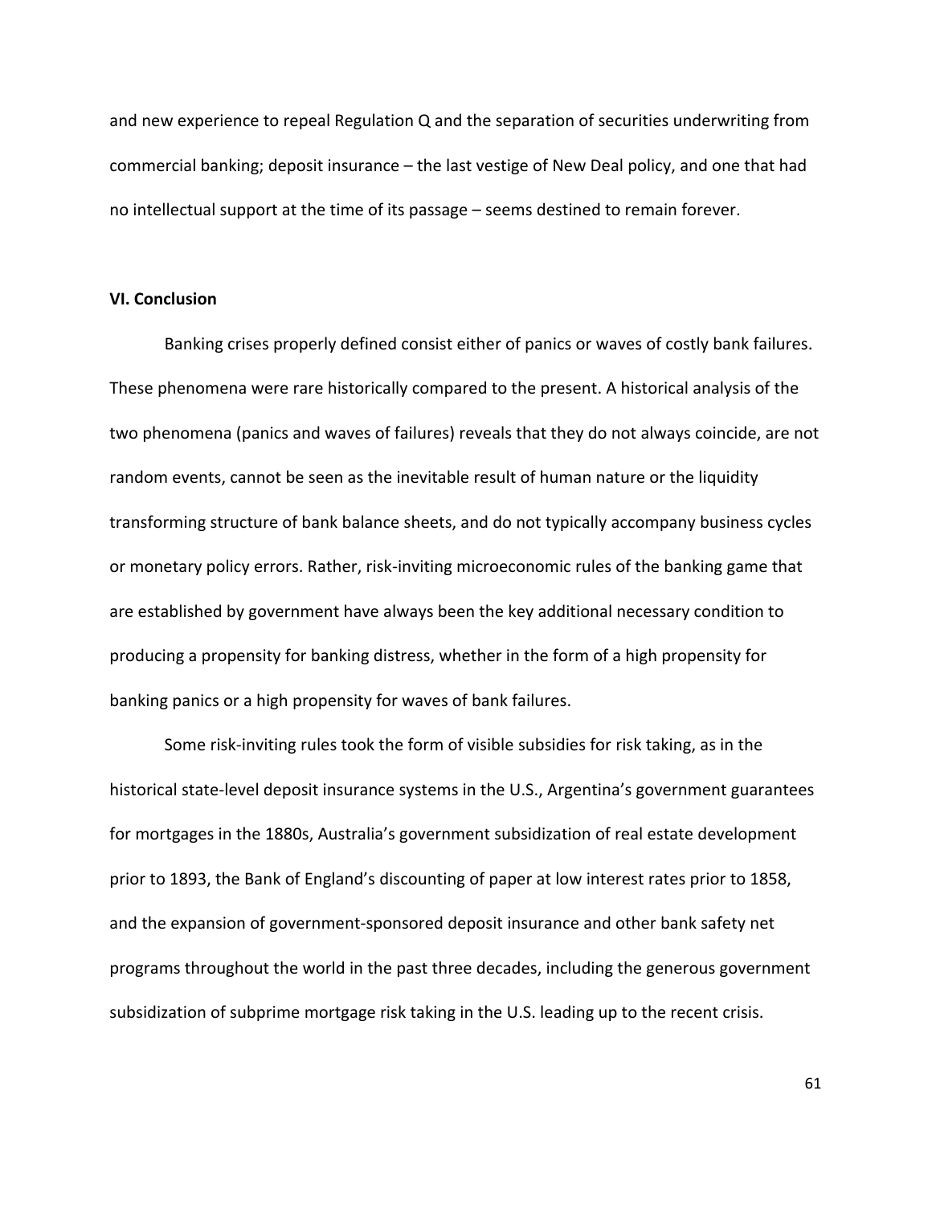and new experience to repeal Regulation Q and the separation of securities underwriting from commercial banking; deposit insurance – the last vestige of New Deal policy, and one that had no intellectual support at the time of its passage – seems destined to remain forever.

## VI. Conclusion

Banking crises properly defined consist either of panics or waves of costly bank failures. These phenomena were rare historically compared to the present. A historical analysis of the two phenomena (panics and waves of failures) reveals that they do not always coincide, are not random events, cannot be seen as the inevitable result of human nature or the liquidity transforming structure of bank balance sheets, and do not typically accompany business cycles or monetary policy errors. Rather, risk-inviting microeconomic rules of the banking game that are established by government have always been the key additional necessary condition to producing a propensity for banking distress, whether in the form of a high propensity for banking panics or a high propensity for waves of bank failures.

Some risk-inviting rules took the form of visible subsidies for risk taking, as in the historical state-level deposit insurance systems in the U.S., Argentina's government guarantees for mortgages in the 1880s, Australia's government subsidization of real estate development prior to 1893, the Bank of England's discounting of paper at low interest rates prior to 1858, and the expansion of government-sponsored deposit insurance and other bank safety net programs throughout the world in the past three decades, including the generous government subsidization of subprime mortgage risk taking in the U.S. leading up to the recent crisis.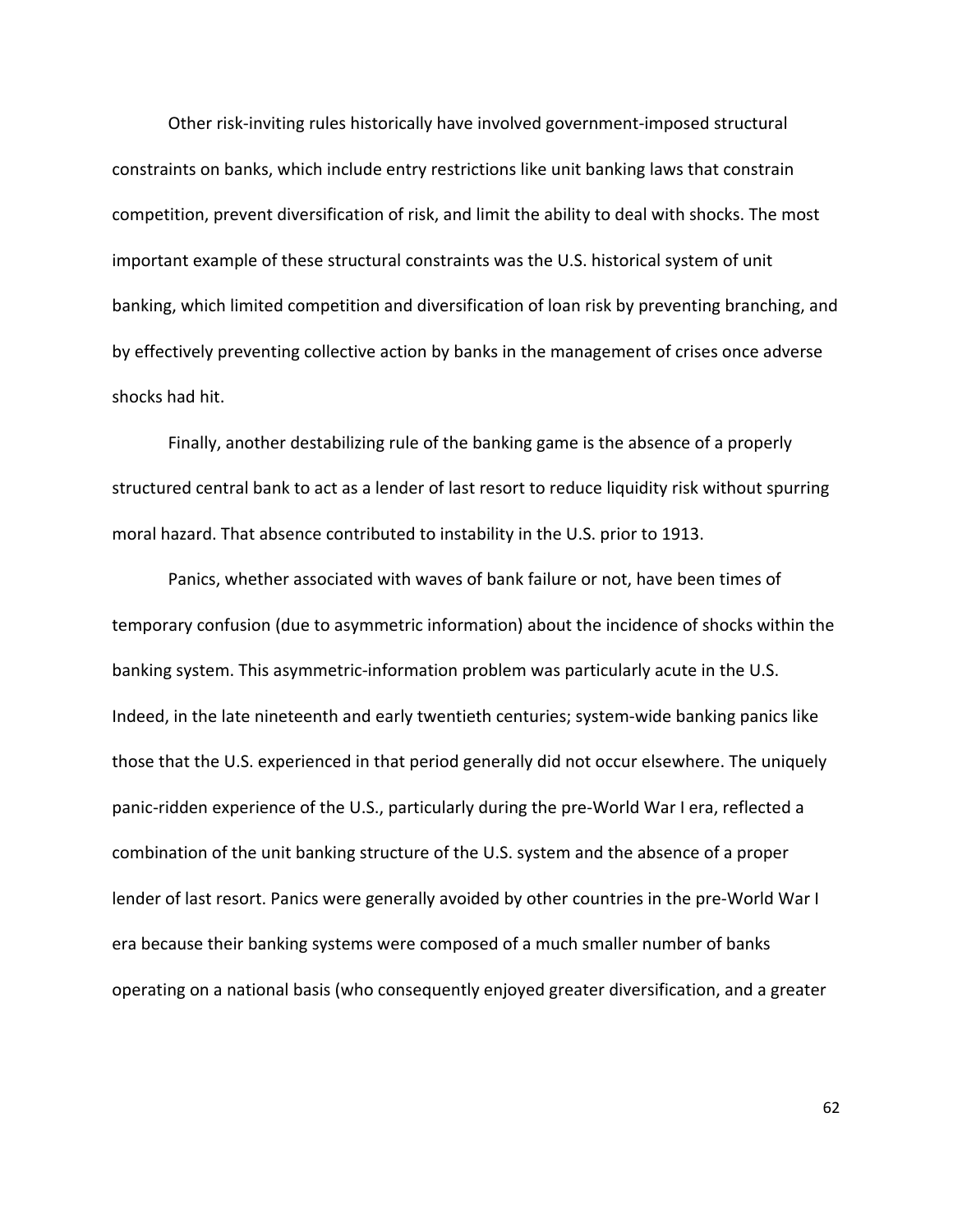Other risk-inviting rules historically have involved government-imposed structural constraints on banks, which include entry restrictions like unit banking laws that constrain competition, prevent diversification of risk, and limit the ability to deal with shocks. The most important example of these structural constraints was the U.S. historical system of unit banking, which limited competition and diversification of loan risk by preventing branching, and by effectively preventing collective action by banks in the management of crises once adverse shocks had hit.

Finally, another destabilizing rule of the banking game is the absence of a properly structured central bank to act as a lender of last resort to reduce liquidity risk without spurring moral hazard. That absence contributed to instability in the U.S. prior to 1913.

Panics, whether associated with waves of bank failure or not, have been times of temporary confusion (due to asymmetric information) about the incidence of shocks within the banking system. This asymmetric-information problem was particularly acute in the U.S. Indeed, in the late nineteenth and early twentieth centuries; system-wide banking panics like those that the U.S. experienced in that period generally did not occur elsewhere. The uniquely panic-ridden experience of the U.S., particularly during the pre-World War I era, reflected a combination of the unit banking structure of the U.S. system and the absence of a proper lender of last resort. Panics were generally avoided by other countries in the pre-World War I era because their banking systems were composed of a much smaller number of banks operating on a national basis (who consequently enjoyed greater diversification, and a greater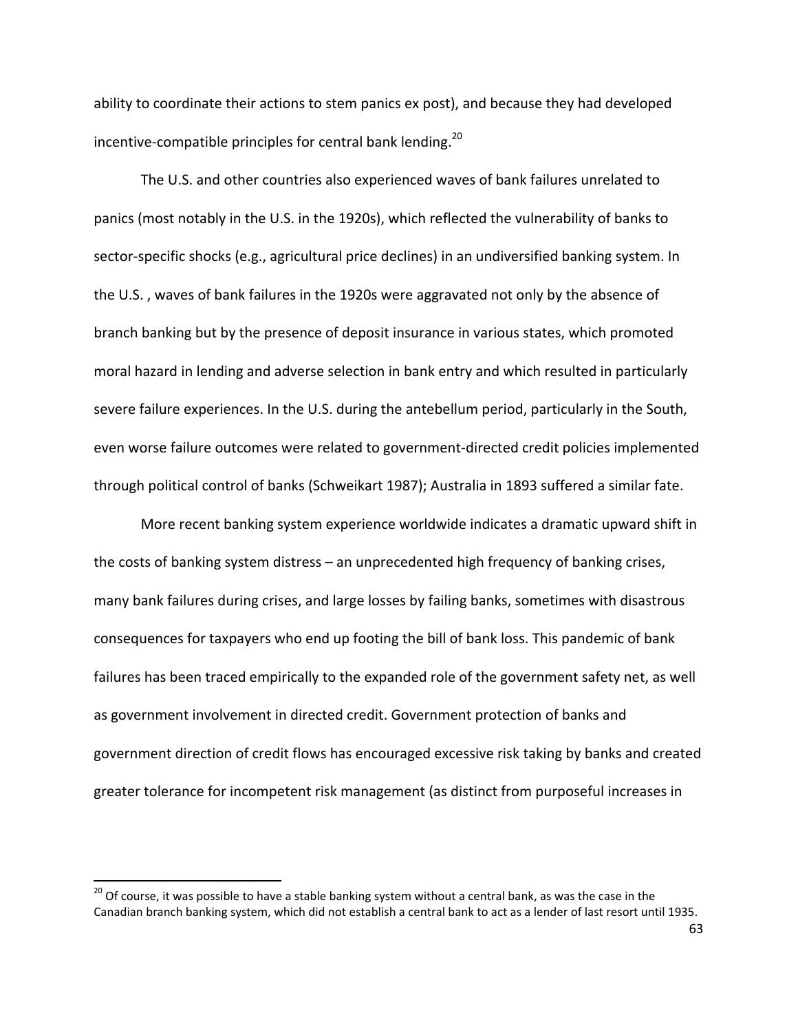ability to coordinate their actions to stem panics ex post), and because they had developed incentive-compatible principles for central bank lending.[20]

The U.S. and other countries also experienced waves of bank failures unrelated to panics (most notably in the U.S. in the 1920s), which reflected the vulnerability of banks to sector-specific shocks (e.g., agricultural price declines) in an undiversified banking system. In the U.S. , waves of bank failures in the 1920s were aggravated not only by the absence of branch banking but by the presence of deposit insurance in various states, which promoted moral hazard in lending and adverse selection in bank entry and which resulted in particularly severe failure experiences. In the U.S. during the antebellum period, particularly in the South, even worse failure outcomes were related to government-directed credit policies implemented through political control of banks (Schweikart 1987); Australia in 1893 suffered a similar fate.

More recent banking system experience worldwide indicates a dramatic upward shift in the costs of banking system distress – an unprecedented high frequency of banking crises, many bank failures during crises, and large losses by failing banks, sometimes with disastrous consequences for taxpayers who end up footing the bill of bank loss. This pandemic of bank failures has been traced empirically to the expanded role of the government safety net, as well as government involvement in directed credit. Government protection of banks and government direction of credit flows has encouraged excessive risk taking by banks and created greater tolerance for incompetent risk management (as distinct from purposeful increases in

---

[20] Of course, it was possible to have a stable banking system without a central bank, as was the case in the Canadian branch banking system, which did not establish a central bank to act as a lender of last resort until 1935.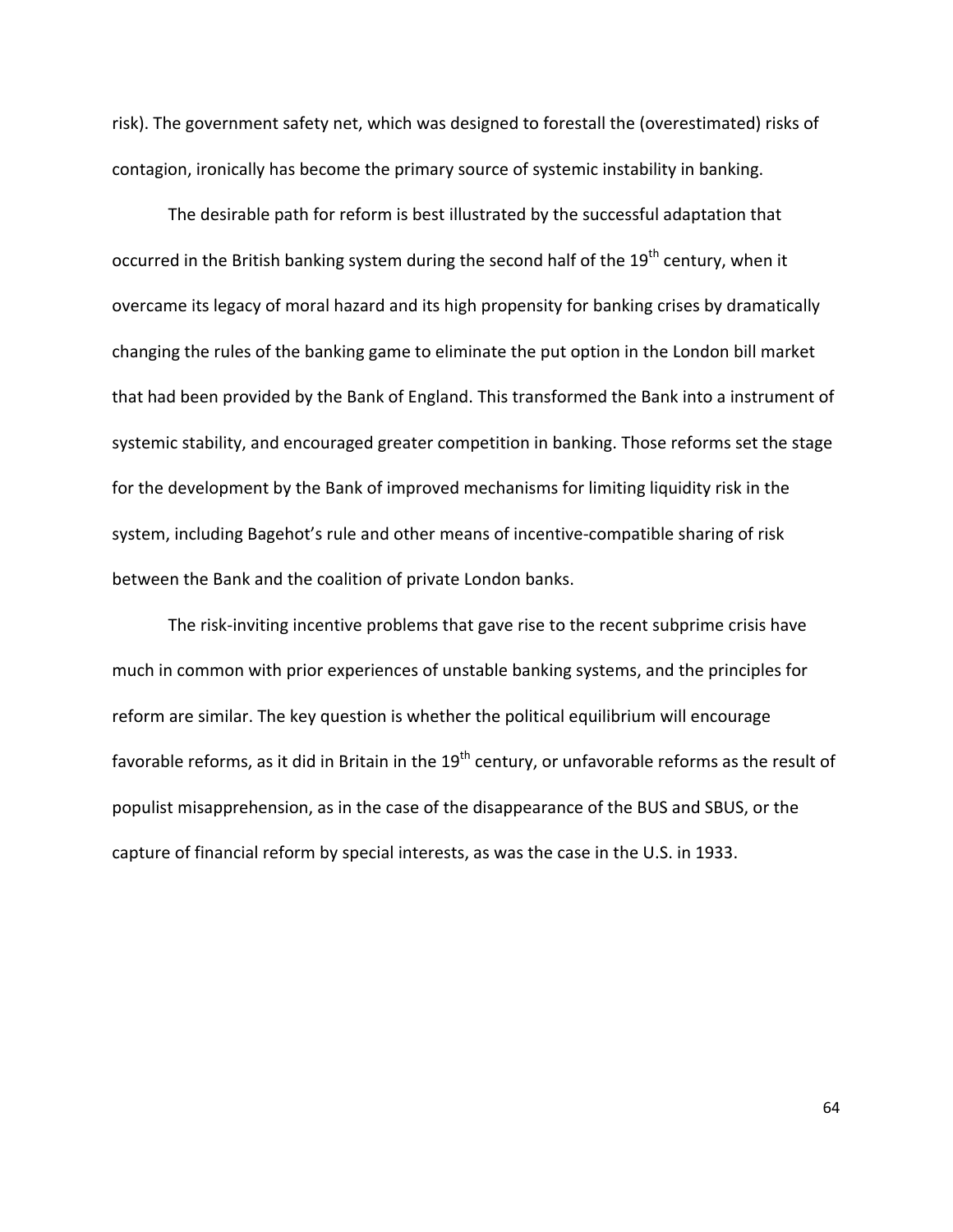risk). The government safety net, which was designed to forestall the (overestimated) risks of contagion, ironically has become the primary source of systemic instability in banking.

The desirable path for reform is best illustrated by the successful adaptation that occurred in the British banking system during the second half of the 19th century, when it overcame its legacy of moral hazard and its high propensity for banking crises by dramatically changing the rules of the banking game to eliminate the put option in the London bill market that had been provided by the Bank of England. This transformed the Bank into a instrument of systemic stability, and encouraged greater competition in banking. Those reforms set the stage for the development by the Bank of improved mechanisms for limiting liquidity risk in the system, including Bagehot's rule and other means of incentive-compatible sharing of risk between the Bank and the coalition of private London banks.

The risk-inviting incentive problems that gave rise to the recent subprime crisis have much in common with prior experiences of unstable banking systems, and the principles for reform are similar. The key question is whether the political equilibrium will encourage favorable reforms, as it did in Britain in the 19th century, or unfavorable reforms as the result of populist misapprehension, as in the case of the disappearance of the BUS and SBUS, or the capture of financial reform by special interests, as was the case in the U.S. in 1933.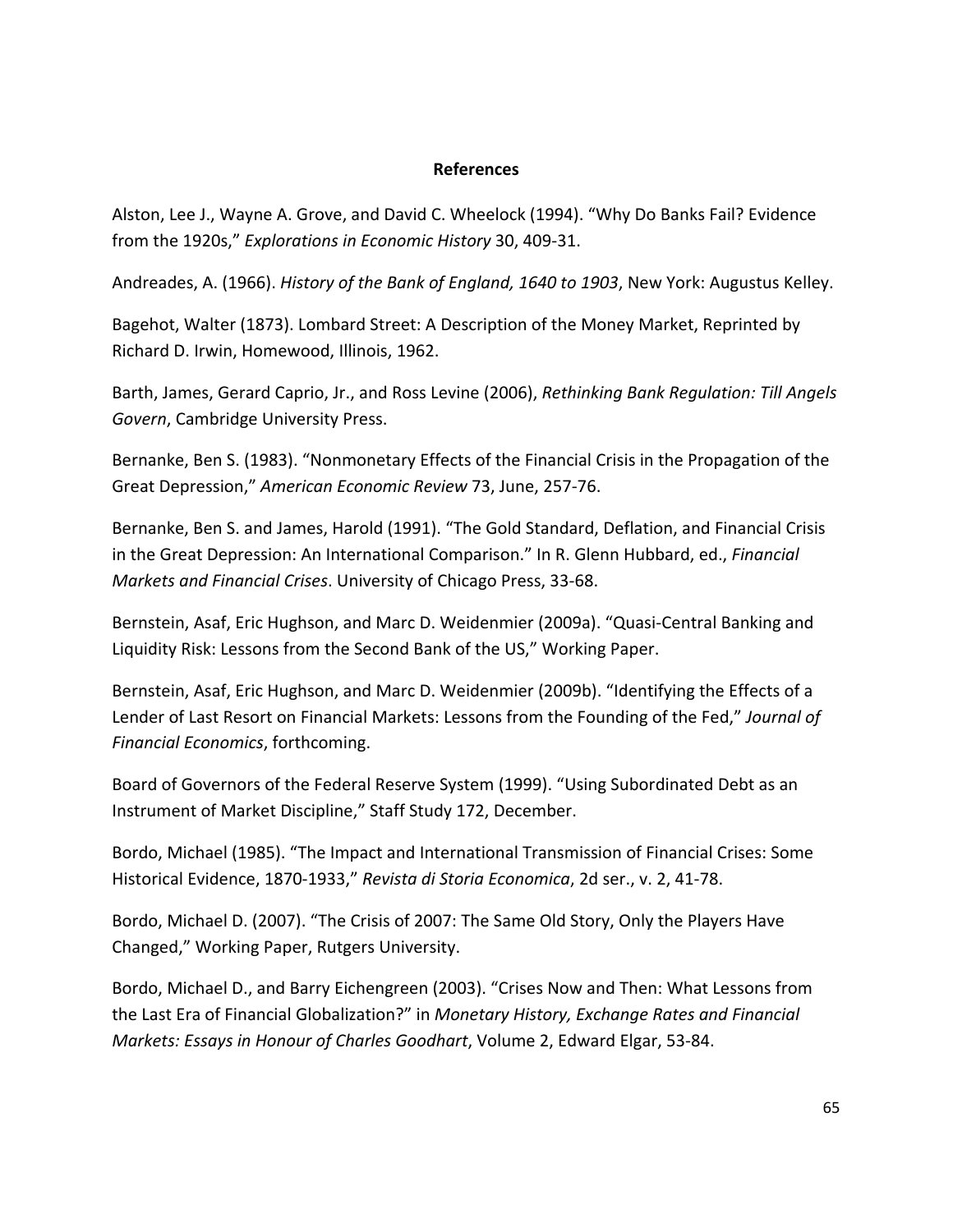## References

Alston, Lee J., Wayne A. Grove, and David C. Wheelock (1994). "Why Do Banks Fail? Evidence from the 1920s," *Explorations in Economic History* 30, 409-31.

Andreades, A. (1966). *History of the Bank of England, 1640 to 1903*, New York: Augustus Kelley.

Bagehot, Walter (1873). Lombard Street: A Description of the Money Market, Reprinted by Richard D. Irwin, Homewood, Illinois, 1962.

Barth, James, Gerard Caprio, Jr., and Ross Levine (2006), *Rethinking Bank Regulation: Till Angels Govern*, Cambridge University Press.

Bernanke, Ben S. (1983). "Nonmonetary Effects of the Financial Crisis in the Propagation of the Great Depression," *American Economic Review* 73, June, 257-76.

Bernanke, Ben S. and James, Harold (1991). "The Gold Standard, Deflation, and Financial Crisis in the Great Depression: An International Comparison." In R. Glenn Hubbard, ed., *Financial Markets and Financial Crises*. University of Chicago Press, 33-68.

Bernstein, Asaf, Eric Hughson, and Marc D. Weidenmier (2009a). "Quasi-Central Banking and Liquidity Risk: Lessons from the Second Bank of the US," Working Paper.

Bernstein, Asaf, Eric Hughson, and Marc D. Weidenmier (2009b). "Identifying the Effects of a Lender of Last Resort on Financial Markets: Lessons from the Founding of the Fed," *Journal of Financial Economics*, forthcoming.

Board of Governors of the Federal Reserve System (1999). "Using Subordinated Debt as an Instrument of Market Discipline," Staff Study 172, December.

Bordo, Michael (1985). "The Impact and International Transmission of Financial Crises: Some Historical Evidence, 1870-1933," *Revista di Storia Economica*, 2d ser., v. 2, 41-78.

Bordo, Michael D. (2007). "The Crisis of 2007: The Same Old Story, Only the Players Have Changed," Working Paper, Rutgers University.

Bordo, Michael D., and Barry Eichengreen (2003). "Crises Now and Then: What Lessons from the Last Era of Financial Globalization?" in *Monetary History, Exchange Rates and Financial Markets: Essays in Honour of Charles Goodhart*, Volume 2, Edward Elgar, 53-84.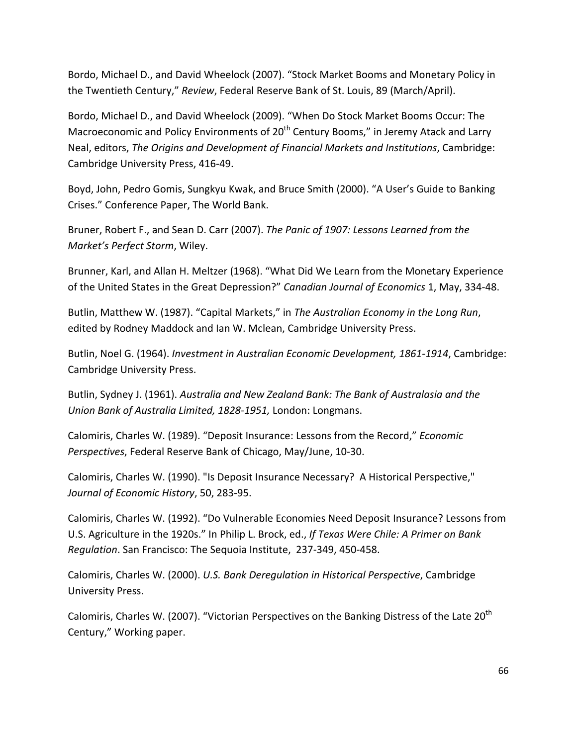Bordo, Michael D., and David Wheelock (2007). "Stock Market Booms and Monetary Policy in the Twentieth Century," *Review*, Federal Reserve Bank of St. Louis, 89 (March/April).

Bordo, Michael D., and David Wheelock (2009). "When Do Stock Market Booms Occur: The Macroeconomic and Policy Environments of 20th Century Booms," in Jeremy Atack and Larry Neal, editors, *The Origins and Development of Financial Markets and Institutions*, Cambridge: Cambridge University Press, 416-49.

Boyd, John, Pedro Gomis, Sungkyu Kwak, and Bruce Smith (2000). "A User's Guide to Banking Crises." Conference Paper, The World Bank.

Bruner, Robert F., and Sean D. Carr (2007). *The Panic of 1907: Lessons Learned from the Market's Perfect Storm*, Wiley.

Brunner, Karl, and Allan H. Meltzer (1968). "What Did We Learn from the Monetary Experience of the United States in the Great Depression?" *Canadian Journal of Economics* 1, May, 334-48.

Butlin, Matthew W. (1987). "Capital Markets," in *The Australian Economy in the Long Run*, edited by Rodney Maddock and Ian W. Mclean, Cambridge University Press.

Butlin, Noel G. (1964). *Investment in Australian Economic Development, 1861-1914*, Cambridge: Cambridge University Press.

Butlin, Sydney J. (1961). *Australia and New Zealand Bank: The Bank of Australasia and the Union Bank of Australia Limited, 1828-1951,* London: Longmans.

Calomiris, Charles W. (1989). "Deposit Insurance: Lessons from the Record," *Economic Perspectives*, Federal Reserve Bank of Chicago, May/June, 10-30.

Calomiris, Charles W. (1990). "Is Deposit Insurance Necessary? A Historical Perspective," *Journal of Economic History*, 50, 283-95.

Calomiris, Charles W. (1992). "Do Vulnerable Economies Need Deposit Insurance? Lessons from U.S. Agriculture in the 1920s." In Philip L. Brock, ed., *If Texas Were Chile: A Primer on Bank Regulation*. San Francisco: The Sequoia Institute, 237-349, 450-458.

Calomiris, Charles W. (2000). *U.S. Bank Deregulation in Historical Perspective*, Cambridge University Press.

Calomiris, Charles W. (2007). "Victorian Perspectives on the Banking Distress of the Late 20th Century," Working paper.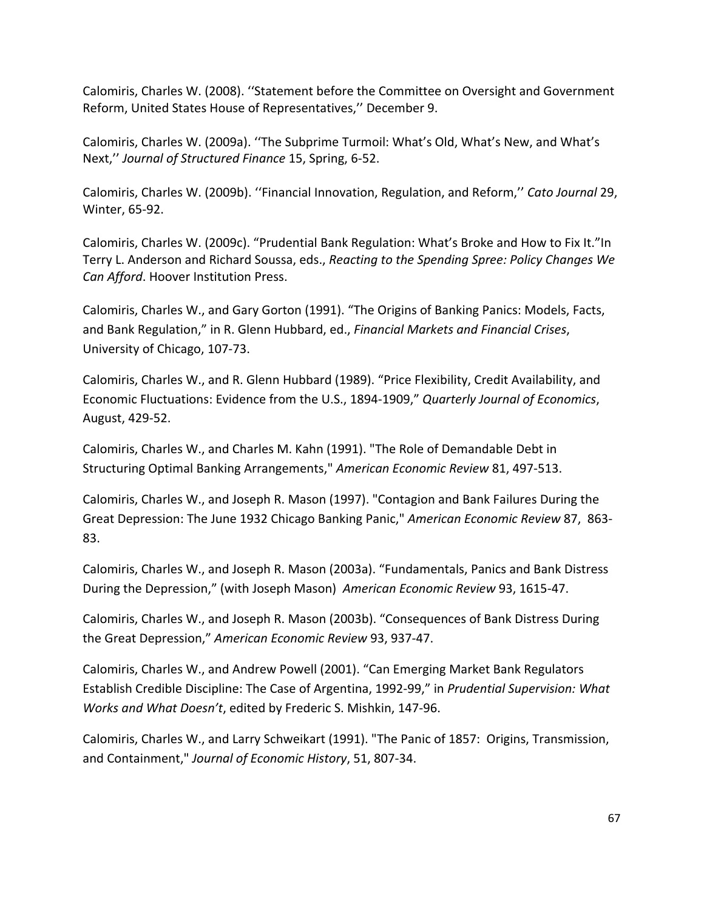Calomiris, Charles W. (2008). ''Statement before the Committee on Oversight and Government Reform, United States House of Representatives,'' December 9.

Calomiris, Charles W. (2009a). ''The Subprime Turmoil: What's Old, What's New, and What's Next,'' *Journal of Structured Finance* 15, Spring, 6-52.

Calomiris, Charles W. (2009b). ''Financial Innovation, Regulation, and Reform,'' *Cato Journal* 29, Winter, 65-92.

Calomiris, Charles W. (2009c). "Prudential Bank Regulation: What's Broke and How to Fix It."In Terry L. Anderson and Richard Soussa, eds., *Reacting to the Spending Spree: Policy Changes We Can Afford*. Hoover Institution Press.

Calomiris, Charles W., and Gary Gorton (1991). "The Origins of Banking Panics: Models, Facts, and Bank Regulation," in R. Glenn Hubbard, ed., *Financial Markets and Financial Crises*, University of Chicago, 107-73.

Calomiris, Charles W., and R. Glenn Hubbard (1989). "Price Flexibility, Credit Availability, and Economic Fluctuations: Evidence from the U.S., 1894-1909," *Quarterly Journal of Economics*, August, 429-52.

Calomiris, Charles W., and Charles M. Kahn (1991). "The Role of Demandable Debt in Structuring Optimal Banking Arrangements," *American Economic Review* 81, 497-513.

Calomiris, Charles W., and Joseph R. Mason (1997). "Contagion and Bank Failures During the Great Depression: The June 1932 Chicago Banking Panic," *American Economic Review* 87, 863-83.

Calomiris, Charles W., and Joseph R. Mason (2003a). "Fundamentals, Panics and Bank Distress During the Depression," (with Joseph Mason) *American Economic Review* 93, 1615-47.

Calomiris, Charles W., and Joseph R. Mason (2003b). "Consequences of Bank Distress During the Great Depression," *American Economic Review* 93, 937-47.

Calomiris, Charles W., and Andrew Powell (2001). "Can Emerging Market Bank Regulators Establish Credible Discipline: The Case of Argentina, 1992-99," in *Prudential Supervision: What Works and What Doesn't*, edited by Frederic S. Mishkin, 147-96.

Calomiris, Charles W., and Larry Schweikart (1991). "The Panic of 1857: Origins, Transmission, and Containment," *Journal of Economic History*, 51, 807-34.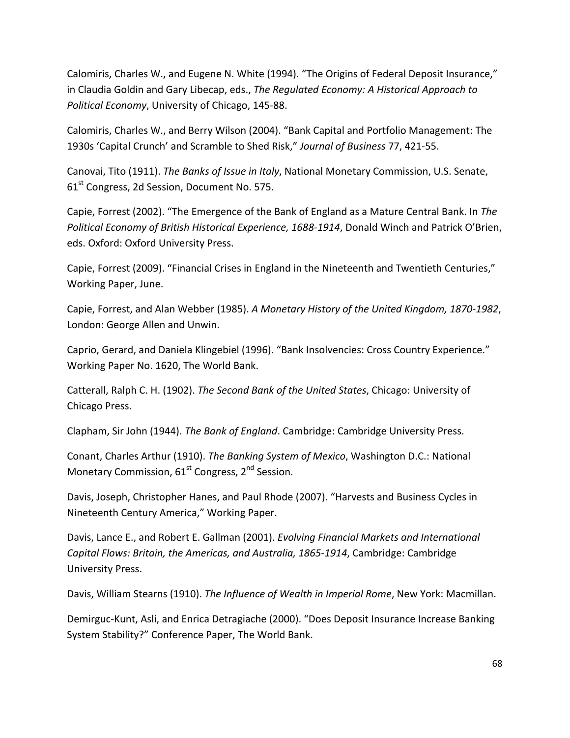Calomiris, Charles W., and Eugene N. White (1994). "The Origins of Federal Deposit Insurance," in Claudia Goldin and Gary Libecap, eds., *The Regulated Economy: A Historical Approach to Political Economy*, University of Chicago, 145-88.

Calomiris, Charles W., and Berry Wilson (2004). "Bank Capital and Portfolio Management: The 1930s 'Capital Crunch' and Scramble to Shed Risk," *Journal of Business* 77, 421-55.

Canovai, Tito (1911). *The Banks of Issue in Italy*, National Monetary Commission, U.S. Senate, 61st Congress, 2d Session, Document No. 575.

Capie, Forrest (2002). "The Emergence of the Bank of England as a Mature Central Bank. In *The Political Economy of British Historical Experience, 1688-1914*, Donald Winch and Patrick O'Brien, eds. Oxford: Oxford University Press.

Capie, Forrest (2009). "Financial Crises in England in the Nineteenth and Twentieth Centuries," Working Paper, June.

Capie, Forrest, and Alan Webber (1985). *A Monetary History of the United Kingdom, 1870-1982*, London: George Allen and Unwin.

Caprio, Gerard, and Daniela Klingebiel (1996). "Bank Insolvencies: Cross Country Experience." Working Paper No. 1620, The World Bank.

Catterall, Ralph C. H. (1902). *The Second Bank of the United States*, Chicago: University of Chicago Press.

Clapham, Sir John (1944). *The Bank of England*. Cambridge: Cambridge University Press.

Conant, Charles Arthur (1910). *The Banking System of Mexico*, Washington D.C.: National Monetary Commission, 61st Congress, 2nd Session.

Davis, Joseph, Christopher Hanes, and Paul Rhode (2007). "Harvests and Business Cycles in Nineteenth Century America," Working Paper.

Davis, Lance E., and Robert E. Gallman (2001). *Evolving Financial Markets and International Capital Flows: Britain, the Americas, and Australia, 1865-1914*, Cambridge: Cambridge University Press.

Davis, William Stearns (1910). *The Influence of Wealth in Imperial Rome*, New York: Macmillan.

Demirguc-Kunt, Asli, and Enrica Detragiache (2000). "Does Deposit Insurance Increase Banking System Stability?" Conference Paper, The World Bank.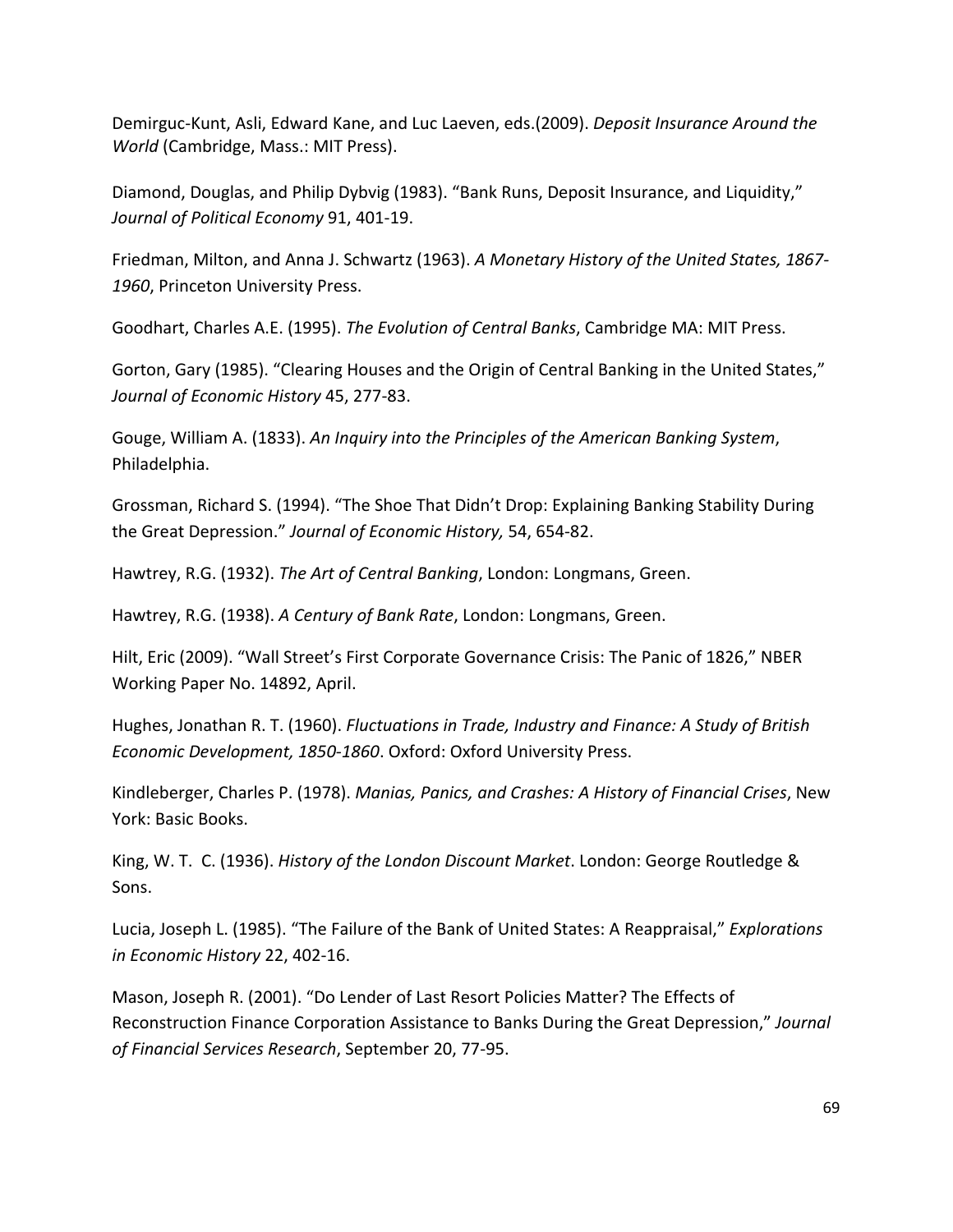Demirguc-Kunt, Asli, Edward Kane, and Luc Laeven, eds.(2009). *Deposit Insurance Around the World* (Cambridge, Mass.: MIT Press).

Diamond, Douglas, and Philip Dybvig (1983). "Bank Runs, Deposit Insurance, and Liquidity," *Journal of Political Economy* 91, 401-19.

Friedman, Milton, and Anna J. Schwartz (1963). *A Monetary History of the United States, 1867-1960*, Princeton University Press.

Goodhart, Charles A.E. (1995). *The Evolution of Central Banks*, Cambridge MA: MIT Press.

Gorton, Gary (1985). "Clearing Houses and the Origin of Central Banking in the United States," *Journal of Economic History* 45, 277-83.

Gouge, William A. (1833). *An Inquiry into the Principles of the American Banking System*, Philadelphia.

Grossman, Richard S. (1994). "The Shoe That Didn't Drop: Explaining Banking Stability During the Great Depression." *Journal of Economic History,* 54, 654-82.

Hawtrey, R.G. (1932). *The Art of Central Banking*, London: Longmans, Green.

Hawtrey, R.G. (1938). *A Century of Bank Rate*, London: Longmans, Green.

Hilt, Eric (2009). "Wall Street's First Corporate Governance Crisis: The Panic of 1826," NBER Working Paper No. 14892, April.

Hughes, Jonathan R. T. (1960). *Fluctuations in Trade, Industry and Finance: A Study of British Economic Development, 1850-1860*. Oxford: Oxford University Press.

Kindleberger, Charles P. (1978). *Manias, Panics, and Crashes: A History of Financial Crises*, New York: Basic Books.

King, W. T. C. (1936). *History of the London Discount Market*. London: George Routledge & Sons.

Lucia, Joseph L. (1985). "The Failure of the Bank of United States: A Reappraisal," *Explorations in Economic History* 22, 402-16.

Mason, Joseph R. (2001). "Do Lender of Last Resort Policies Matter? The Effects of Reconstruction Finance Corporation Assistance to Banks During the Great Depression," *Journal of Financial Services Research*, September 20, 77-95.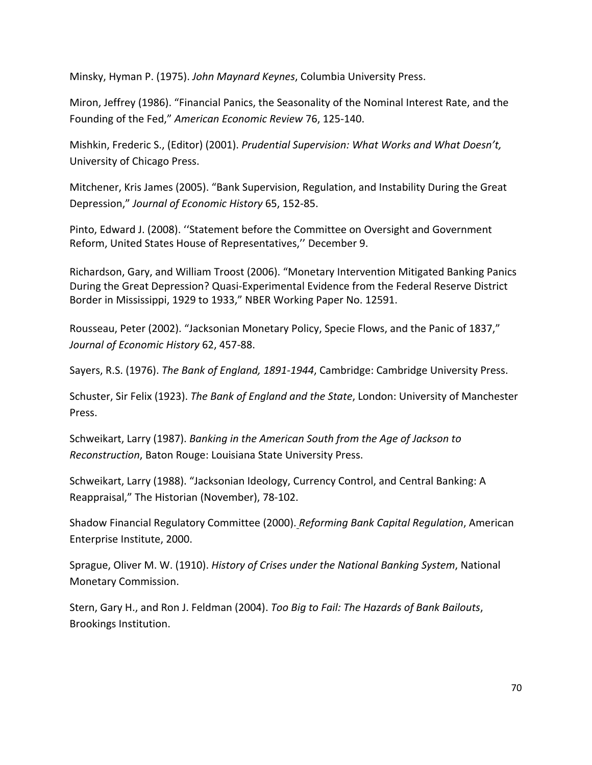Minsky, Hyman P. (1975). *John Maynard Keynes*, Columbia University Press.

Miron, Jeffrey (1986). "Financial Panics, the Seasonality of the Nominal Interest Rate, and the Founding of the Fed," *American Economic Review* 76, 125-140.

Mishkin, Frederic S., (Editor) (2001). *Prudential Supervision: What Works and What Doesn't,* University of Chicago Press.

Mitchener, Kris James (2005). "Bank Supervision, Regulation, and Instability During the Great Depression," *Journal of Economic History* 65, 152-85.

Pinto, Edward J. (2008). ''Statement before the Committee on Oversight and Government Reform, United States House of Representatives,'' December 9.

Richardson, Gary, and William Troost (2006). "Monetary Intervention Mitigated Banking Panics During the Great Depression? Quasi-Experimental Evidence from the Federal Reserve District Border in Mississippi, 1929 to 1933," NBER Working Paper No. 12591.

Rousseau, Peter (2002). "Jacksonian Monetary Policy, Specie Flows, and the Panic of 1837," *Journal of Economic History* 62, 457-88.

Sayers, R.S. (1976). *The Bank of England, 1891-1944*, Cambridge: Cambridge University Press.

Schuster, Sir Felix (1923). *The Bank of England and the State*, London: University of Manchester Press.

Schweikart, Larry (1987). *Banking in the American South from the Age of Jackson to Reconstruction*, Baton Rouge: Louisiana State University Press.

Schweikart, Larry (1988). "Jacksonian Ideology, Currency Control, and Central Banking: A Reappraisal," The Historian (November), 78-102.

Shadow Financial Regulatory Committee (2000). *Reforming Bank Capital Regulation*, American Enterprise Institute, 2000.

Sprague, Oliver M. W. (1910). *History of Crises under the National Banking System*, National Monetary Commission.

Stern, Gary H., and Ron J. Feldman (2004). *Too Big to Fail: The Hazards of Bank Bailouts*, Brookings Institution.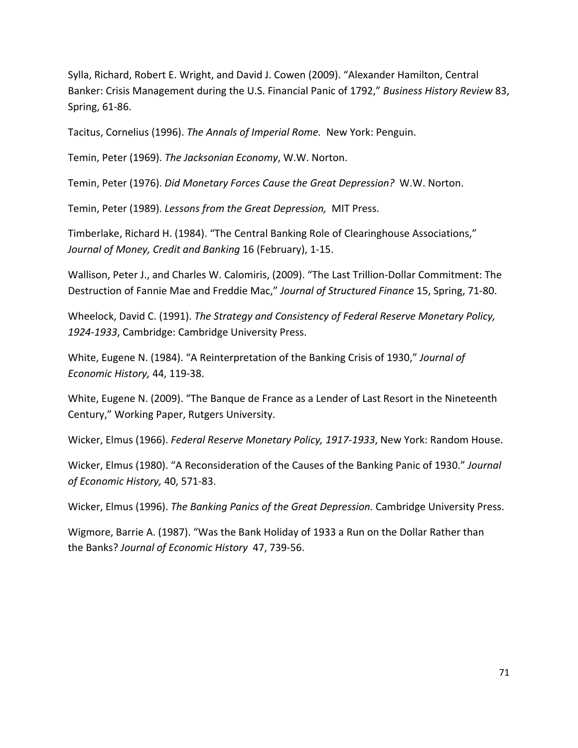Sylla, Richard, Robert E. Wright, and David J. Cowen (2009). "Alexander Hamilton, Central Banker: Crisis Management during the U.S. Financial Panic of 1792," *Business History Review* 83, Spring, 61-86.

Tacitus, Cornelius (1996). *The Annals of Imperial Rome.* New York: Penguin.

Temin, Peter (1969). *The Jacksonian Economy*, W.W. Norton.

Temin, Peter (1976). *Did Monetary Forces Cause the Great Depression?* W.W. Norton.

Temin, Peter (1989). *Lessons from the Great Depression,* MIT Press.

Timberlake, Richard H. (1984). "The Central Banking Role of Clearinghouse Associations," *Journal of Money, Credit and Banking* 16 (February), 1-15.

Wallison, Peter J., and Charles W. Calomiris, (2009). "The Last Trillion-Dollar Commitment: The Destruction of Fannie Mae and Freddie Mac," *Journal of Structured Finance* 15, Spring, 71-80.

Wheelock, David C. (1991). *The Strategy and Consistency of Federal Reserve Monetary Policy, 1924-1933*, Cambridge: Cambridge University Press.

White, Eugene N. (1984). "A Reinterpretation of the Banking Crisis of 1930," *Journal of Economic History,* 44, 119-38.

White, Eugene N. (2009). "The Banque de France as a Lender of Last Resort in the Nineteenth Century," Working Paper, Rutgers University.

Wicker, Elmus (1966). *Federal Reserve Monetary Policy, 1917-1933*, New York: Random House.

Wicker, Elmus (1980). "A Reconsideration of the Causes of the Banking Panic of 1930." *Journal of Economic History,* 40, 571-83.

Wicker, Elmus (1996). *The Banking Panics of the Great Depression.* Cambridge University Press.

Wigmore, Barrie A. (1987). "Was the Bank Holiday of 1933 a Run on the Dollar Rather than the Banks? *Journal of Economic History* 47, 739-56.